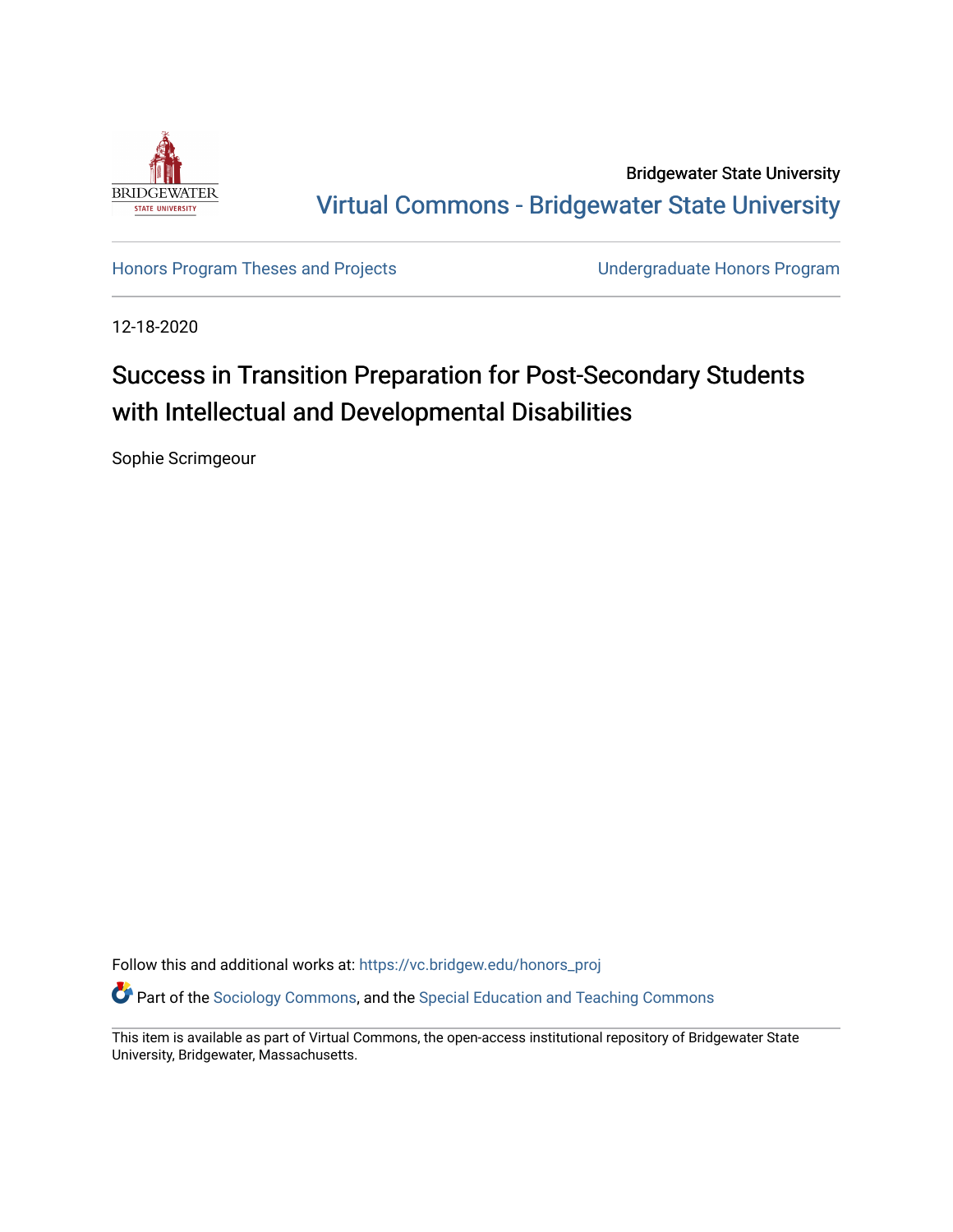Bridgewater State University

Virtual Commons - Bridgewater State University

Honors Program Theses and Projects

Undergraduate Honors Program

12-18-2020

# Success in Transition Preparation for Post-Secondary Students with Intellectual and Developmental Disabilities

Sophie Scrimgeour

Follow this and additional works at: https://vc.bridgew.edu/honors_proj

Part of the Sociology Commons, and the Special Education and Teaching Commons

This item is available as part of Virtual Commons, the open-access institutional repository of Bridgewater State University, Bridgewater, Massachusetts.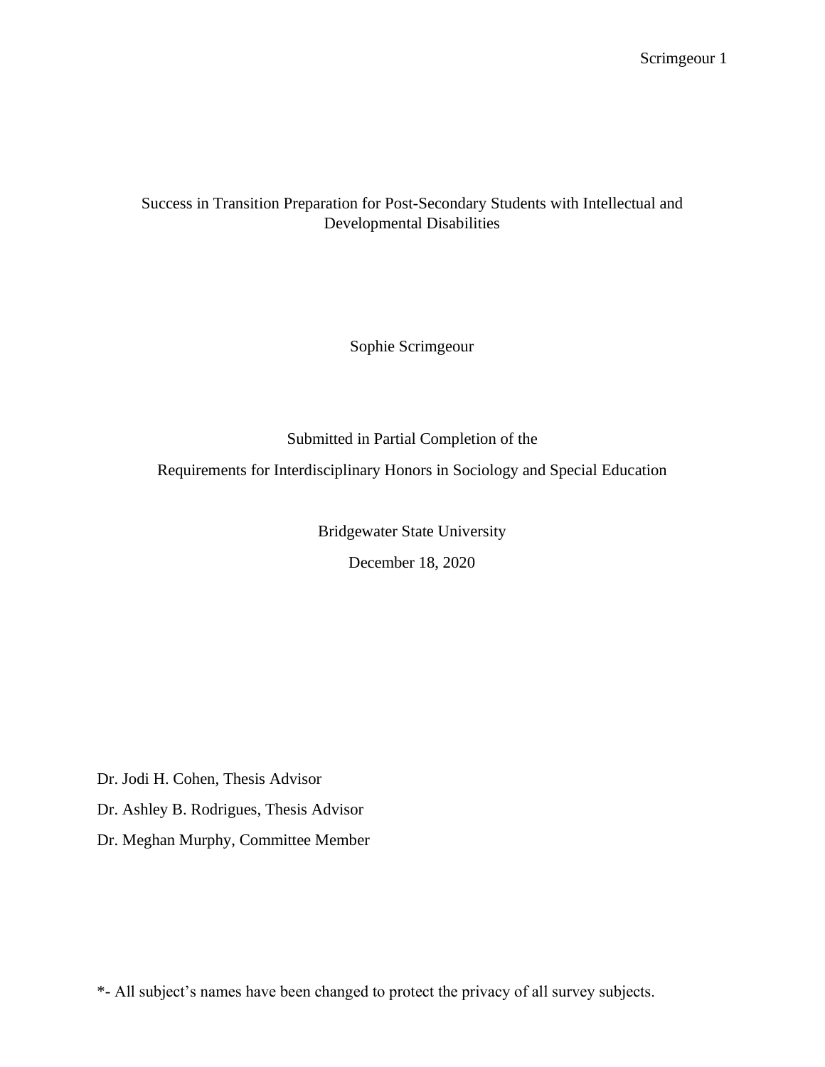# Success in Transition Preparation for Post-Secondary Students with Intellectual and Developmental Disabilities

Sophie Scrimgeour

Submitted in Partial Completion of the

Requirements for Interdisciplinary Honors in Sociology and Special Education

Bridgewater State University

December 18, 2020

Dr. Jodi H. Cohen, Thesis Advisor

Dr. Ashley B. Rodrigues, Thesis Advisor

Dr. Meghan Murphy, Committee Member

*- All subject's names have been changed to protect the privacy of all survey subjects.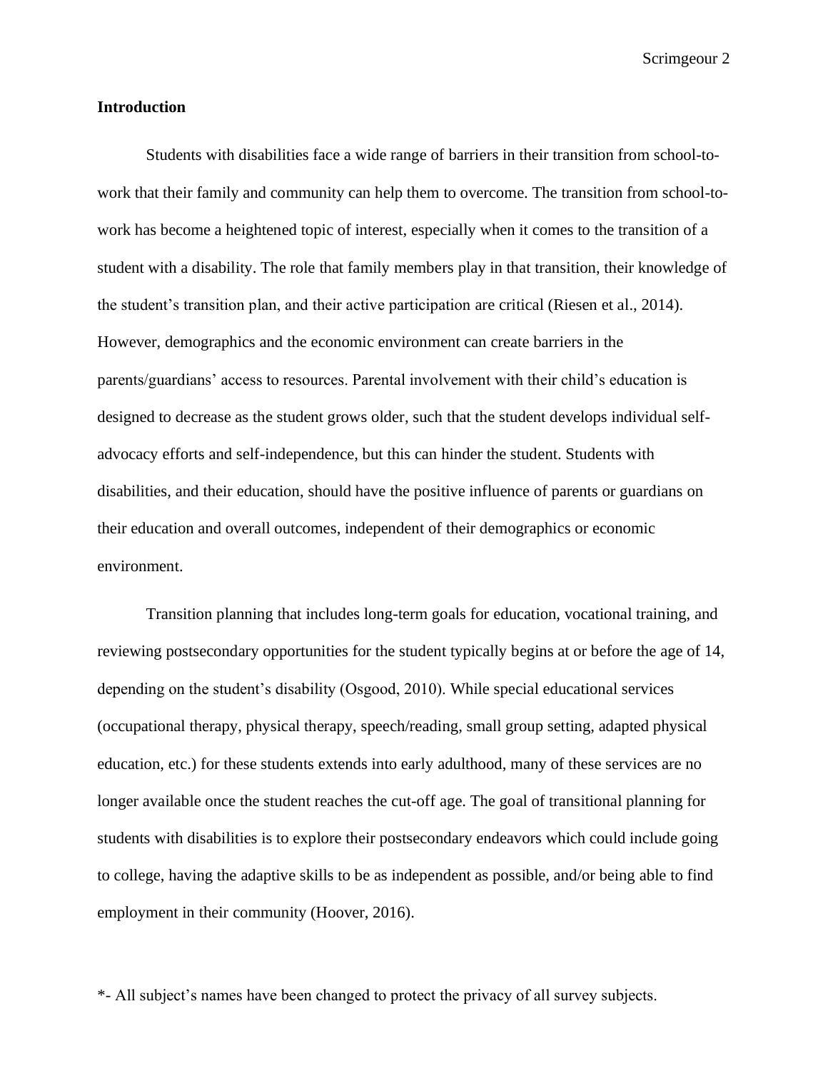## Introduction

Students with disabilities face a wide range of barriers in their transition from school-to-work that their family and community can help them to overcome. The transition from school-to-work has become a heightened topic of interest, especially when it comes to the transition of a student with a disability. The role that family members play in that transition, their knowledge of the student's transition plan, and their active participation are critical (Riesen et al., 2014). However, demographics and the economic environment can create barriers in the parents/guardians' access to resources. Parental involvement with their child's education is designed to decrease as the student grows older, such that the student develops individual self-advocacy efforts and self-independence, but this can hinder the student. Students with disabilities, and their education, should have the positive influence of parents or guardians on their education and overall outcomes, independent of their demographics or economic environment.

Transition planning that includes long-term goals for education, vocational training, and reviewing postsecondary opportunities for the student typically begins at or before the age of 14, depending on the student's disability (Osgood, 2010). While special educational services (occupational therapy, physical therapy, speech/reading, small group setting, adapted physical education, etc.) for these students extends into early adulthood, many of these services are no longer available once the student reaches the cut-off age. The goal of transitional planning for students with disabilities is to explore their postsecondary endeavors which could include going to college, having the adaptive skills to be as independent as possible, and/or being able to find employment in their community (Hoover, 2016).

*- All subject's names have been changed to protect the privacy of all survey subjects.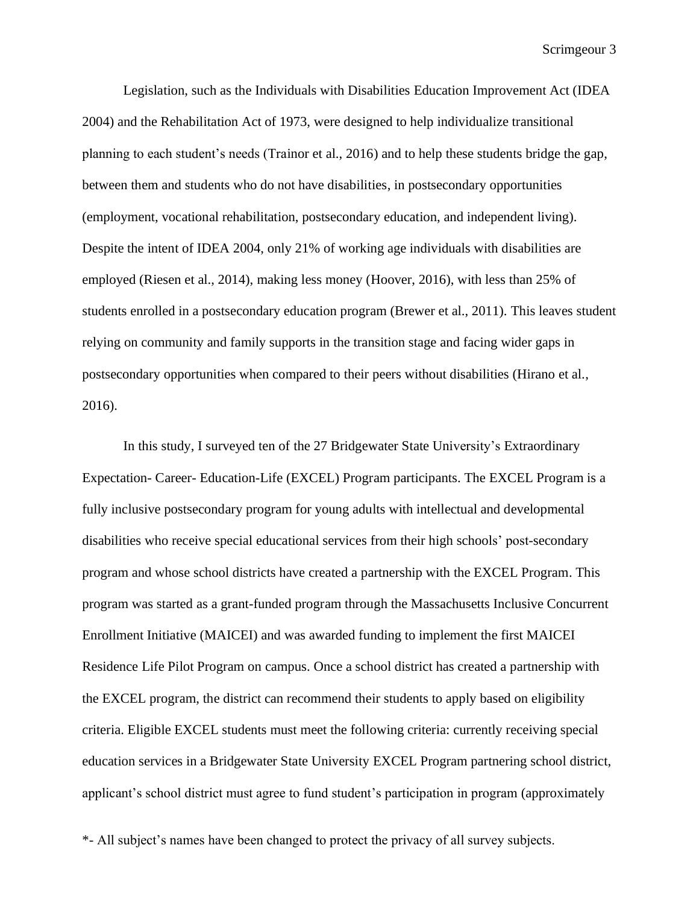Legislation, such as the Individuals with Disabilities Education Improvement Act (IDEA 2004) and the Rehabilitation Act of 1973, were designed to help individualize transitional planning to each student's needs (Trainor et al., 2016) and to help these students bridge the gap, between them and students who do not have disabilities, in postsecondary opportunities (employment, vocational rehabilitation, postsecondary education, and independent living). Despite the intent of IDEA 2004, only 21% of working age individuals with disabilities are employed (Riesen et al., 2014), making less money (Hoover, 2016), with less than 25% of students enrolled in a postsecondary education program (Brewer et al., 2011). This leaves student relying on community and family supports in the transition stage and facing wider gaps in postsecondary opportunities when compared to their peers without disabilities (Hirano et al., 2016).

In this study, I surveyed ten of the 27 Bridgewater State University's Extraordinary Expectation- Career- Education-Life (EXCEL) Program participants. The EXCEL Program is a fully inclusive postsecondary program for young adults with intellectual and developmental disabilities who receive special educational services from their high schools' post-secondary program and whose school districts have created a partnership with the EXCEL Program. This program was started as a grant-funded program through the Massachusetts Inclusive Concurrent Enrollment Initiative (MAICEI) and was awarded funding to implement the first MAICEI Residence Life Pilot Program on campus. Once a school district has created a partnership with the EXCEL program, the district can recommend their students to apply based on eligibility criteria. Eligible EXCEL students must meet the following criteria: currently receiving special education services in a Bridgewater State University EXCEL Program partnering school district, applicant's school district must agree to fund student's participation in program (approximately

*- All subject's names have been changed to protect the privacy of all survey subjects.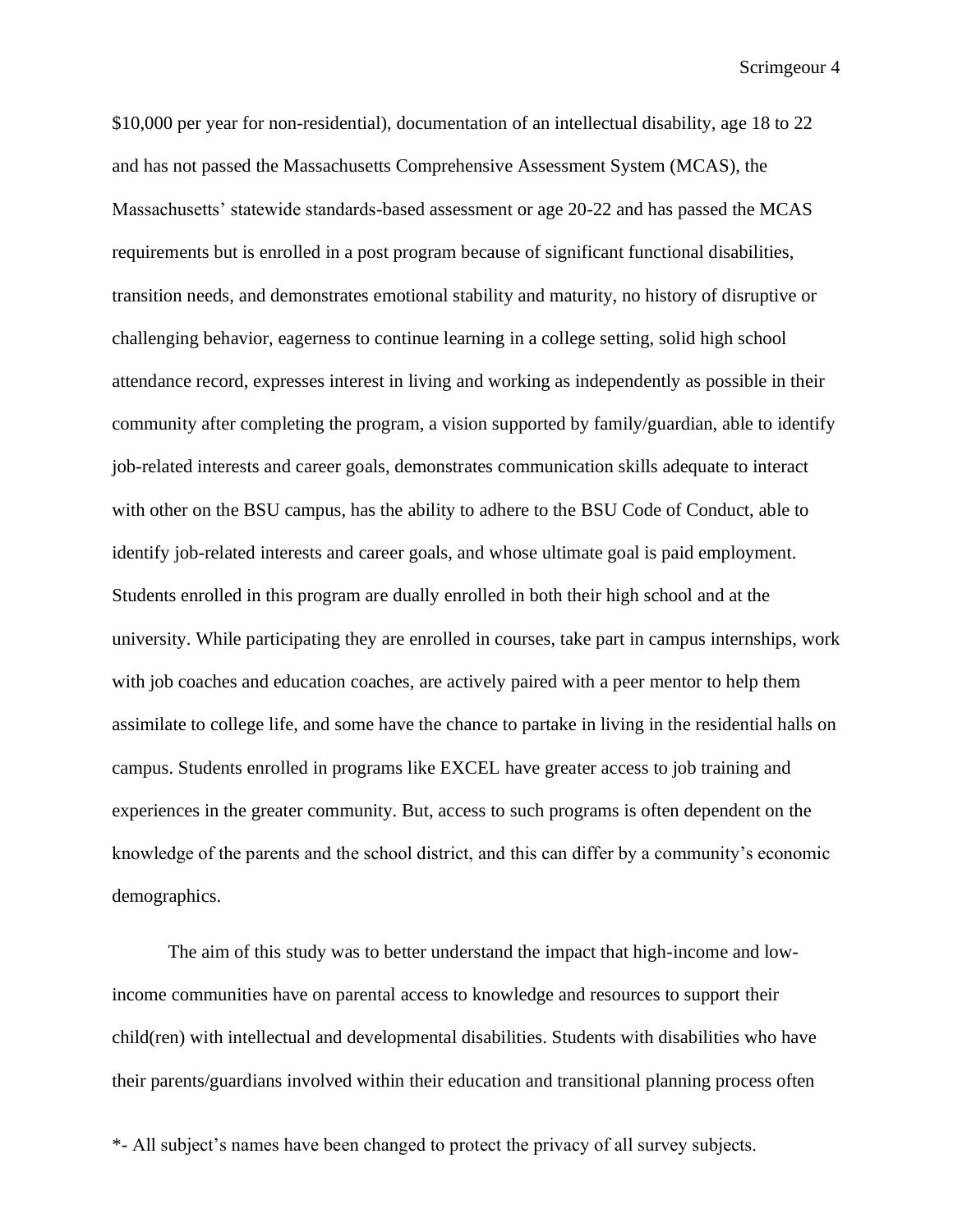$10,000 per year for non-residential), documentation of an intellectual disability, age 18 to 22 and has not passed the Massachusetts Comprehensive Assessment System (MCAS), the Massachusetts' statewide standards-based assessment or age 20-22 and has passed the MCAS requirements but is enrolled in a post program because of significant functional disabilities, transition needs, and demonstrates emotional stability and maturity, no history of disruptive or challenging behavior, eagerness to continue learning in a college setting, solid high school attendance record, expresses interest in living and working as independently as possible in their community after completing the program, a vision supported by family/guardian, able to identify job-related interests and career goals, demonstrates communication skills adequate to interact with other on the BSU campus, has the ability to adhere to the BSU Code of Conduct, able to identify job-related interests and career goals, and whose ultimate goal is paid employment. Students enrolled in this program are dually enrolled in both their high school and at the university. While participating they are enrolled in courses, take part in campus internships, work with job coaches and education coaches, are actively paired with a peer mentor to help them assimilate to college life, and some have the chance to partake in living in the residential halls on campus. Students enrolled in programs like EXCEL have greater access to job training and experiences in the greater community. But, access to such programs is often dependent on the knowledge of the parents and the school district, and this can differ by a community's economic demographics.

The aim of this study was to better understand the impact that high-income and low-income communities have on parental access to knowledge and resources to support their child(ren) with intellectual and developmental disabilities. Students with disabilities who have their parents/guardians involved within their education and transitional planning process often

*- All subject's names have been changed to protect the privacy of all survey subjects.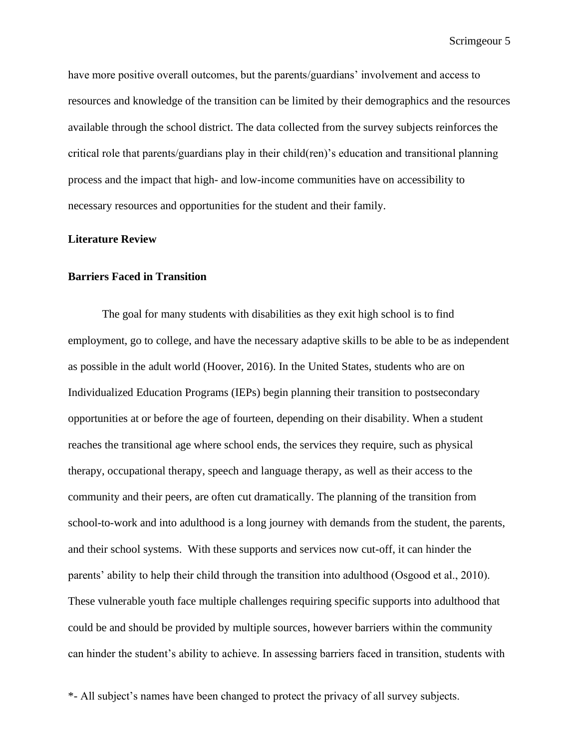have more positive overall outcomes, but the parents/guardians' involvement and access to resources and knowledge of the transition can be limited by their demographics and the resources available through the school district. The data collected from the survey subjects reinforces the critical role that parents/guardians play in their child(ren)'s education and transitional planning process and the impact that high- and low-income communities have on accessibility to necessary resources and opportunities for the student and their family.

## Literature Review

### Barriers Faced in Transition

The goal for many students with disabilities as they exit high school is to find employment, go to college, and have the necessary adaptive skills to be able to be as independent as possible in the adult world (Hoover, 2016). In the United States, students who are on Individualized Education Programs (IEPs) begin planning their transition to postsecondary opportunities at or before the age of fourteen, depending on their disability. When a student reaches the transitional age where school ends, the services they require, such as physical therapy, occupational therapy, speech and language therapy, as well as their access to the community and their peers, are often cut dramatically. The planning of the transition from school-to-work and into adulthood is a long journey with demands from the student, the parents, and their school systems. With these supports and services now cut-off, it can hinder the parents' ability to help their child through the transition into adulthood (Osgood et al., 2010). These vulnerable youth face multiple challenges requiring specific supports into adulthood that could be and should be provided by multiple sources, however barriers within the community can hinder the student's ability to achieve. In assessing barriers faced in transition, students with

*- All subject's names have been changed to protect the privacy of all survey subjects.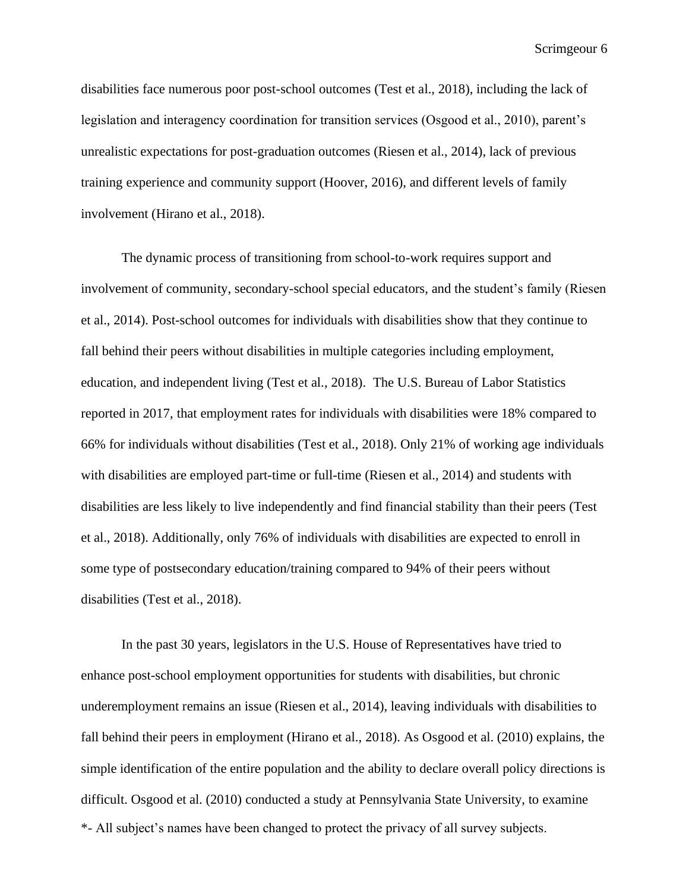disabilities face numerous poor post-school outcomes (Test et al., 2018), including the lack of legislation and interagency coordination for transition services (Osgood et al., 2010), parent's unrealistic expectations for post-graduation outcomes (Riesen et al., 2014), lack of previous training experience and community support (Hoover, 2016), and different levels of family involvement (Hirano et al., 2018).

The dynamic process of transitioning from school-to-work requires support and involvement of community, secondary-school special educators, and the student's family (Riesen et al., 2014). Post-school outcomes for individuals with disabilities show that they continue to fall behind their peers without disabilities in multiple categories including employment, education, and independent living (Test et al., 2018). The U.S. Bureau of Labor Statistics reported in 2017, that employment rates for individuals with disabilities were 18% compared to 66% for individuals without disabilities (Test et al., 2018). Only 21% of working age individuals with disabilities are employed part-time or full-time (Riesen et al., 2014) and students with disabilities are less likely to live independently and find financial stability than their peers (Test et al., 2018). Additionally, only 76% of individuals with disabilities are expected to enroll in some type of postsecondary education/training compared to 94% of their peers without disabilities (Test et al., 2018).

In the past 30 years, legislators in the U.S. House of Representatives have tried to enhance post-school employment opportunities for students with disabilities, but chronic underemployment remains an issue (Riesen et al., 2014), leaving individuals with disabilities to fall behind their peers in employment (Hirano et al., 2018). As Osgood et al. (2010) explains, the simple identification of the entire population and the ability to declare overall policy directions is difficult. Osgood et al. (2010) conducted a study at Pennsylvania State University, to examine

*- All subject's names have been changed to protect the privacy of all survey subjects.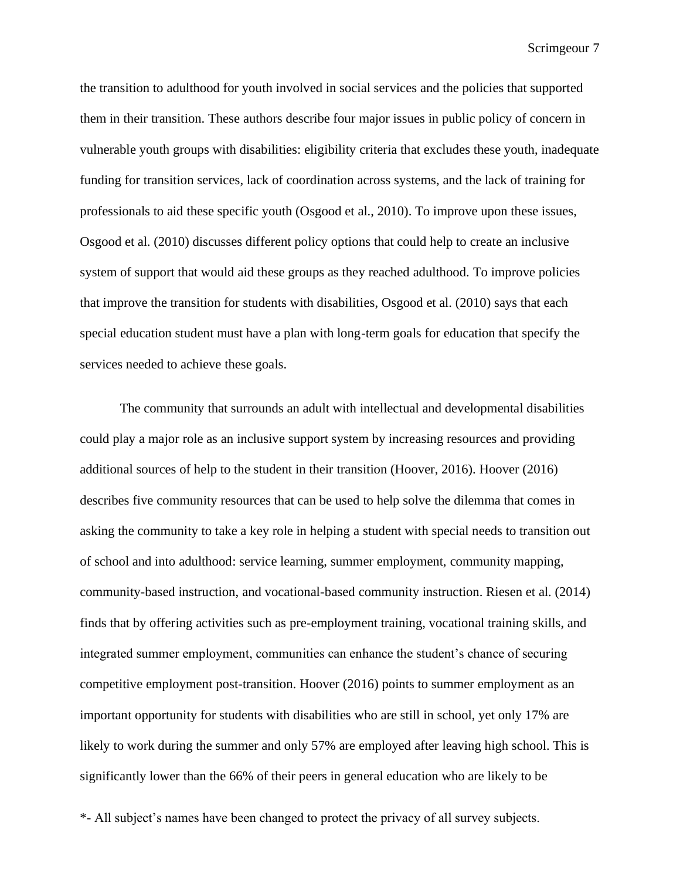the transition to adulthood for youth involved in social services and the policies that supported them in their transition. These authors describe four major issues in public policy of concern in vulnerable youth groups with disabilities: eligibility criteria that excludes these youth, inadequate funding for transition services, lack of coordination across systems, and the lack of training for professionals to aid these specific youth (Osgood et al., 2010). To improve upon these issues, Osgood et al. (2010) discusses different policy options that could help to create an inclusive system of support that would aid these groups as they reached adulthood. To improve policies that improve the transition for students with disabilities, Osgood et al. (2010) says that each special education student must have a plan with long-term goals for education that specify the services needed to achieve these goals.

The community that surrounds an adult with intellectual and developmental disabilities could play a major role as an inclusive support system by increasing resources and providing additional sources of help to the student in their transition (Hoover, 2016). Hoover (2016) describes five community resources that can be used to help solve the dilemma that comes in asking the community to take a key role in helping a student with special needs to transition out of school and into adulthood: service learning, summer employment, community mapping, community-based instruction, and vocational-based community instruction. Riesen et al. (2014) finds that by offering activities such as pre-employment training, vocational training skills, and integrated summer employment, communities can enhance the student's chance of securing competitive employment post-transition. Hoover (2016) points to summer employment as an important opportunity for students with disabilities who are still in school, yet only 17% are likely to work during the summer and only 57% are employed after leaving high school. This is significantly lower than the 66% of their peers in general education who are likely to be

*- All subject's names have been changed to protect the privacy of all survey subjects.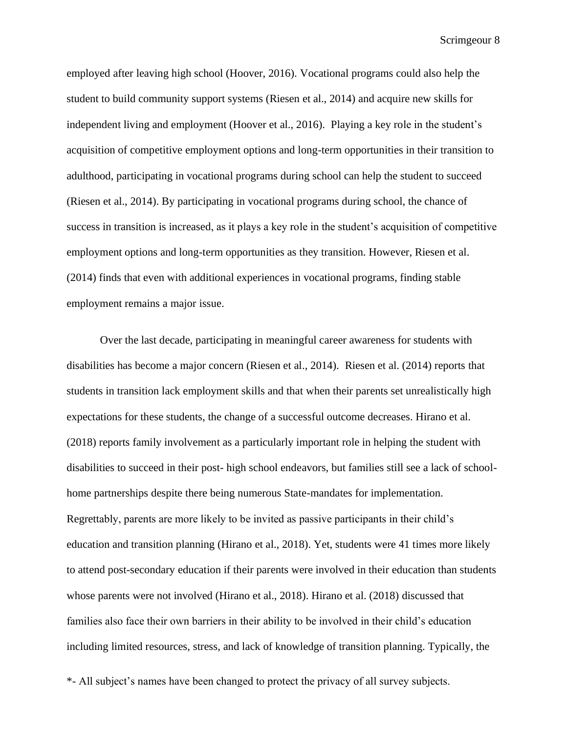employed after leaving high school (Hoover, 2016). Vocational programs could also help the student to build community support systems (Riesen et al., 2014) and acquire new skills for independent living and employment (Hoover et al., 2016). Playing a key role in the student's acquisition of competitive employment options and long-term opportunities in their transition to adulthood, participating in vocational programs during school can help the student to succeed (Riesen et al., 2014). By participating in vocational programs during school, the chance of success in transition is increased, as it plays a key role in the student's acquisition of competitive employment options and long-term opportunities as they transition. However, Riesen et al. (2014) finds that even with additional experiences in vocational programs, finding stable employment remains a major issue.

Over the last decade, participating in meaningful career awareness for students with disabilities has become a major concern (Riesen et al., 2014). Riesen et al. (2014) reports that students in transition lack employment skills and that when their parents set unrealistically high expectations for these students, the change of a successful outcome decreases. Hirano et al. (2018) reports family involvement as a particularly important role in helping the student with disabilities to succeed in their post- high school endeavors, but families still see a lack of school-home partnerships despite there being numerous State-mandates for implementation. Regrettably, parents are more likely to be invited as passive participants in their child's education and transition planning (Hirano et al., 2018). Yet, students were 41 times more likely to attend post-secondary education if their parents were involved in their education than students whose parents were not involved (Hirano et al., 2018). Hirano et al. (2018) discussed that families also face their own barriers in their ability to be involved in their child's education including limited resources, stress, and lack of knowledge of transition planning. Typically, the

*- All subject's names have been changed to protect the privacy of all survey subjects.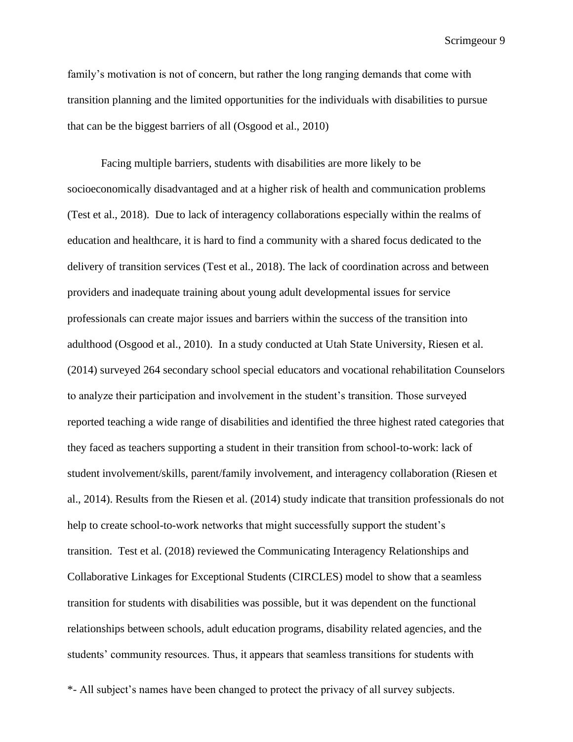family's motivation is not of concern, but rather the long ranging demands that come with transition planning and the limited opportunities for the individuals with disabilities to pursue that can be the biggest barriers of all (Osgood et al., 2010)

Facing multiple barriers, students with disabilities are more likely to be socioeconomically disadvantaged and at a higher risk of health and communication problems (Test et al., 2018). Due to lack of interagency collaborations especially within the realms of education and healthcare, it is hard to find a community with a shared focus dedicated to the delivery of transition services (Test et al., 2018). The lack of coordination across and between providers and inadequate training about young adult developmental issues for service professionals can create major issues and barriers within the success of the transition into adulthood (Osgood et al., 2010). In a study conducted at Utah State University, Riesen et al. (2014) surveyed 264 secondary school special educators and vocational rehabilitation Counselors to analyze their participation and involvement in the student's transition. Those surveyed reported teaching a wide range of disabilities and identified the three highest rated categories that they faced as teachers supporting a student in their transition from school-to-work: lack of student involvement/skills, parent/family involvement, and interagency collaboration (Riesen et al., 2014). Results from the Riesen et al. (2014) study indicate that transition professionals do not help to create school-to-work networks that might successfully support the student's transition. Test et al. (2018) reviewed the Communicating Interagency Relationships and Collaborative Linkages for Exceptional Students (CIRCLES) model to show that a seamless transition for students with disabilities was possible, but it was dependent on the functional relationships between schools, adult education programs, disability related agencies, and the students' community resources. Thus, it appears that seamless transitions for students with

*- All subject's names have been changed to protect the privacy of all survey subjects.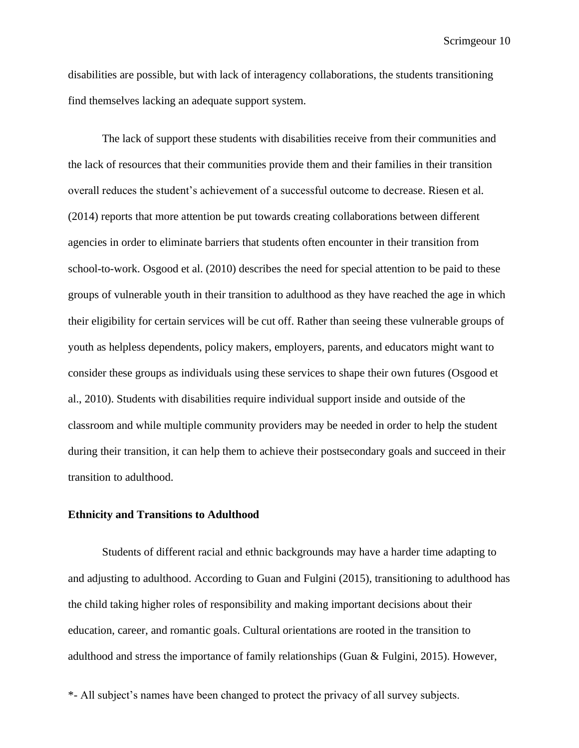disabilities are possible, but with lack of interagency collaborations, the students transitioning find themselves lacking an adequate support system.

The lack of support these students with disabilities receive from their communities and the lack of resources that their communities provide them and their families in their transition overall reduces the student's achievement of a successful outcome to decrease. Riesen et al. (2014) reports that more attention be put towards creating collaborations between different agencies in order to eliminate barriers that students often encounter in their transition from school-to-work. Osgood et al. (2010) describes the need for special attention to be paid to these groups of vulnerable youth in their transition to adulthood as they have reached the age in which their eligibility for certain services will be cut off. Rather than seeing these vulnerable groups of youth as helpless dependents, policy makers, employers, parents, and educators might want to consider these groups as individuals using these services to shape their own futures (Osgood et al., 2010). Students with disabilities require individual support inside and outside of the classroom and while multiple community providers may be needed in order to help the student during their transition, it can help them to achieve their postsecondary goals and succeed in their transition to adulthood.

**Ethnicity and Transitions to Adulthood**

Students of different racial and ethnic backgrounds may have a harder time adapting to and adjusting to adulthood. According to Guan and Fulgini (2015), transitioning to adulthood has the child taking higher roles of responsibility and making important decisions about their education, career, and romantic goals. Cultural orientations are rooted in the transition to adulthood and stress the importance of family relationships (Guan & Fulgini, 2015). However,

*- All subject's names have been changed to protect the privacy of all survey subjects.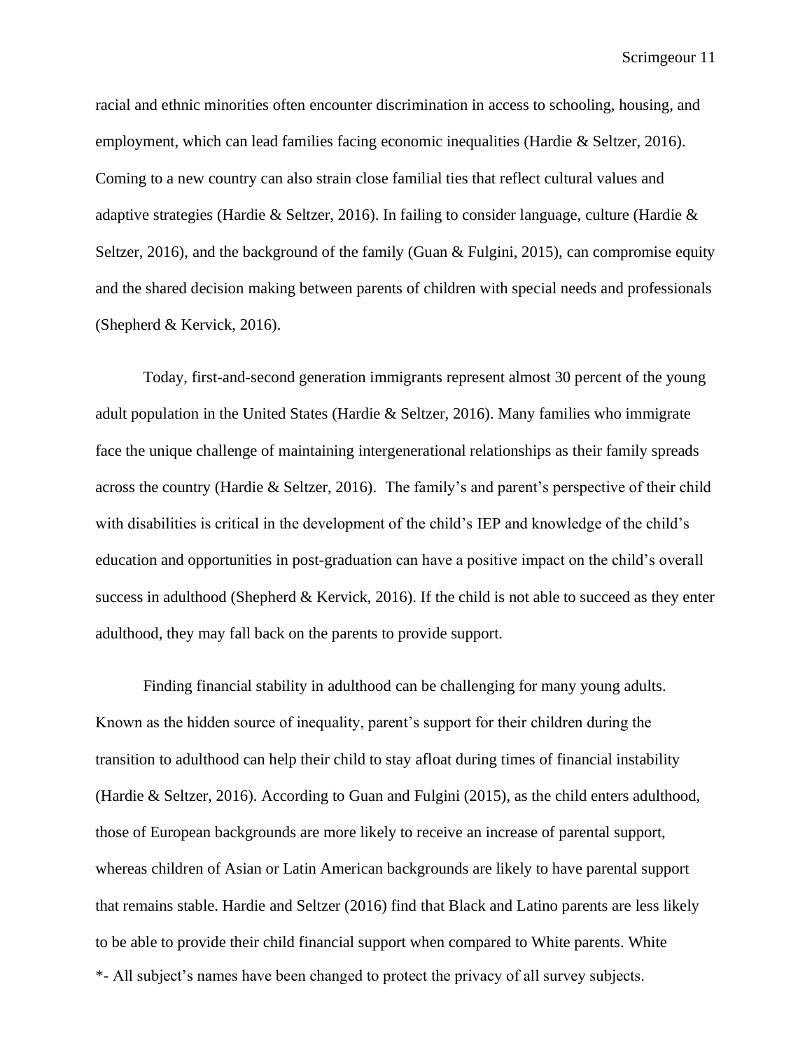racial and ethnic minorities often encounter discrimination in access to schooling, housing, and employment, which can lead families facing economic inequalities (Hardie & Seltzer, 2016). Coming to a new country can also strain close familial ties that reflect cultural values and adaptive strategies (Hardie & Seltzer, 2016). In failing to consider language, culture (Hardie & Seltzer, 2016), and the background of the family (Guan & Fulgini, 2015), can compromise equity and the shared decision making between parents of children with special needs and professionals (Shepherd & Kervick, 2016).

Today, first-and-second generation immigrants represent almost 30 percent of the young adult population in the United States (Hardie & Seltzer, 2016). Many families who immigrate face the unique challenge of maintaining intergenerational relationships as their family spreads across the country (Hardie & Seltzer, 2016). The family's and parent's perspective of their child with disabilities is critical in the development of the child's IEP and knowledge of the child's education and opportunities in post-graduation can have a positive impact on the child's overall success in adulthood (Shepherd & Kervick, 2016). If the child is not able to succeed as they enter adulthood, they may fall back on the parents to provide support.

Finding financial stability in adulthood can be challenging for many young adults. Known as the hidden source of inequality, parent's support for their children during the transition to adulthood can help their child to stay afloat during times of financial instability (Hardie & Seltzer, 2016). According to Guan and Fulgini (2015), as the child enters adulthood, those of European backgrounds are more likely to receive an increase of parental support, whereas children of Asian or Latin American backgrounds are likely to have parental support that remains stable. Hardie and Seltzer (2016) find that Black and Latino parents are less likely to be able to provide their child financial support when compared to White parents. White

*- All subject's names have been changed to protect the privacy of all survey subjects.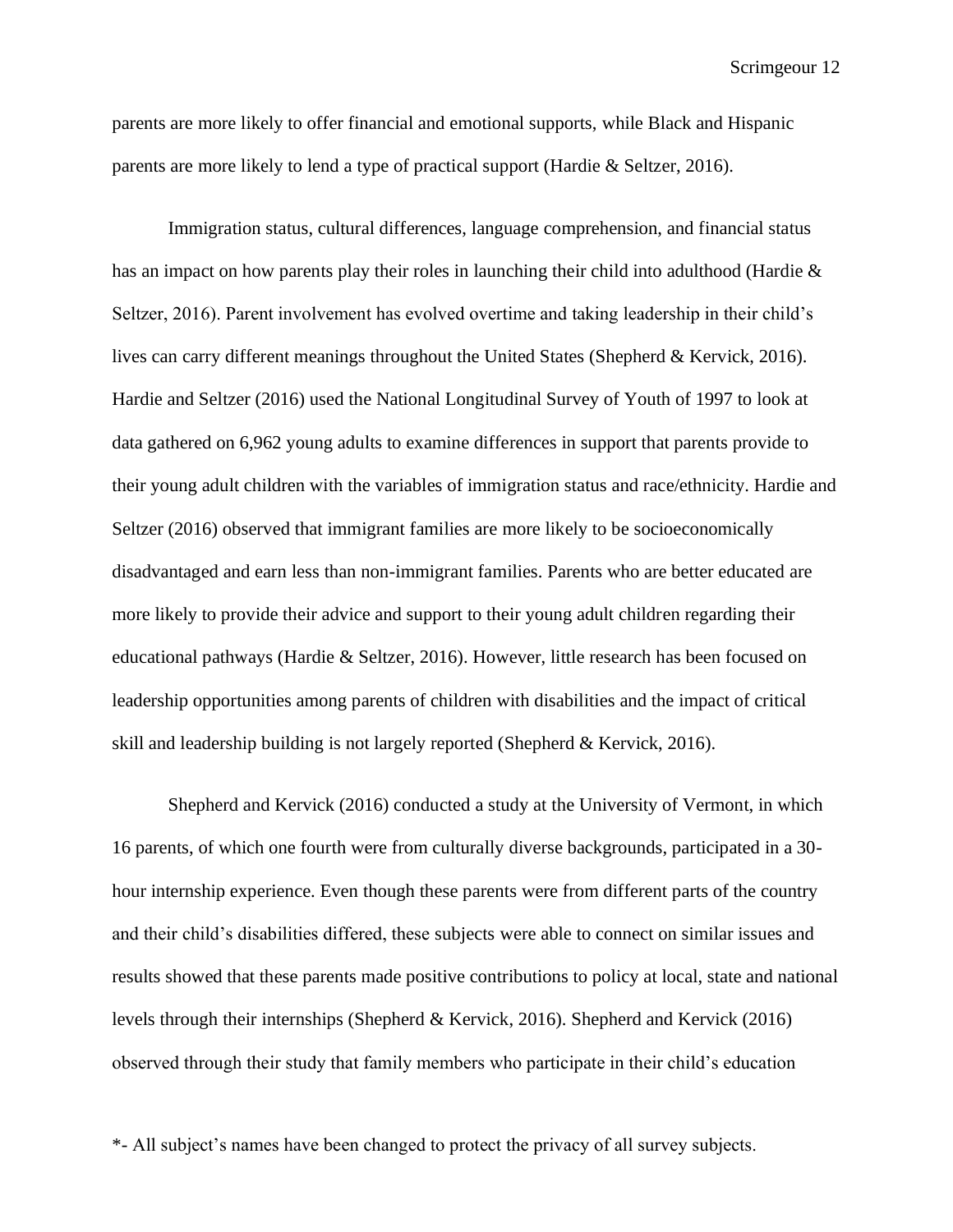parents are more likely to offer financial and emotional supports, while Black and Hispanic parents are more likely to lend a type of practical support (Hardie & Seltzer, 2016).

Immigration status, cultural differences, language comprehension, and financial status has an impact on how parents play their roles in launching their child into adulthood (Hardie & Seltzer, 2016). Parent involvement has evolved overtime and taking leadership in their child's lives can carry different meanings throughout the United States (Shepherd & Kervick, 2016). Hardie and Seltzer (2016) used the National Longitudinal Survey of Youth of 1997 to look at data gathered on 6,962 young adults to examine differences in support that parents provide to their young adult children with the variables of immigration status and race/ethnicity. Hardie and Seltzer (2016) observed that immigrant families are more likely to be socioeconomically disadvantaged and earn less than non-immigrant families. Parents who are better educated are more likely to provide their advice and support to their young adult children regarding their educational pathways (Hardie & Seltzer, 2016). However, little research has been focused on leadership opportunities among parents of children with disabilities and the impact of critical skill and leadership building is not largely reported (Shepherd & Kervick, 2016).

Shepherd and Kervick (2016) conducted a study at the University of Vermont, in which 16 parents, of which one fourth were from culturally diverse backgrounds, participated in a 30-hour internship experience. Even though these parents were from different parts of the country and their child's disabilities differed, these subjects were able to connect on similar issues and results showed that these parents made positive contributions to policy at local, state and national levels through their internships (Shepherd & Kervick, 2016). Shepherd and Kervick (2016) observed through their study that family members who participate in their child's education

*- All subject's names have been changed to protect the privacy of all survey subjects.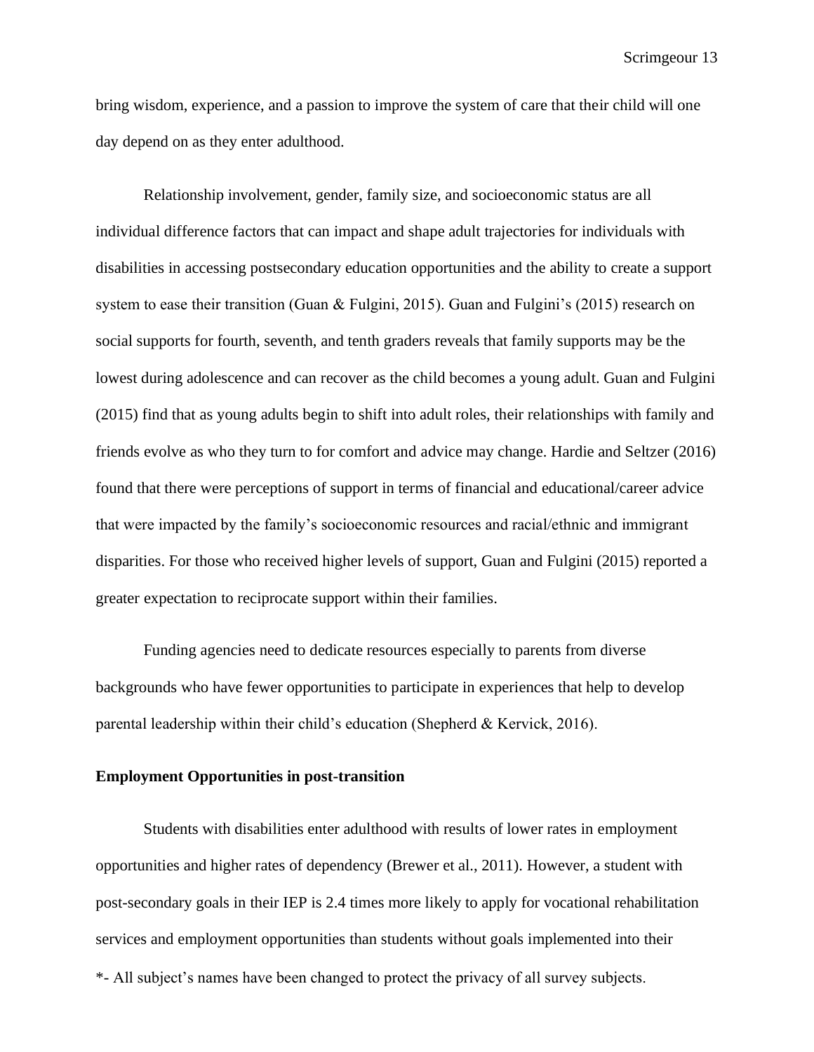bring wisdom, experience, and a passion to improve the system of care that their child will one day depend on as they enter adulthood.

Relationship involvement, gender, family size, and socioeconomic status are all individual difference factors that can impact and shape adult trajectories for individuals with disabilities in accessing postsecondary education opportunities and the ability to create a support system to ease their transition (Guan & Fulgini, 2015). Guan and Fulgini's (2015) research on social supports for fourth, seventh, and tenth graders reveals that family supports may be the lowest during adolescence and can recover as the child becomes a young adult. Guan and Fulgini (2015) find that as young adults begin to shift into adult roles, their relationships with family and friends evolve as who they turn to for comfort and advice may change. Hardie and Seltzer (2016) found that there were perceptions of support in terms of financial and educational/career advice that were impacted by the family's socioeconomic resources and racial/ethnic and immigrant disparities. For those who received higher levels of support, Guan and Fulgini (2015) reported a greater expectation to reciprocate support within their families.

Funding agencies need to dedicate resources especially to parents from diverse backgrounds who have fewer opportunities to participate in experiences that help to develop parental leadership within their child's education (Shepherd & Kervick, 2016).

**Employment Opportunities in post-transition**

Students with disabilities enter adulthood with results of lower rates in employment opportunities and higher rates of dependency (Brewer et al., 2011). However, a student with post-secondary goals in their IEP is 2.4 times more likely to apply for vocational rehabilitation services and employment opportunities than students without goals implemented into their

*- All subject's names have been changed to protect the privacy of all survey subjects.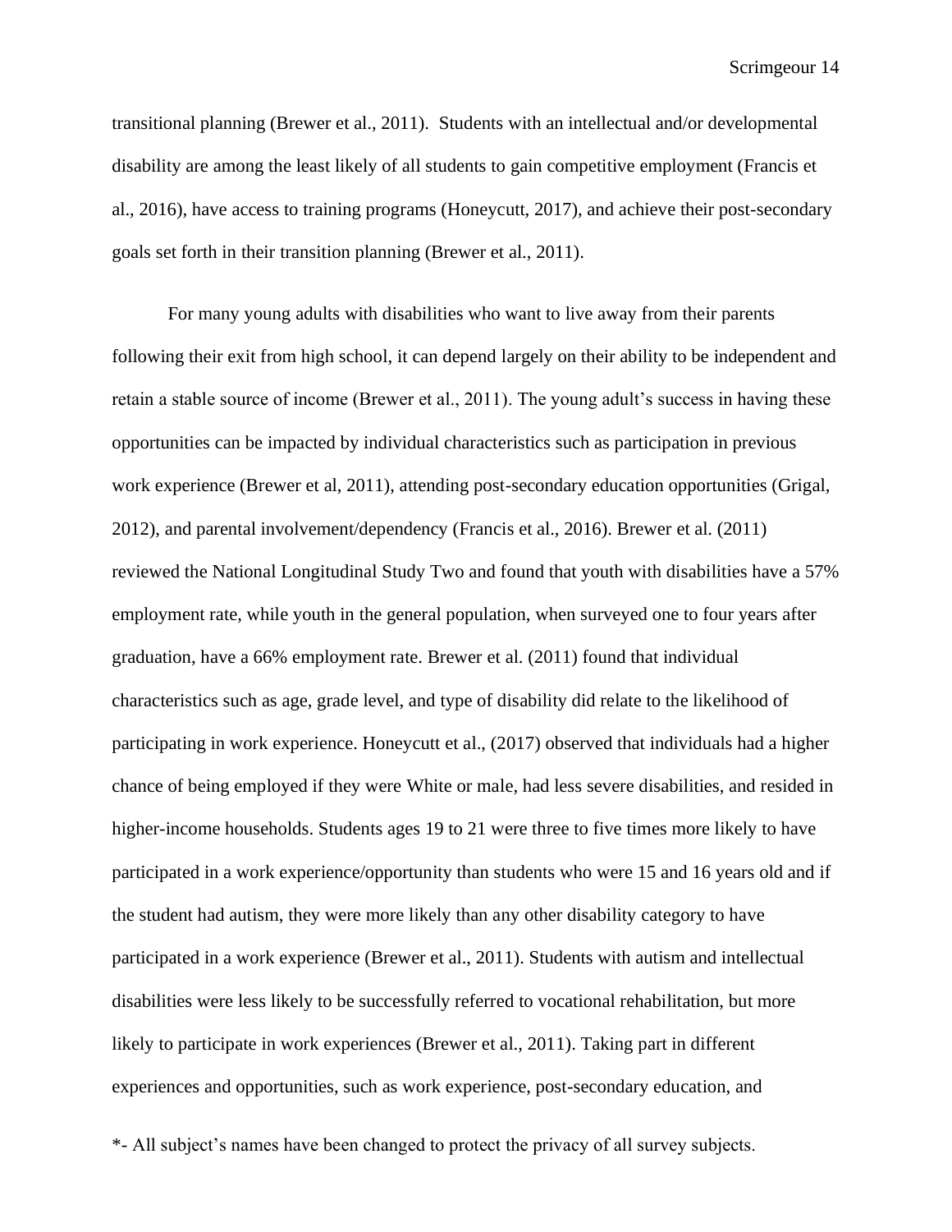transitional planning (Brewer et al., 2011). Students with an intellectual and/or developmental disability are among the least likely of all students to gain competitive employment (Francis et al., 2016), have access to training programs (Honeycutt, 2017), and achieve their post-secondary goals set forth in their transition planning (Brewer et al., 2011).

For many young adults with disabilities who want to live away from their parents following their exit from high school, it can depend largely on their ability to be independent and retain a stable source of income (Brewer et al., 2011). The young adult's success in having these opportunities can be impacted by individual characteristics such as participation in previous work experience (Brewer et al, 2011), attending post-secondary education opportunities (Grigal, 2012), and parental involvement/dependency (Francis et al., 2016). Brewer et al. (2011) reviewed the National Longitudinal Study Two and found that youth with disabilities have a 57% employment rate, while youth in the general population, when surveyed one to four years after graduation, have a 66% employment rate. Brewer et al. (2011) found that individual characteristics such as age, grade level, and type of disability did relate to the likelihood of participating in work experience. Honeycutt et al., (2017) observed that individuals had a higher chance of being employed if they were White or male, had less severe disabilities, and resided in higher-income households. Students ages 19 to 21 were three to five times more likely to have participated in a work experience/opportunity than students who were 15 and 16 years old and if the student had autism, they were more likely than any other disability category to have participated in a work experience (Brewer et al., 2011). Students with autism and intellectual disabilities were less likely to be successfully referred to vocational rehabilitation, but more likely to participate in work experiences (Brewer et al., 2011). Taking part in different experiences and opportunities, such as work experience, post-secondary education, and

*- All subject's names have been changed to protect the privacy of all survey subjects.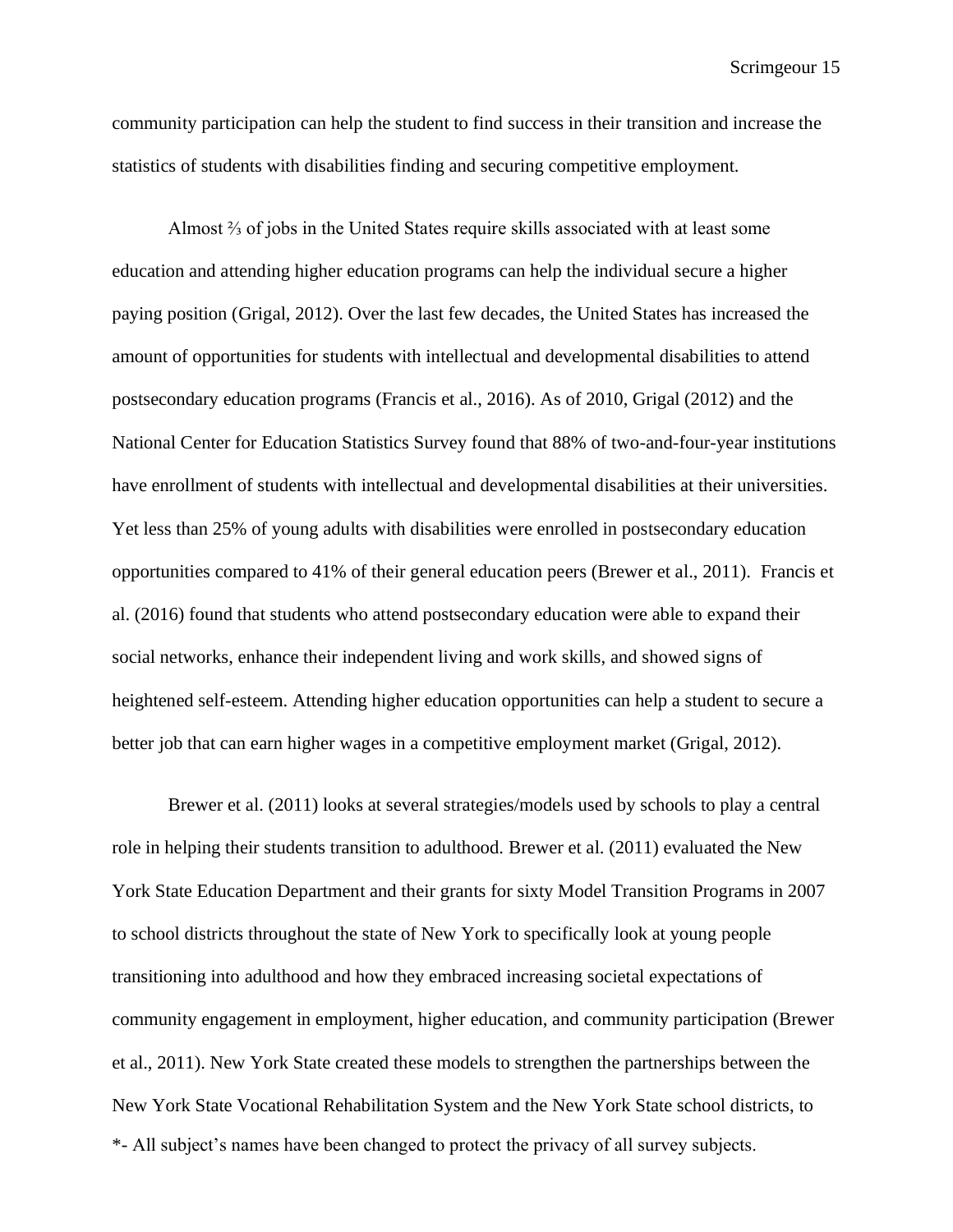community participation can help the student to find success in their transition and increase the statistics of students with disabilities finding and securing competitive employment.

Almost ⅔ of jobs in the United States require skills associated with at least some education and attending higher education programs can help the individual secure a higher paying position (Grigal, 2012). Over the last few decades, the United States has increased the amount of opportunities for students with intellectual and developmental disabilities to attend postsecondary education programs (Francis et al., 2016). As of 2010, Grigal (2012) and the National Center for Education Statistics Survey found that 88% of two-and-four-year institutions have enrollment of students with intellectual and developmental disabilities at their universities. Yet less than 25% of young adults with disabilities were enrolled in postsecondary education opportunities compared to 41% of their general education peers (Brewer et al., 2011). Francis et al. (2016) found that students who attend postsecondary education were able to expand their social networks, enhance their independent living and work skills, and showed signs of heightened self-esteem. Attending higher education opportunities can help a student to secure a better job that can earn higher wages in a competitive employment market (Grigal, 2012).

Brewer et al. (2011) looks at several strategies/models used by schools to play a central role in helping their students transition to adulthood. Brewer et al. (2011) evaluated the New York State Education Department and their grants for sixty Model Transition Programs in 2007 to school districts throughout the state of New York to specifically look at young people transitioning into adulthood and how they embraced increasing societal expectations of community engagement in employment, higher education, and community participation (Brewer et al., 2011). New York State created these models to strengthen the partnerships between the New York State Vocational Rehabilitation System and the New York State school districts, to

*- All subject's names have been changed to protect the privacy of all survey subjects.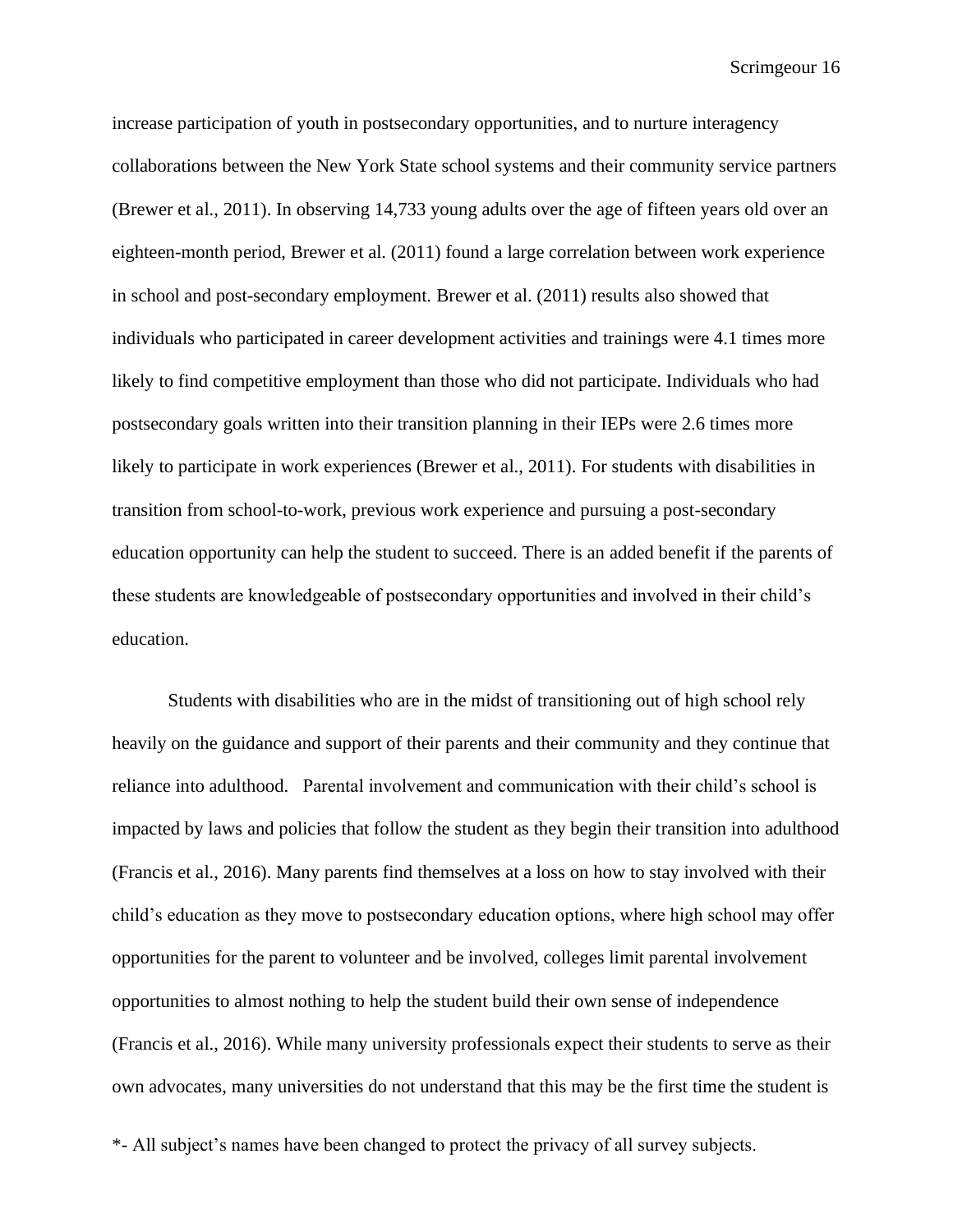increase participation of youth in postsecondary opportunities, and to nurture interagency collaborations between the New York State school systems and their community service partners (Brewer et al., 2011). In observing 14,733 young adults over the age of fifteen years old over an eighteen-month period, Brewer et al. (2011) found a large correlation between work experience in school and post-secondary employment. Brewer et al. (2011) results also showed that individuals who participated in career development activities and trainings were 4.1 times more likely to find competitive employment than those who did not participate. Individuals who had postsecondary goals written into their transition planning in their IEPs were 2.6 times more likely to participate in work experiences (Brewer et al., 2011). For students with disabilities in transition from school-to-work, previous work experience and pursuing a post-secondary education opportunity can help the student to succeed. There is an added benefit if the parents of these students are knowledgeable of postsecondary opportunities and involved in their child's education.

Students with disabilities who are in the midst of transitioning out of high school rely heavily on the guidance and support of their parents and their community and they continue that reliance into adulthood. Parental involvement and communication with their child's school is impacted by laws and policies that follow the student as they begin their transition into adulthood (Francis et al., 2016). Many parents find themselves at a loss on how to stay involved with their child's education as they move to postsecondary education options, where high school may offer opportunities for the parent to volunteer and be involved, colleges limit parental involvement opportunities to almost nothing to help the student build their own sense of independence (Francis et al., 2016). While many university professionals expect their students to serve as their own advocates, many universities do not understand that this may be the first time the student is

*- All subject's names have been changed to protect the privacy of all survey subjects.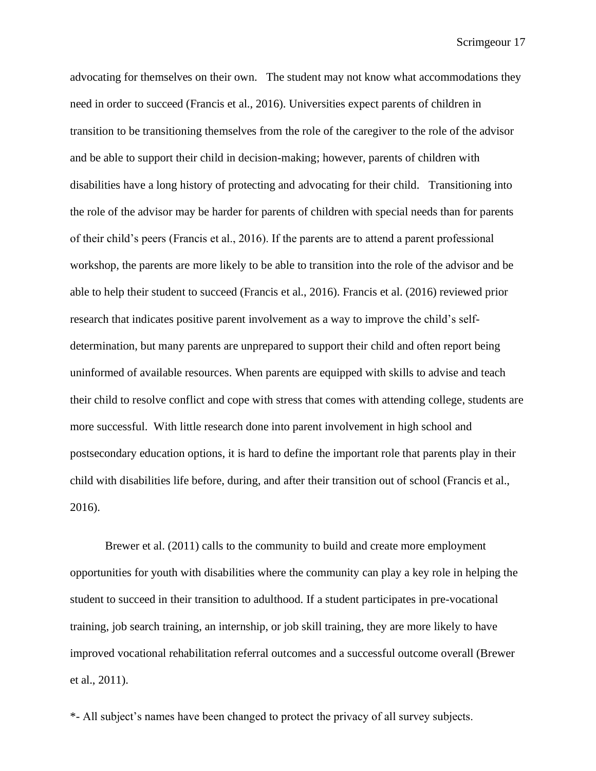advocating for themselves on their own. The student may not know what accommodations they need in order to succeed (Francis et al., 2016). Universities expect parents of children in transition to be transitioning themselves from the role of the caregiver to the role of the advisor and be able to support their child in decision-making; however, parents of children with disabilities have a long history of protecting and advocating for their child. Transitioning into the role of the advisor may be harder for parents of children with special needs than for parents of their child's peers (Francis et al., 2016). If the parents are to attend a parent professional workshop, the parents are more likely to be able to transition into the role of the advisor and be able to help their student to succeed (Francis et al., 2016). Francis et al. (2016) reviewed prior research that indicates positive parent involvement as a way to improve the child's self-determination, but many parents are unprepared to support their child and often report being uninformed of available resources. When parents are equipped with skills to advise and teach their child to resolve conflict and cope with stress that comes with attending college, students are more successful. With little research done into parent involvement in high school and postsecondary education options, it is hard to define the important role that parents play in their child with disabilities life before, during, and after their transition out of school (Francis et al., 2016).

Brewer et al. (2011) calls to the community to build and create more employment opportunities for youth with disabilities where the community can play a key role in helping the student to succeed in their transition to adulthood. If a student participates in pre-vocational training, job search training, an internship, or job skill training, they are more likely to have improved vocational rehabilitation referral outcomes and a successful outcome overall (Brewer et al., 2011).

*- All subject's names have been changed to protect the privacy of all survey subjects.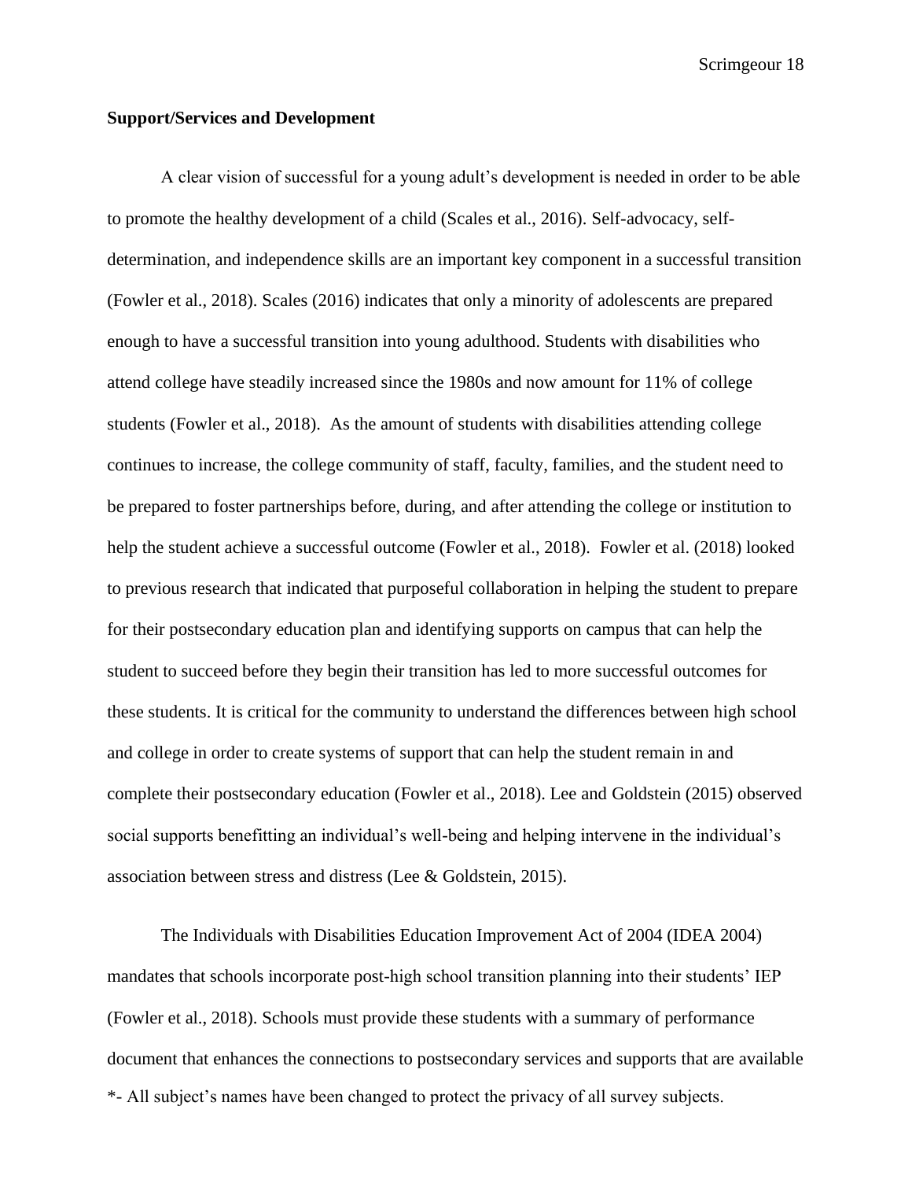**Support/Services and Development**

A clear vision of successful for a young adult's development is needed in order to be able to promote the healthy development of a child (Scales et al., 2016). Self-advocacy, self-determination, and independence skills are an important key component in a successful transition (Fowler et al., 2018). Scales (2016) indicates that only a minority of adolescents are prepared enough to have a successful transition into young adulthood. Students with disabilities who attend college have steadily increased since the 1980s and now amount for 11% of college students (Fowler et al., 2018). As the amount of students with disabilities attending college continues to increase, the college community of staff, faculty, families, and the student need to be prepared to foster partnerships before, during, and after attending the college or institution to help the student achieve a successful outcome (Fowler et al., 2018). Fowler et al. (2018) looked to previous research that indicated that purposeful collaboration in helping the student to prepare for their postsecondary education plan and identifying supports on campus that can help the student to succeed before they begin their transition has led to more successful outcomes for these students. It is critical for the community to understand the differences between high school and college in order to create systems of support that can help the student remain in and complete their postsecondary education (Fowler et al., 2018). Lee and Goldstein (2015) observed social supports benefitting an individual's well-being and helping intervene in the individual's association between stress and distress (Lee & Goldstein, 2015).

The Individuals with Disabilities Education Improvement Act of 2004 (IDEA 2004) mandates that schools incorporate post-high school transition planning into their students' IEP (Fowler et al., 2018). Schools must provide these students with a summary of performance document that enhances the connections to postsecondary services and supports that are available

*- All subject's names have been changed to protect the privacy of all survey subjects.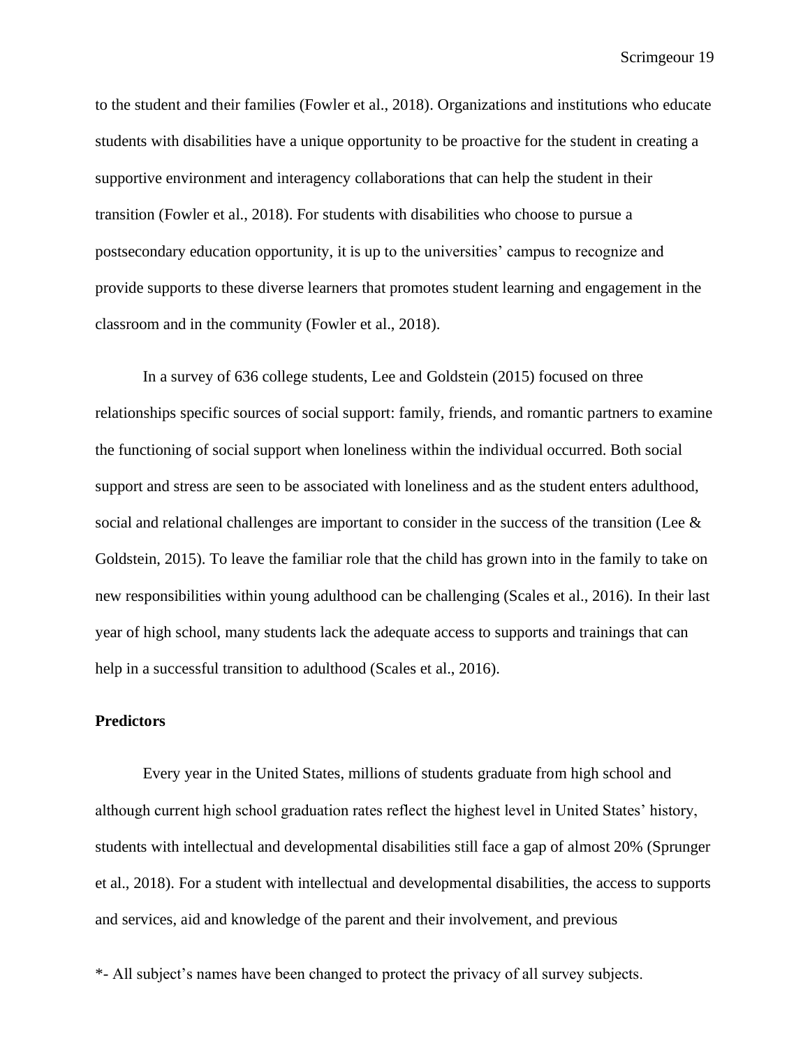to the student and their families (Fowler et al., 2018). Organizations and institutions who educate students with disabilities have a unique opportunity to be proactive for the student in creating a supportive environment and interagency collaborations that can help the student in their transition (Fowler et al., 2018). For students with disabilities who choose to pursue a postsecondary education opportunity, it is up to the universities' campus to recognize and provide supports to these diverse learners that promotes student learning and engagement in the classroom and in the community (Fowler et al., 2018).

In a survey of 636 college students, Lee and Goldstein (2015) focused on three relationships specific sources of social support: family, friends, and romantic partners to examine the functioning of social support when loneliness within the individual occurred. Both social support and stress are seen to be associated with loneliness and as the student enters adulthood, social and relational challenges are important to consider in the success of the transition (Lee & Goldstein, 2015). To leave the familiar role that the child has grown into in the family to take on new responsibilities within young adulthood can be challenging (Scales et al., 2016). In their last year of high school, many students lack the adequate access to supports and trainings that can help in a successful transition to adulthood (Scales et al., 2016).

**Predictors**

Every year in the United States, millions of students graduate from high school and although current high school graduation rates reflect the highest level in United States' history, students with intellectual and developmental disabilities still face a gap of almost 20% (Sprunger et al., 2018). For a student with intellectual and developmental disabilities, the access to supports and services, aid and knowledge of the parent and their involvement, and previous

*- All subject's names have been changed to protect the privacy of all survey subjects.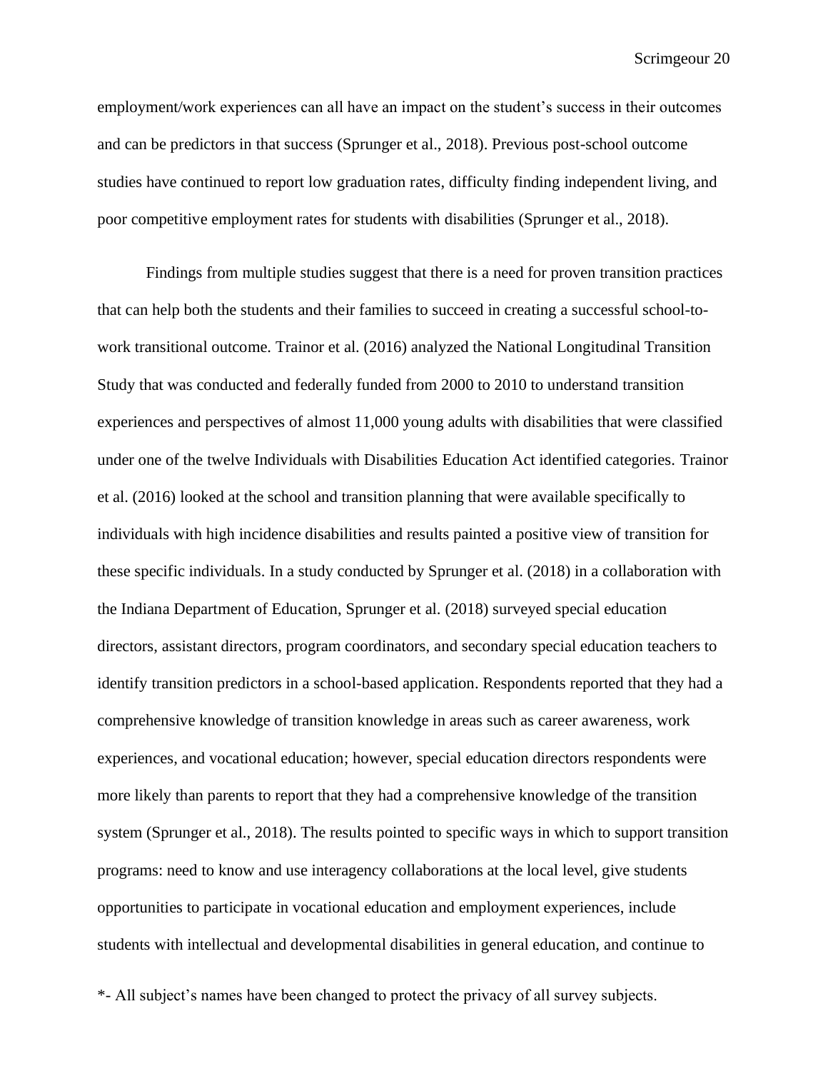employment/work experiences can all have an impact on the student's success in their outcomes and can be predictors in that success (Sprunger et al., 2018). Previous post-school outcome studies have continued to report low graduation rates, difficulty finding independent living, and poor competitive employment rates for students with disabilities (Sprunger et al., 2018).

Findings from multiple studies suggest that there is a need for proven transition practices that can help both the students and their families to succeed in creating a successful school-to-work transitional outcome. Trainor et al. (2016) analyzed the National Longitudinal Transition Study that was conducted and federally funded from 2000 to 2010 to understand transition experiences and perspectives of almost 11,000 young adults with disabilities that were classified under one of the twelve Individuals with Disabilities Education Act identified categories. Trainor et al. (2016) looked at the school and transition planning that were available specifically to individuals with high incidence disabilities and results painted a positive view of transition for these specific individuals. In a study conducted by Sprunger et al. (2018) in a collaboration with the Indiana Department of Education, Sprunger et al. (2018) surveyed special education directors, assistant directors, program coordinators, and secondary special education teachers to identify transition predictors in a school-based application. Respondents reported that they had a comprehensive knowledge of transition knowledge in areas such as career awareness, work experiences, and vocational education; however, special education directors respondents were more likely than parents to report that they had a comprehensive knowledge of the transition system (Sprunger et al., 2018). The results pointed to specific ways in which to support transition programs: need to know and use interagency collaborations at the local level, give students opportunities to participate in vocational education and employment experiences, include students with intellectual and developmental disabilities in general education, and continue to

*- All subject's names have been changed to protect the privacy of all survey subjects.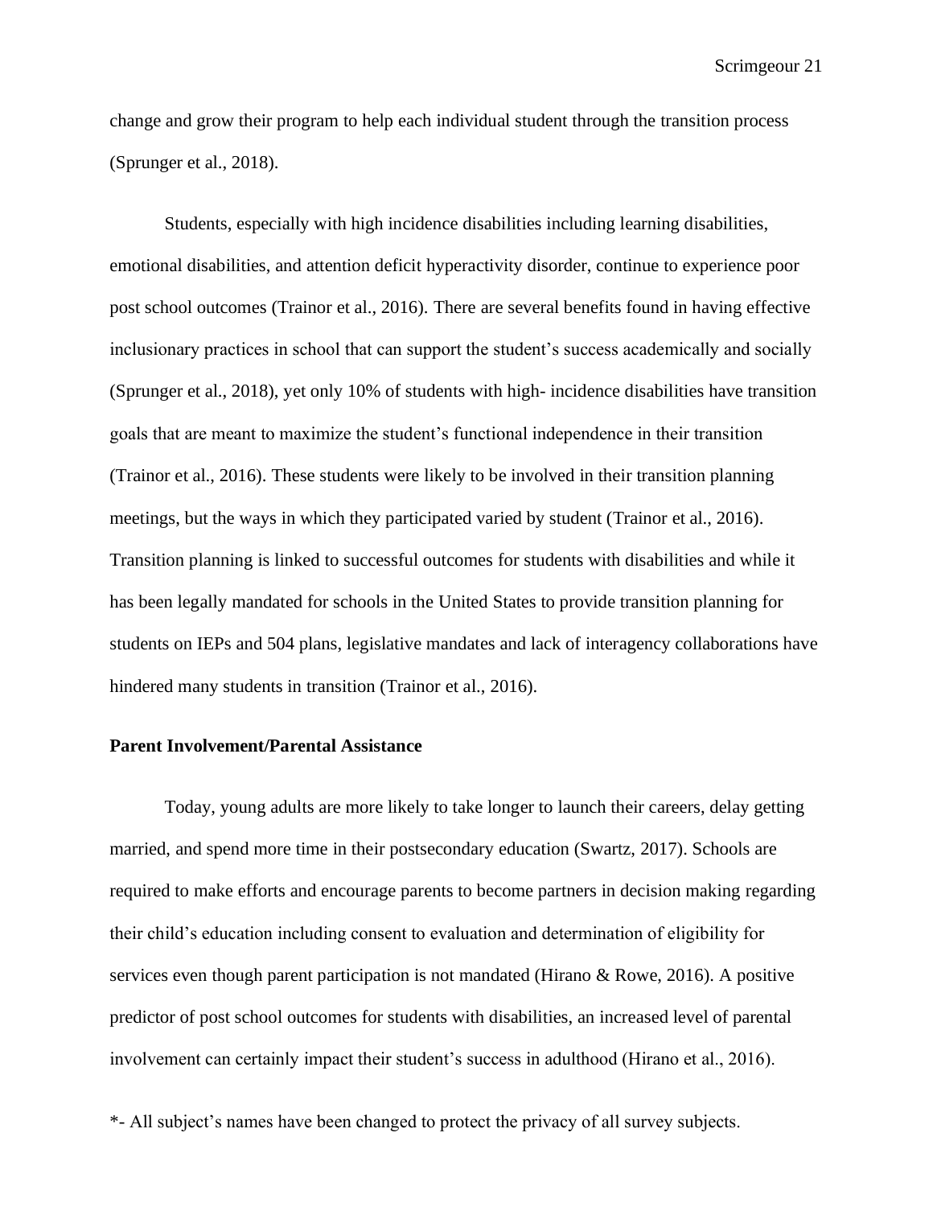change and grow their program to help each individual student through the transition process (Sprunger et al., 2018).

Students, especially with high incidence disabilities including learning disabilities, emotional disabilities, and attention deficit hyperactivity disorder, continue to experience poor post school outcomes (Trainor et al., 2016). There are several benefits found in having effective inclusionary practices in school that can support the student's success academically and socially (Sprunger et al., 2018), yet only 10% of students with high- incidence disabilities have transition goals that are meant to maximize the student's functional independence in their transition (Trainor et al., 2016). These students were likely to be involved in their transition planning meetings, but the ways in which they participated varied by student (Trainor et al., 2016). Transition planning is linked to successful outcomes for students with disabilities and while it has been legally mandated for schools in the United States to provide transition planning for students on IEPs and 504 plans, legislative mandates and lack of interagency collaborations have hindered many students in transition (Trainor et al., 2016).

**Parent Involvement/Parental Assistance**

Today, young adults are more likely to take longer to launch their careers, delay getting married, and spend more time in their postsecondary education (Swartz, 2017). Schools are required to make efforts and encourage parents to become partners in decision making regarding their child's education including consent to evaluation and determination of eligibility for services even though parent participation is not mandated (Hirano & Rowe, 2016). A positive predictor of post school outcomes for students with disabilities, an increased level of parental involvement can certainly impact their student's success in adulthood (Hirano et al., 2016).

*- All subject's names have been changed to protect the privacy of all survey subjects.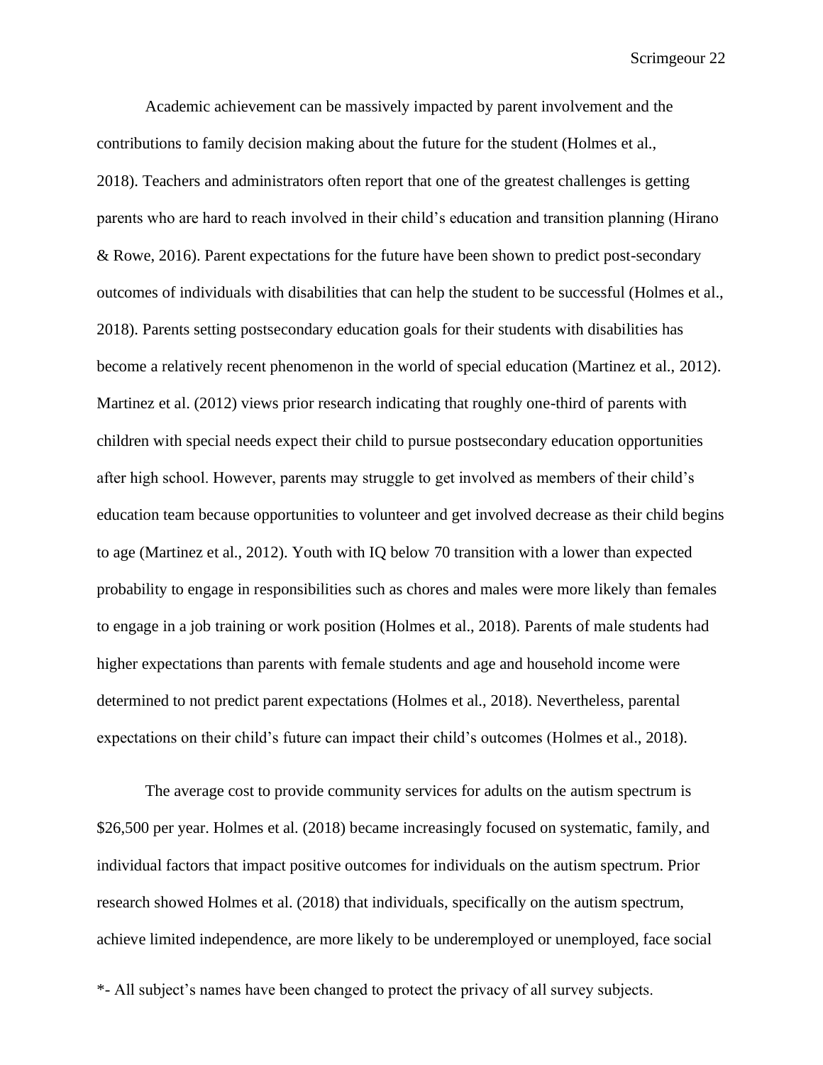Academic achievement can be massively impacted by parent involvement and the contributions to family decision making about the future for the student (Holmes et al., 2018). Teachers and administrators often report that one of the greatest challenges is getting parents who are hard to reach involved in their child's education and transition planning (Hirano & Rowe, 2016). Parent expectations for the future have been shown to predict post-secondary outcomes of individuals with disabilities that can help the student to be successful (Holmes et al., 2018). Parents setting postsecondary education goals for their students with disabilities has become a relatively recent phenomenon in the world of special education (Martinez et al., 2012). Martinez et al. (2012) views prior research indicating that roughly one-third of parents with children with special needs expect their child to pursue postsecondary education opportunities after high school. However, parents may struggle to get involved as members of their child's education team because opportunities to volunteer and get involved decrease as their child begins to age (Martinez et al., 2012). Youth with IQ below 70 transition with a lower than expected probability to engage in responsibilities such as chores and males were more likely than females to engage in a job training or work position (Holmes et al., 2018). Parents of male students had higher expectations than parents with female students and age and household income were determined to not predict parent expectations (Holmes et al., 2018). Nevertheless, parental expectations on their child's future can impact their child's outcomes (Holmes et al., 2018).

The average cost to provide community services for adults on the autism spectrum is $26,500 per year. Holmes et al. (2018) became increasingly focused on systematic, family, and individual factors that impact positive outcomes for individuals on the autism spectrum. Prior research showed Holmes et al. (2018) that individuals, specifically on the autism spectrum, achieve limited independence, are more likely to be underemployed or unemployed, face social

*- All subject's names have been changed to protect the privacy of all survey subjects.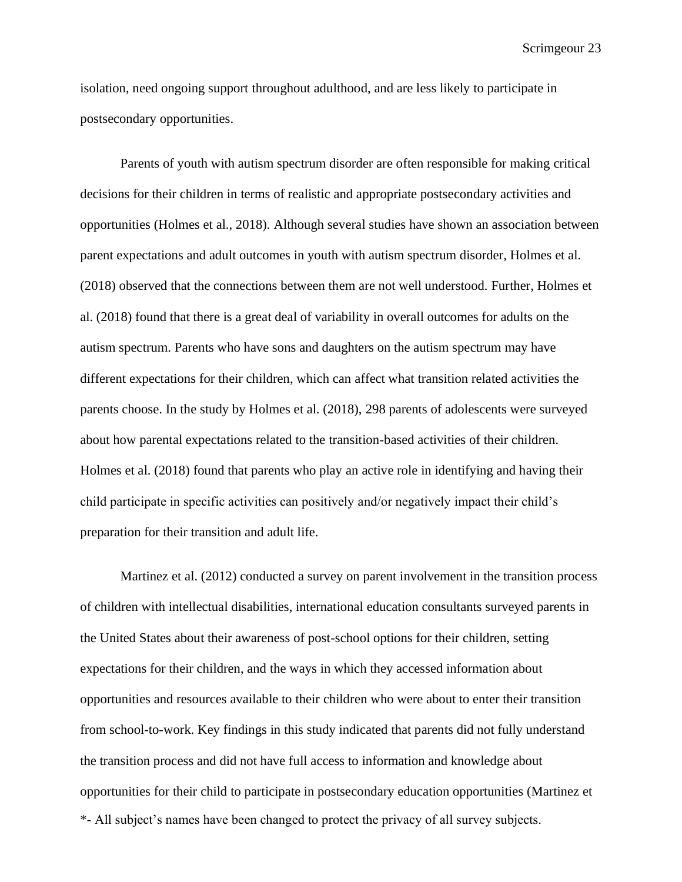isolation, need ongoing support throughout adulthood, and are less likely to participate in postsecondary opportunities.

Parents of youth with autism spectrum disorder are often responsible for making critical decisions for their children in terms of realistic and appropriate postsecondary activities and opportunities (Holmes et al., 2018). Although several studies have shown an association between parent expectations and adult outcomes in youth with autism spectrum disorder, Holmes et al. (2018) observed that the connections between them are not well understood. Further, Holmes et al. (2018) found that there is a great deal of variability in overall outcomes for adults on the autism spectrum. Parents who have sons and daughters on the autism spectrum may have different expectations for their children, which can affect what transition related activities the parents choose. In the study by Holmes et al. (2018), 298 parents of adolescents were surveyed about how parental expectations related to the transition-based activities of their children. Holmes et al. (2018) found that parents who play an active role in identifying and having their child participate in specific activities can positively and/or negatively impact their child's preparation for their transition and adult life.

Martinez et al. (2012) conducted a survey on parent involvement in the transition process of children with intellectual disabilities, international education consultants surveyed parents in the United States about their awareness of post-school options for their children, setting expectations for their children, and the ways in which they accessed information about opportunities and resources available to their children who were about to enter their transition from school-to-work. Key findings in this study indicated that parents did not fully understand the transition process and did not have full access to information and knowledge about opportunities for their child to participate in postsecondary education opportunities (Martinez et

*- All subject's names have been changed to protect the privacy of all survey subjects.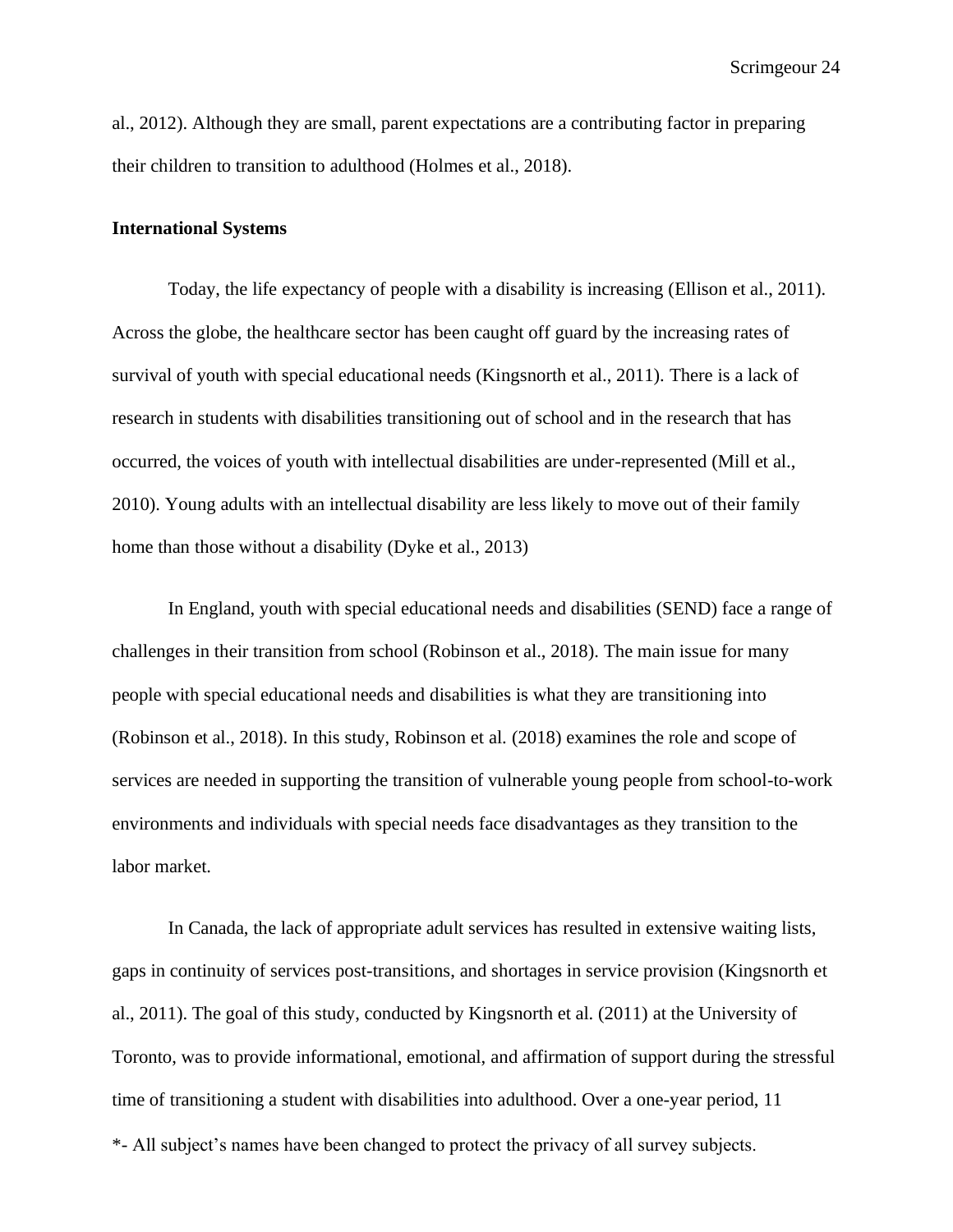al., 2012). Although they are small, parent expectations are a contributing factor in preparing their children to transition to adulthood (Holmes et al., 2018).

**International Systems**

Today, the life expectancy of people with a disability is increasing (Ellison et al., 2011). Across the globe, the healthcare sector has been caught off guard by the increasing rates of survival of youth with special educational needs (Kingsnorth et al., 2011). There is a lack of research in students with disabilities transitioning out of school and in the research that has occurred, the voices of youth with intellectual disabilities are under-represented (Mill et al., 2010). Young adults with an intellectual disability are less likely to move out of their family home than those without a disability (Dyke et al., 2013)

In England, youth with special educational needs and disabilities (SEND) face a range of challenges in their transition from school (Robinson et al., 2018). The main issue for many people with special educational needs and disabilities is what they are transitioning into (Robinson et al., 2018). In this study, Robinson et al. (2018) examines the role and scope of services are needed in supporting the transition of vulnerable young people from school-to-work environments and individuals with special needs face disadvantages as they transition to the labor market.

In Canada, the lack of appropriate adult services has resulted in extensive waiting lists, gaps in continuity of services post-transitions, and shortages in service provision (Kingsnorth et al., 2011). The goal of this study, conducted by Kingsnorth et al. (2011) at the University of Toronto, was to provide informational, emotional, and affirmation of support during the stressful time of transitioning a student with disabilities into adulthood. Over a one-year period, 11

*- All subject's names have been changed to protect the privacy of all survey subjects.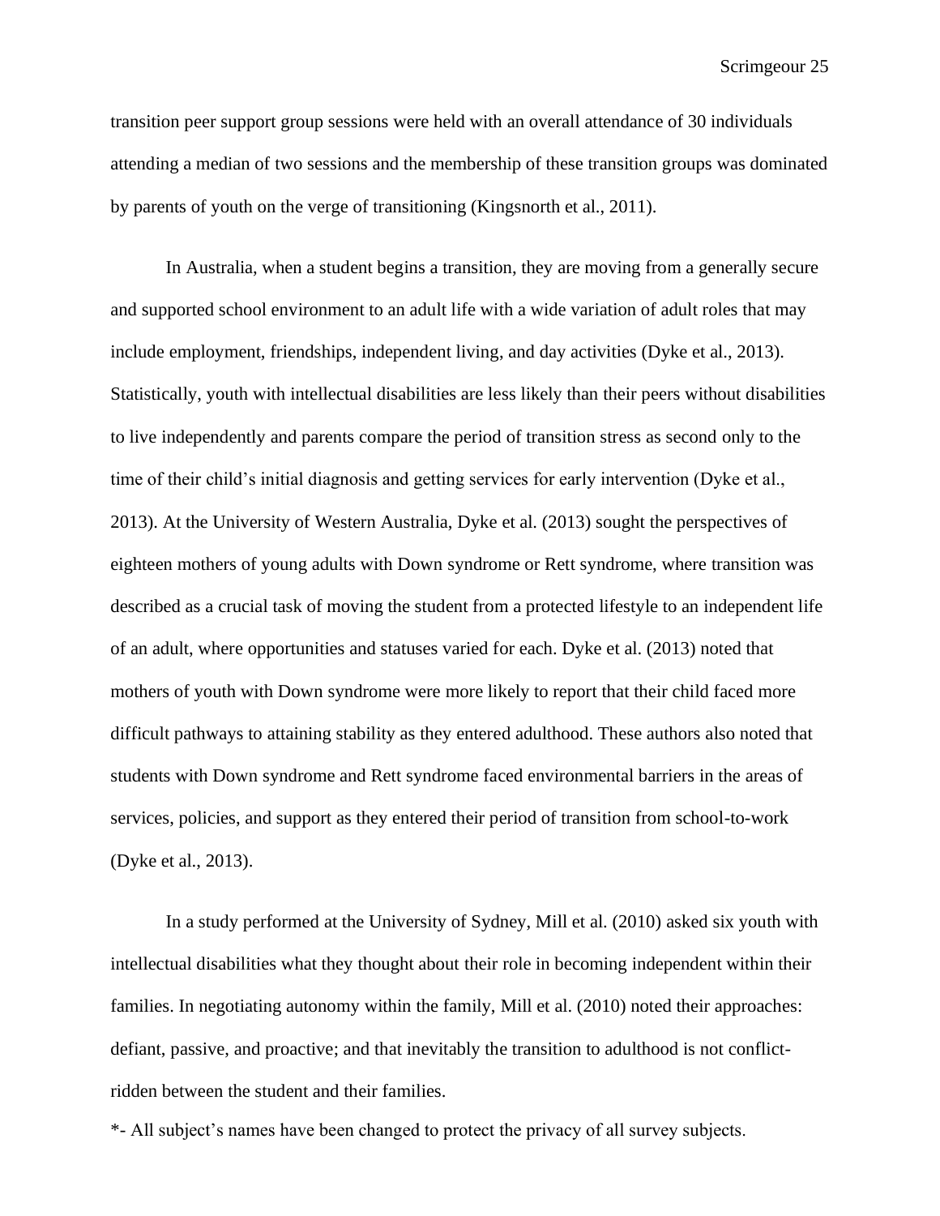transition peer support group sessions were held with an overall attendance of 30 individuals attending a median of two sessions and the membership of these transition groups was dominated by parents of youth on the verge of transitioning (Kingsnorth et al., 2011).

In Australia, when a student begins a transition, they are moving from a generally secure and supported school environment to an adult life with a wide variation of adult roles that may include employment, friendships, independent living, and day activities (Dyke et al., 2013). Statistically, youth with intellectual disabilities are less likely than their peers without disabilities to live independently and parents compare the period of transition stress as second only to the time of their child's initial diagnosis and getting services for early intervention (Dyke et al., 2013). At the University of Western Australia, Dyke et al. (2013) sought the perspectives of eighteen mothers of young adults with Down syndrome or Rett syndrome, where transition was described as a crucial task of moving the student from a protected lifestyle to an independent life of an adult, where opportunities and statuses varied for each. Dyke et al. (2013) noted that mothers of youth with Down syndrome were more likely to report that their child faced more difficult pathways to attaining stability as they entered adulthood. These authors also noted that students with Down syndrome and Rett syndrome faced environmental barriers in the areas of services, policies, and support as they entered their period of transition from school-to-work (Dyke et al., 2013).

In a study performed at the University of Sydney, Mill et al. (2010) asked six youth with intellectual disabilities what they thought about their role in becoming independent within their families. In negotiating autonomy within the family, Mill et al. (2010) noted their approaches: defiant, passive, and proactive; and that inevitably the transition to adulthood is not conflict-ridden between the student and their families.

*- All subject's names have been changed to protect the privacy of all survey subjects.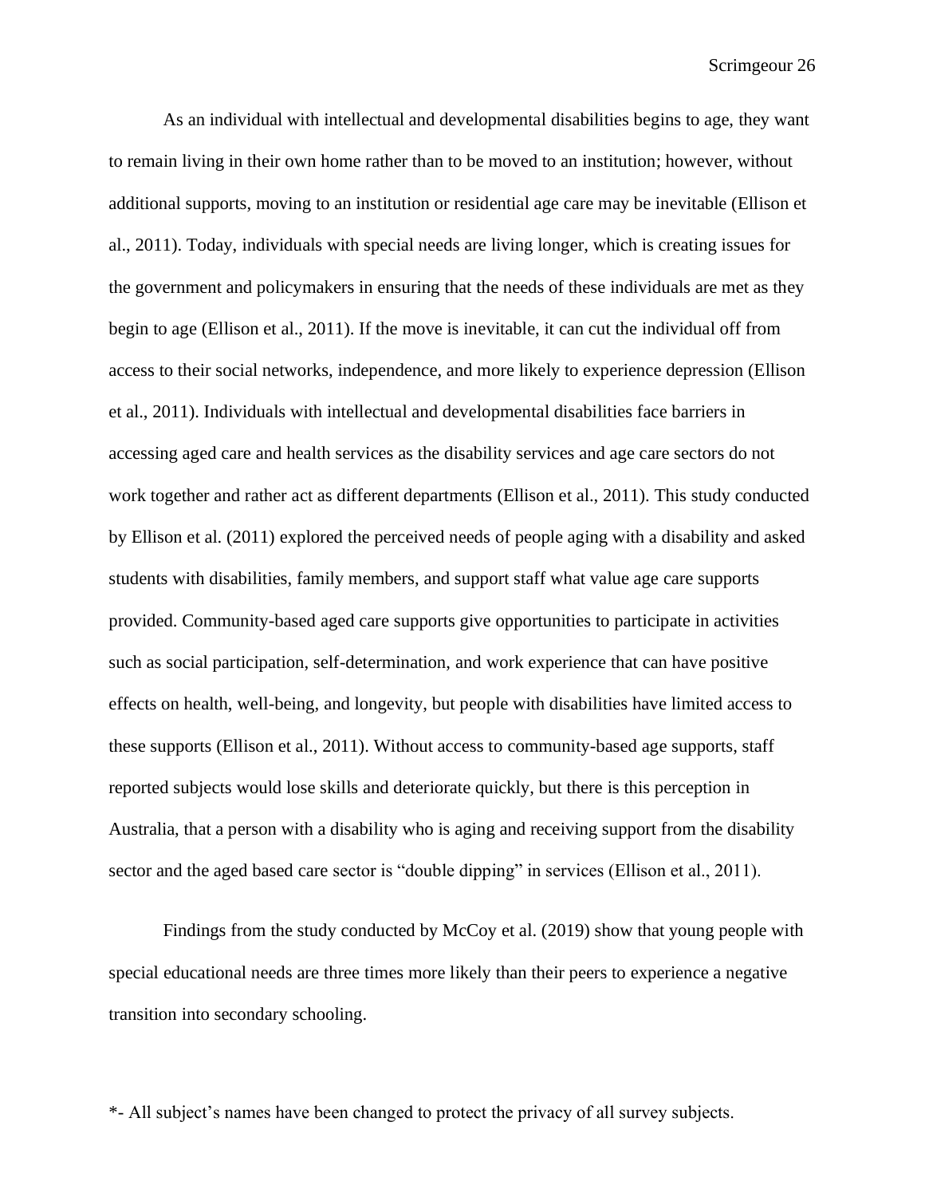As an individual with intellectual and developmental disabilities begins to age, they want to remain living in their own home rather than to be moved to an institution; however, without additional supports, moving to an institution or residential age care may be inevitable (Ellison et al., 2011). Today, individuals with special needs are living longer, which is creating issues for the government and policymakers in ensuring that the needs of these individuals are met as they begin to age (Ellison et al., 2011). If the move is inevitable, it can cut the individual off from access to their social networks, independence, and more likely to experience depression (Ellison et al., 2011). Individuals with intellectual and developmental disabilities face barriers in accessing aged care and health services as the disability services and age care sectors do not work together and rather act as different departments (Ellison et al., 2011). This study conducted by Ellison et al. (2011) explored the perceived needs of people aging with a disability and asked students with disabilities, family members, and support staff what value age care supports provided. Community-based aged care supports give opportunities to participate in activities such as social participation, self-determination, and work experience that can have positive effects on health, well-being, and longevity, but people with disabilities have limited access to these supports (Ellison et al., 2011). Without access to community-based age supports, staff reported subjects would lose skills and deteriorate quickly, but there is this perception in Australia, that a person with a disability who is aging and receiving support from the disability sector and the aged based care sector is "double dipping" in services (Ellison et al., 2011).

Findings from the study conducted by McCoy et al. (2019) show that young people with special educational needs are three times more likely than their peers to experience a negative transition into secondary schooling.

*- All subject's names have been changed to protect the privacy of all survey subjects.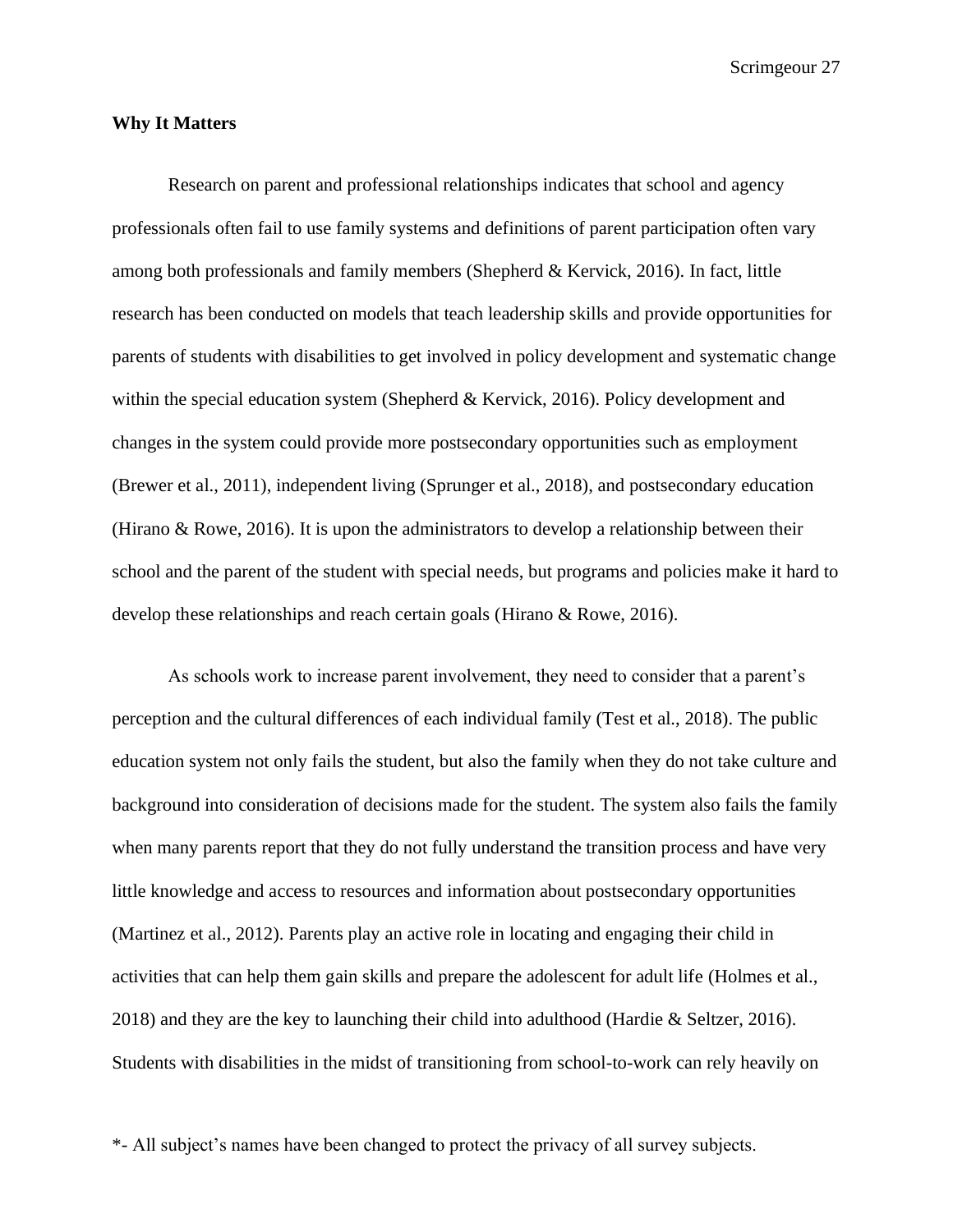**Why It Matters**

Research on parent and professional relationships indicates that school and agency professionals often fail to use family systems and definitions of parent participation often vary among both professionals and family members (Shepherd & Kervick, 2016). In fact, little research has been conducted on models that teach leadership skills and provide opportunities for parents of students with disabilities to get involved in policy development and systematic change within the special education system (Shepherd & Kervick, 2016). Policy development and changes in the system could provide more postsecondary opportunities such as employment (Brewer et al., 2011), independent living (Sprunger et al., 2018), and postsecondary education (Hirano & Rowe, 2016). It is upon the administrators to develop a relationship between their school and the parent of the student with special needs, but programs and policies make it hard to develop these relationships and reach certain goals (Hirano & Rowe, 2016).

As schools work to increase parent involvement, they need to consider that a parent's perception and the cultural differences of each individual family (Test et al., 2018). The public education system not only fails the student, but also the family when they do not take culture and background into consideration of decisions made for the student. The system also fails the family when many parents report that they do not fully understand the transition process and have very little knowledge and access to resources and information about postsecondary opportunities (Martinez et al., 2012). Parents play an active role in locating and engaging their child in activities that can help them gain skills and prepare the adolescent for adult life (Holmes et al., 2018) and they are the key to launching their child into adulthood (Hardie & Seltzer, 2016). Students with disabilities in the midst of transitioning from school-to-work can rely heavily on

*- All subject's names have been changed to protect the privacy of all survey subjects.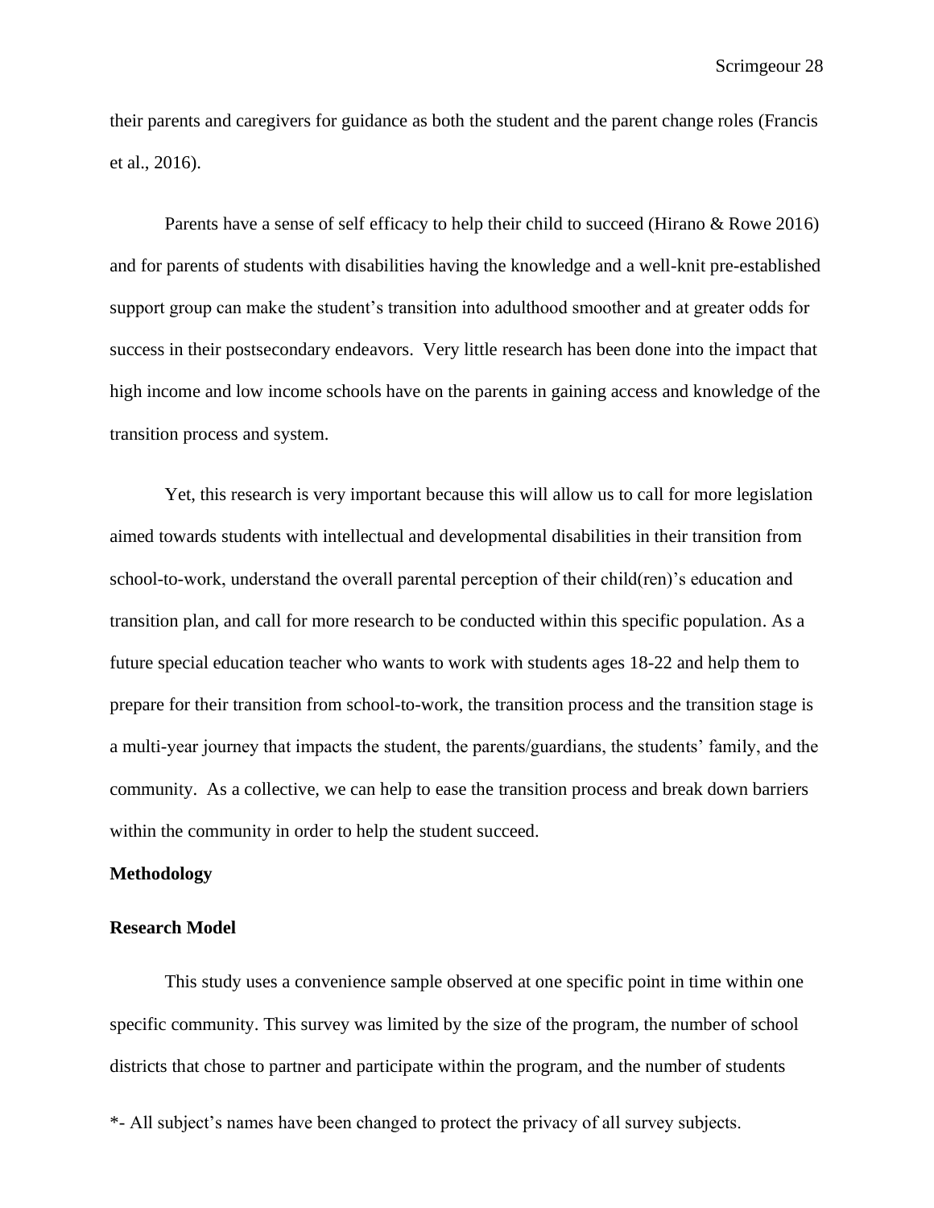their parents and caregivers for guidance as both the student and the parent change roles (Francis et al., 2016).

Parents have a sense of self efficacy to help their child to succeed (Hirano & Rowe 2016) and for parents of students with disabilities having the knowledge and a well-knit pre-established support group can make the student's transition into adulthood smoother and at greater odds for success in their postsecondary endeavors. Very little research has been done into the impact that high income and low income schools have on the parents in gaining access and knowledge of the transition process and system.

Yet, this research is very important because this will allow us to call for more legislation aimed towards students with intellectual and developmental disabilities in their transition from school-to-work, understand the overall parental perception of their child(ren)'s education and transition plan, and call for more research to be conducted within this specific population. As a future special education teacher who wants to work with students ages 18-22 and help them to prepare for their transition from school-to-work, the transition process and the transition stage is a multi-year journey that impacts the student, the parents/guardians, the students' family, and the community. As a collective, we can help to ease the transition process and break down barriers within the community in order to help the student succeed.

**Methodology**

**Research Model**

This study uses a convenience sample observed at one specific point in time within one specific community. This survey was limited by the size of the program, the number of school districts that chose to partner and participate within the program, and the number of students

*- All subject's names have been changed to protect the privacy of all survey subjects.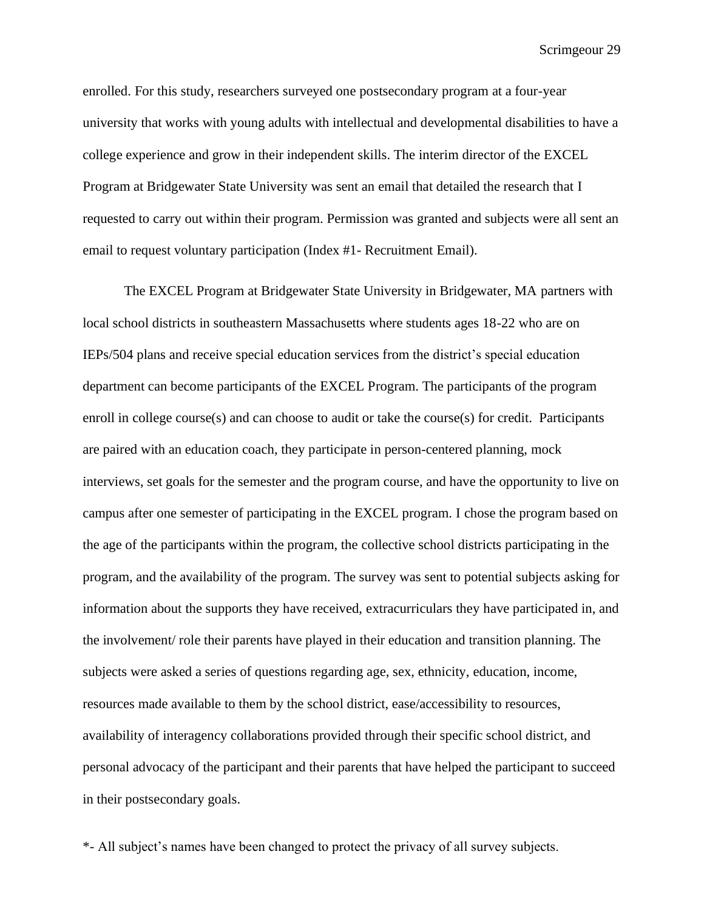enrolled. For this study, researchers surveyed one postsecondary program at a four-year university that works with young adults with intellectual and developmental disabilities to have a college experience and grow in their independent skills. The interim director of the EXCEL Program at Bridgewater State University was sent an email that detailed the research that I requested to carry out within their program. Permission was granted and subjects were all sent an email to request voluntary participation (Index #1- Recruitment Email).

The EXCEL Program at Bridgewater State University in Bridgewater, MA partners with local school districts in southeastern Massachusetts where students ages 18-22 who are on IEPs/504 plans and receive special education services from the district's special education department can become participants of the EXCEL Program. The participants of the program enroll in college course(s) and can choose to audit or take the course(s) for credit. Participants are paired with an education coach, they participate in person-centered planning, mock interviews, set goals for the semester and the program course, and have the opportunity to live on campus after one semester of participating in the EXCEL program. I chose the program based on the age of the participants within the program, the collective school districts participating in the program, and the availability of the program. The survey was sent to potential subjects asking for information about the supports they have received, extracurriculars they have participated in, and the involvement/ role their parents have played in their education and transition planning. The subjects were asked a series of questions regarding age, sex, ethnicity, education, income, resources made available to them by the school district, ease/accessibility to resources, availability of interagency collaborations provided through their specific school district, and personal advocacy of the participant and their parents that have helped the participant to succeed in their postsecondary goals.

*- All subject's names have been changed to protect the privacy of all survey subjects.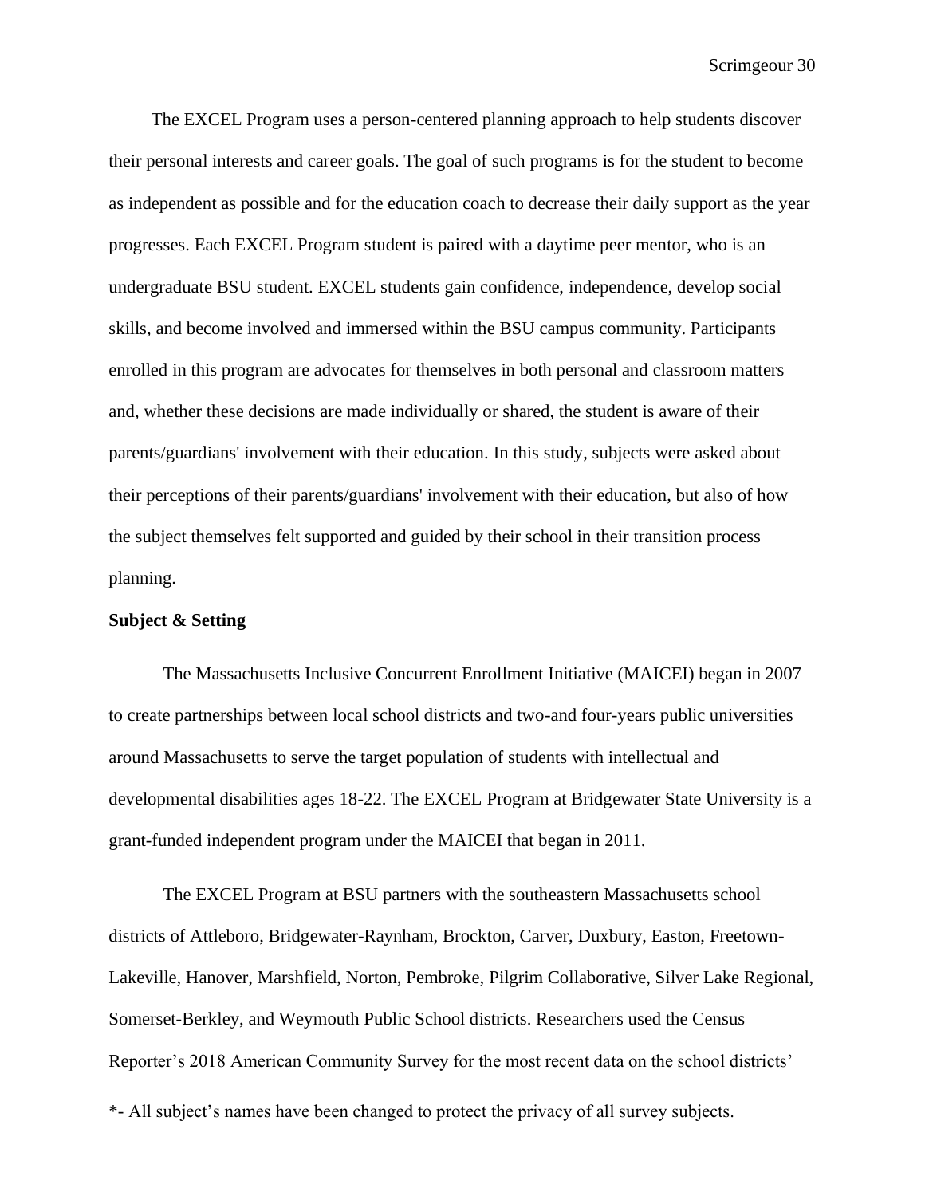The EXCEL Program uses a person-centered planning approach to help students discover their personal interests and career goals. The goal of such programs is for the student to become as independent as possible and for the education coach to decrease their daily support as the year progresses. Each EXCEL Program student is paired with a daytime peer mentor, who is an undergraduate BSU student. EXCEL students gain confidence, independence, develop social skills, and become involved and immersed within the BSU campus community. Participants enrolled in this program are advocates for themselves in both personal and classroom matters and, whether these decisions are made individually or shared, the student is aware of their parents/guardians' involvement with their education. In this study, subjects were asked about their perceptions of their parents/guardians' involvement with their education, but also of how the subject themselves felt supported and guided by their school in their transition process planning.

**Subject & Setting**

The Massachusetts Inclusive Concurrent Enrollment Initiative (MAICEI) began in 2007 to create partnerships between local school districts and two-and four-years public universities around Massachusetts to serve the target population of students with intellectual and developmental disabilities ages 18-22. The EXCEL Program at Bridgewater State University is a grant-funded independent program under the MAICEI that began in 2011.

The EXCEL Program at BSU partners with the southeastern Massachusetts school districts of Attleboro, Bridgewater-Raynham, Brockton, Carver, Duxbury, Easton, Freetown-Lakeville, Hanover, Marshfield, Norton, Pembroke, Pilgrim Collaborative, Silver Lake Regional, Somerset-Berkley, and Weymouth Public School districts. Researchers used the Census Reporter's 2018 American Community Survey for the most recent data on the school districts'

*- All subject's names have been changed to protect the privacy of all survey subjects.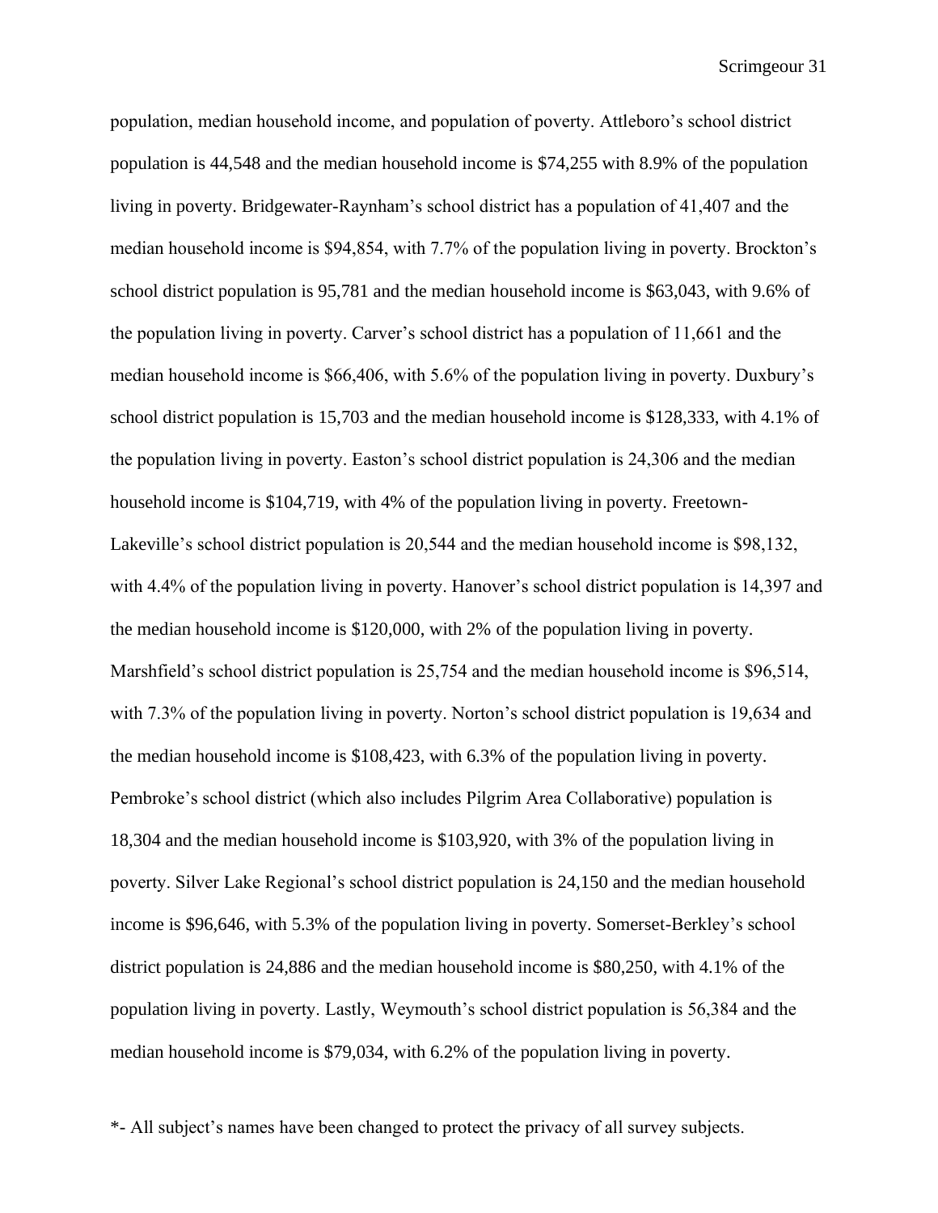population, median household income, and population of poverty. Attleboro's school district population is 44,548 and the median household income is $74,255 with 8.9% of the population living in poverty. Bridgewater-Raynham's school district has a population of 41,407 and the median household income is $94,854, with 7.7% of the population living in poverty. Brockton's school district population is 95,781 and the median household income is $63,043, with 9.6% of the population living in poverty. Carver's school district has a population of 11,661 and the median household income is $66,406, with 5.6% of the population living in poverty. Duxbury's school district population is 15,703 and the median household income is $128,333, with 4.1% of the population living in poverty. Easton's school district population is 24,306 and the median household income is $104,719, with 4% of the population living in poverty. Freetown-Lakeville's school district population is 20,544 and the median household income is $98,132, with 4.4% of the population living in poverty. Hanover's school district population is 14,397 and the median household income is $120,000, with 2% of the population living in poverty. Marshfield's school district population is 25,754 and the median household income is $96,514, with 7.3% of the population living in poverty. Norton's school district population is 19,634 and the median household income is $108,423, with 6.3% of the population living in poverty. Pembroke's school district (which also includes Pilgrim Area Collaborative) population is 18,304 and the median household income is $103,920, with 3% of the population living in poverty. Silver Lake Regional's school district population is 24,150 and the median household income is $96,646, with 5.3% of the population living in poverty. Somerset-Berkley's school district population is 24,886 and the median household income is $80,250, with 4.1% of the population living in poverty. Lastly, Weymouth's school district population is 56,384 and the median household income is $79,034, with 6.2% of the population living in poverty.

*- All subject's names have been changed to protect the privacy of all survey subjects.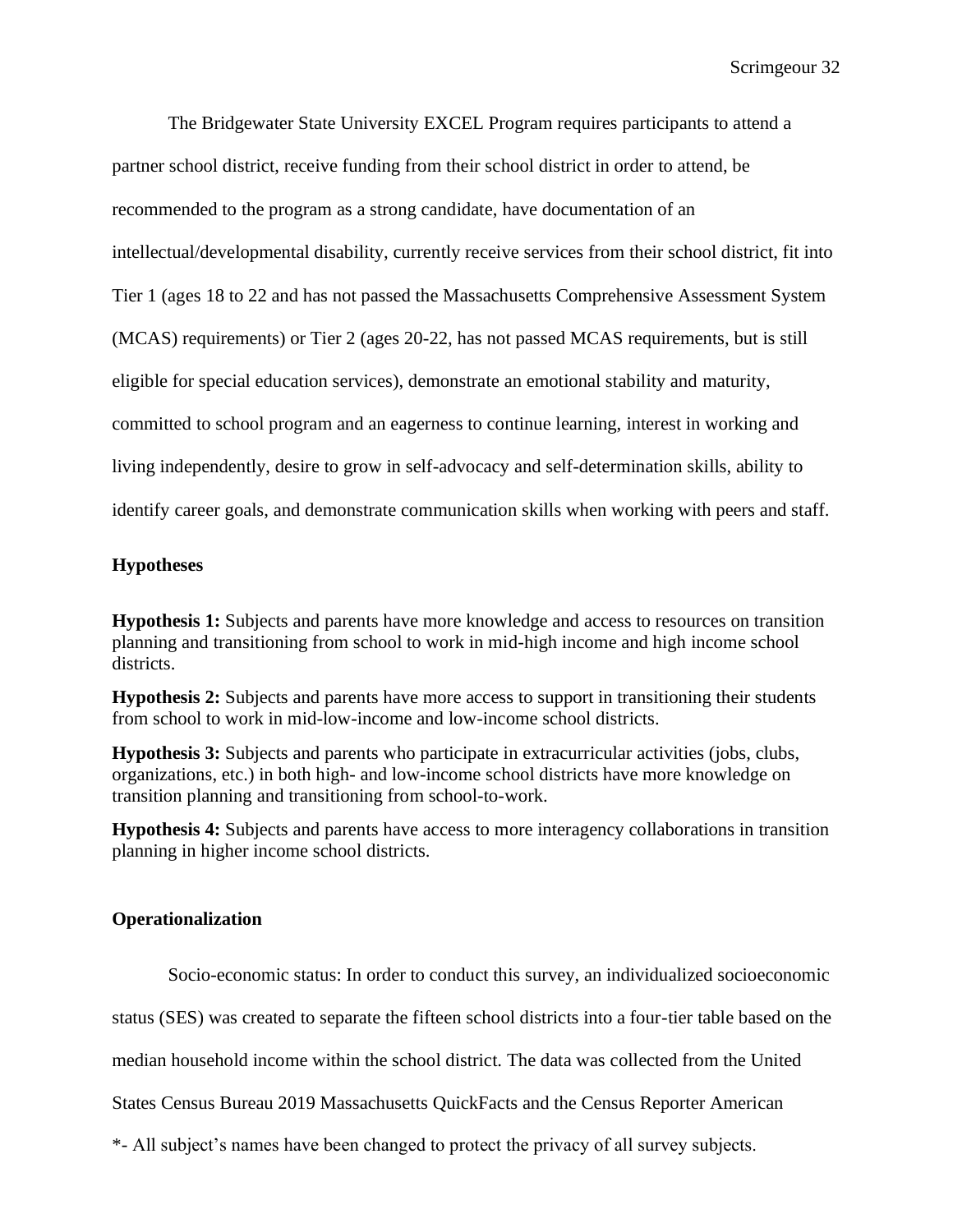The Bridgewater State University EXCEL Program requires participants to attend a partner school district, receive funding from their school district in order to attend, be recommended to the program as a strong candidate, have documentation of an intellectual/developmental disability, currently receive services from their school district, fit into Tier 1 (ages 18 to 22 and has not passed the Massachusetts Comprehensive Assessment System (MCAS) requirements) or Tier 2 (ages 20-22, has not passed MCAS requirements, but is still eligible for special education services), demonstrate an emotional stability and maturity, committed to school program and an eagerness to continue learning, interest in working and living independently, desire to grow in self-advocacy and self-determination skills, ability to identify career goals, and demonstrate communication skills when working with peers and staff.

### Hypotheses

**Hypothesis 1:** Subjects and parents have more knowledge and access to resources on transition planning and transitioning from school to work in mid-high income and high income school districts.

**Hypothesis 2:** Subjects and parents have more access to support in transitioning their students from school to work in mid-low-income and low-income school districts.

**Hypothesis 3:** Subjects and parents who participate in extracurricular activities (jobs, clubs, organizations, etc.) in both high- and low-income school districts have more knowledge on transition planning and transitioning from school-to-work.

**Hypothesis 4:** Subjects and parents have access to more interagency collaborations in transition planning in higher income school districts.

### Operationalization

Socio-economic status: In order to conduct this survey, an individualized socioeconomic status (SES) was created to separate the fifteen school districts into a four-tier table based on the median household income within the school district. The data was collected from the United States Census Bureau 2019 Massachusetts QuickFacts and the Census Reporter American

*- All subject's names have been changed to protect the privacy of all survey subjects.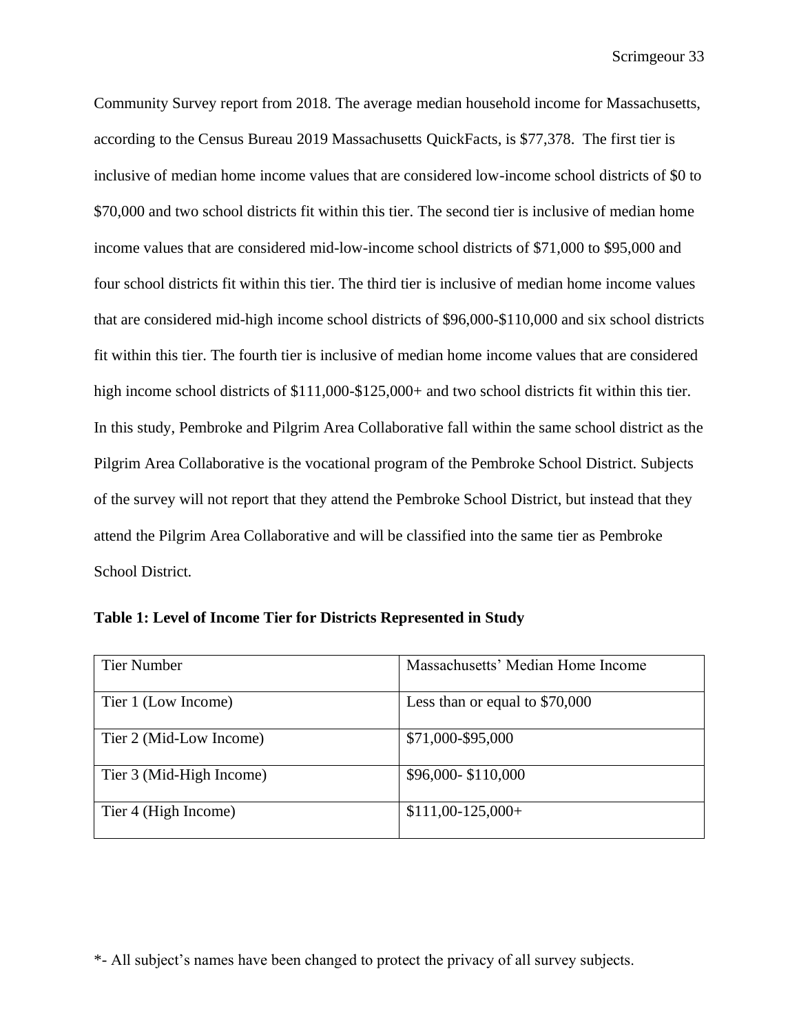Community Survey report from 2018. The average median household income for Massachusetts, according to the Census Bureau 2019 Massachusetts QuickFacts, is $77,378. The first tier is inclusive of median home income values that are considered low-income school districts of $0 to $70,000 and two school districts fit within this tier. The second tier is inclusive of median home income values that are considered mid-low-income school districts of $71,000 to $95,000 and four school districts fit within this tier. The third tier is inclusive of median home income values that are considered mid-high income school districts of $96,000-$110,000 and six school districts fit within this tier. The fourth tier is inclusive of median home income values that are considered high income school districts of $111,000-$125,000+ and two school districts fit within this tier. In this study, Pembroke and Pilgrim Area Collaborative fall within the same school district as the Pilgrim Area Collaborative is the vocational program of the Pembroke School District. Subjects of the survey will not report that they attend the Pembroke School District, but instead that they attend the Pilgrim Area Collaborative and will be classified into the same tier as Pembroke School District.

**Table 1: Level of Income Tier for Districts Represented in Study**

| Tier Number | Massachusetts' Median Home Income |
|---|---|
| Tier 1 (Low Income) | Less than or equal to $70,000 |
| Tier 2 (Mid-Low Income) | $71,000-$95,000 |
| Tier 3 (Mid-High Income) | $96,000- $110,000 |
| Tier 4 (High Income) | $111,00-125,000+ |

*- All subject's names have been changed to protect the privacy of all survey subjects.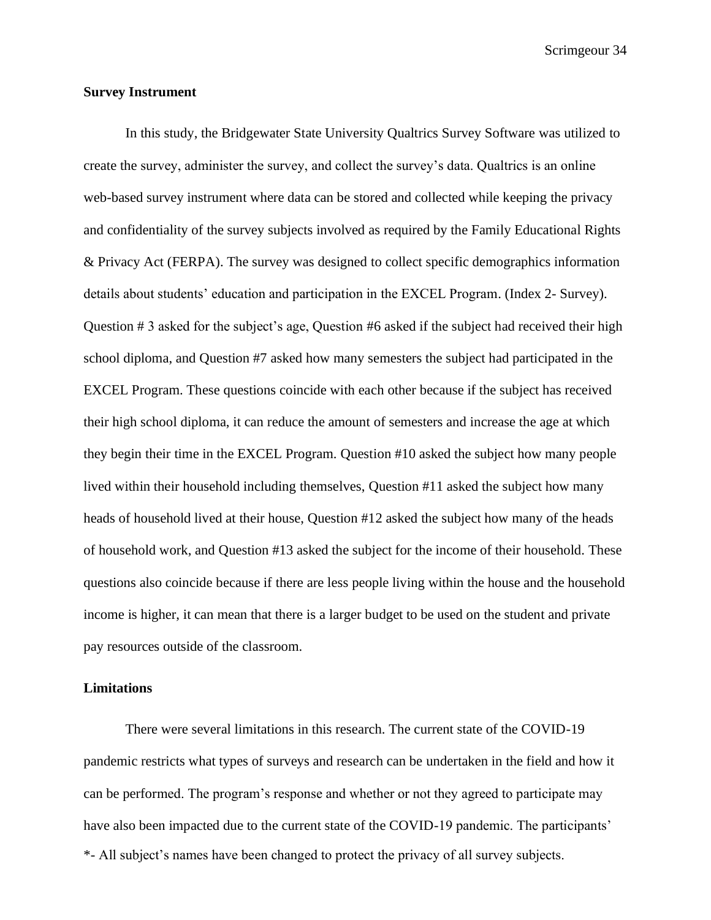**Survey Instrument**

In this study, the Bridgewater State University Qualtrics Survey Software was utilized to create the survey, administer the survey, and collect the survey's data. Qualtrics is an online web-based survey instrument where data can be stored and collected while keeping the privacy and confidentiality of the survey subjects involved as required by the Family Educational Rights & Privacy Act (FERPA). The survey was designed to collect specific demographics information details about students' education and participation in the EXCEL Program. (Index 2- Survey). Question # 3 asked for the subject's age, Question #6 asked if the subject had received their high school diploma, and Question #7 asked how many semesters the subject had participated in the EXCEL Program. These questions coincide with each other because if the subject has received their high school diploma, it can reduce the amount of semesters and increase the age at which they begin their time in the EXCEL Program. Question #10 asked the subject how many people lived within their household including themselves, Question #11 asked the subject how many heads of household lived at their house, Question #12 asked the subject how many of the heads of household work, and Question #13 asked the subject for the income of their household. These questions also coincide because if there are less people living within the house and the household income is higher, it can mean that there is a larger budget to be used on the student and private pay resources outside of the classroom.

**Limitations**

There were several limitations in this research. The current state of the COVID-19 pandemic restricts what types of surveys and research can be undertaken in the field and how it can be performed. The program's response and whether or not they agreed to participate may have also been impacted due to the current state of the COVID-19 pandemic. The participants'

*- All subject's names have been changed to protect the privacy of all survey subjects.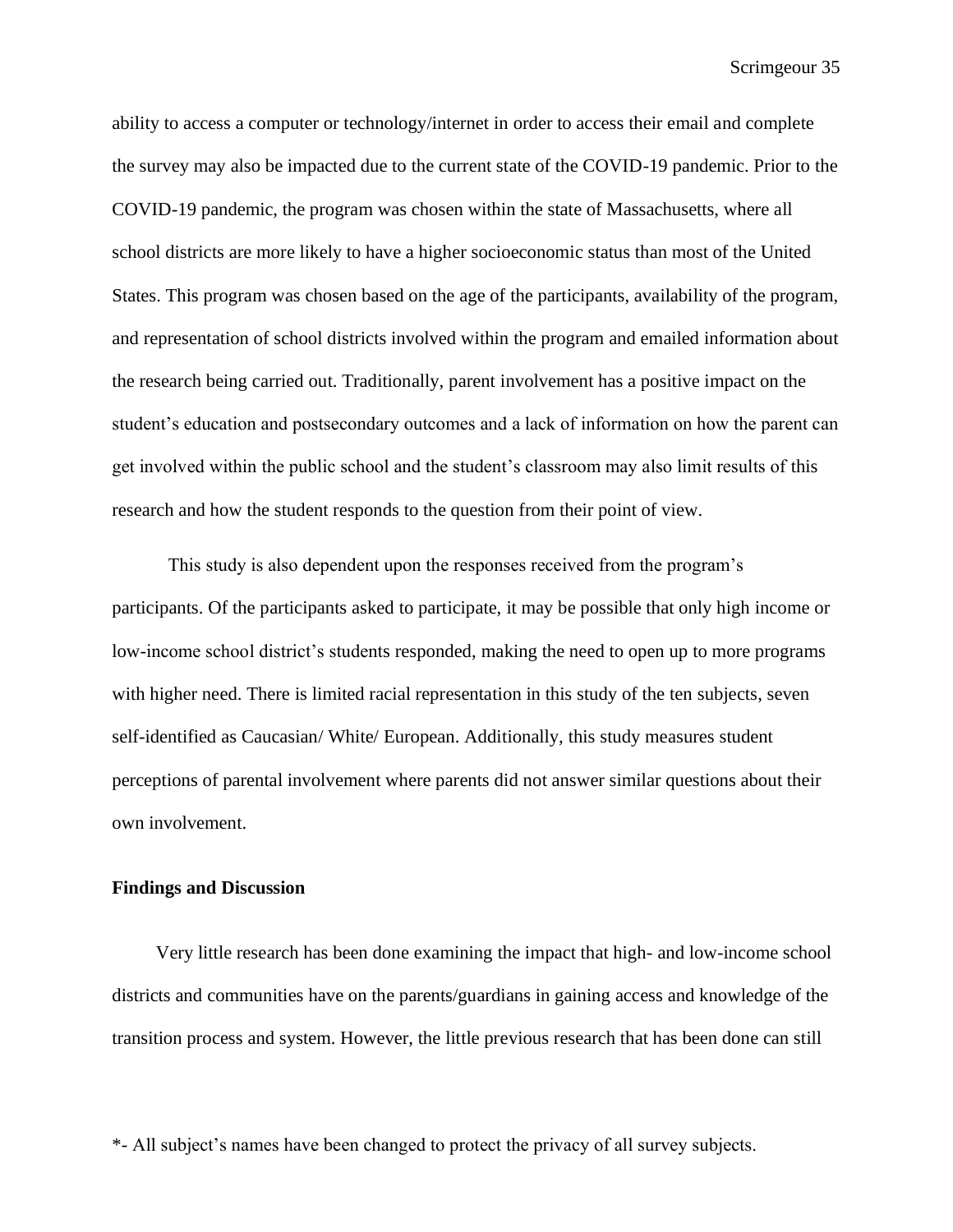ability to access a computer or technology/internet in order to access their email and complete the survey may also be impacted due to the current state of the COVID-19 pandemic. Prior to the COVID-19 pandemic, the program was chosen within the state of Massachusetts, where all school districts are more likely to have a higher socioeconomic status than most of the United States. This program was chosen based on the age of the participants, availability of the program, and representation of school districts involved within the program and emailed information about the research being carried out. Traditionally, parent involvement has a positive impact on the student's education and postsecondary outcomes and a lack of information on how the parent can get involved within the public school and the student's classroom may also limit results of this research and how the student responds to the question from their point of view.

This study is also dependent upon the responses received from the program's participants. Of the participants asked to participate, it may be possible that only high income or low-income school district's students responded, making the need to open up to more programs with higher need. There is limited racial representation in this study of the ten subjects, seven self-identified as Caucasian/ White/ European. Additionally, this study measures student perceptions of parental involvement where parents did not answer similar questions about their own involvement.

**Findings and Discussion**

Very little research has been done examining the impact that high- and low-income school districts and communities have on the parents/guardians in gaining access and knowledge of the transition process and system. However, the little previous research that has been done can still

*- All subject's names have been changed to protect the privacy of all survey subjects.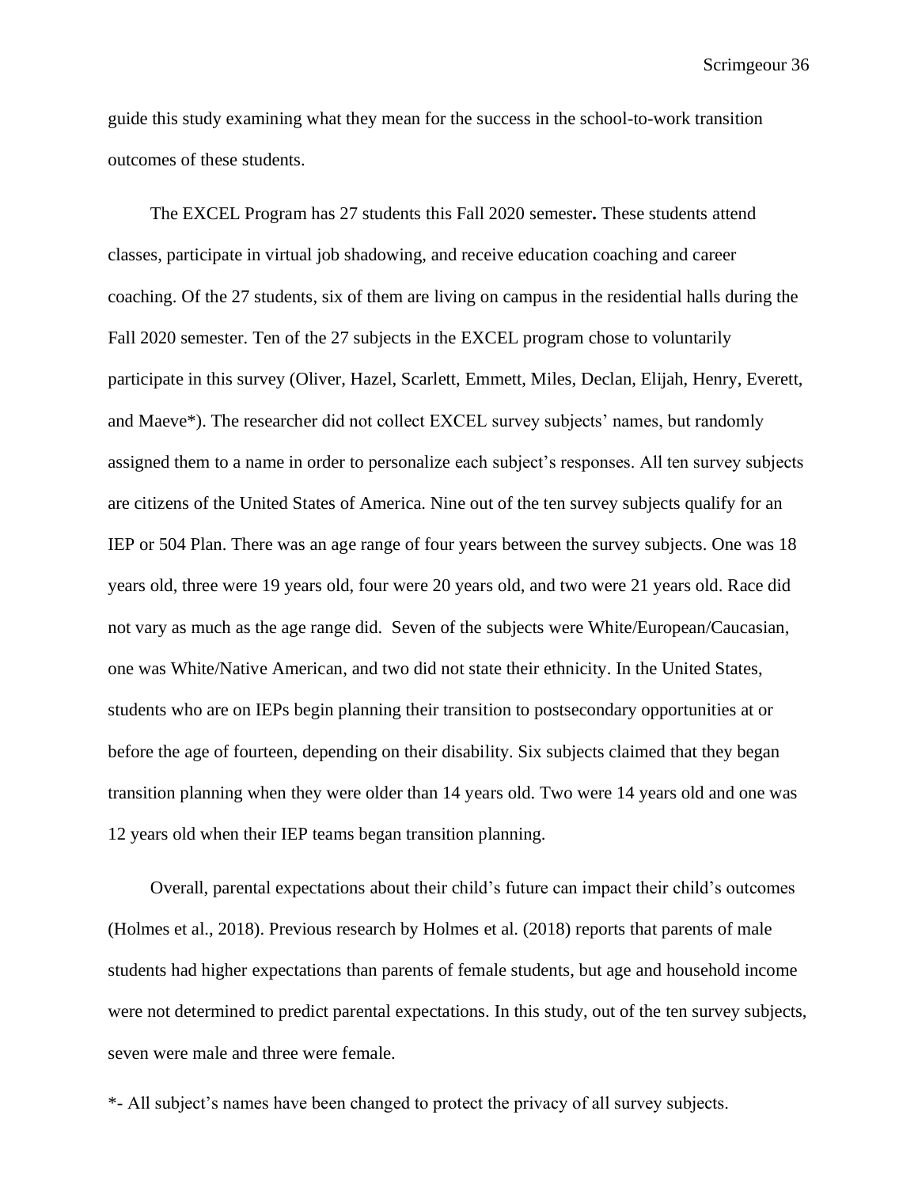guide this study examining what they mean for the success in the school-to-work transition outcomes of these students.

The EXCEL Program has 27 students this Fall 2020 semester**.** These students attend classes, participate in virtual job shadowing, and receive education coaching and career coaching. Of the 27 students, six of them are living on campus in the residential halls during the Fall 2020 semester. Ten of the 27 subjects in the EXCEL program chose to voluntarily participate in this survey (Oliver, Hazel, Scarlett, Emmett, Miles, Declan, Elijah, Henry, Everett, and Maeve*). The researcher did not collect EXCEL survey subjects' names, but randomly assigned them to a name in order to personalize each subject's responses. All ten survey subjects are citizens of the United States of America. Nine out of the ten survey subjects qualify for an IEP or 504 Plan. There was an age range of four years between the survey subjects. One was 18 years old, three were 19 years old, four were 20 years old, and two were 21 years old. Race did not vary as much as the age range did. Seven of the subjects were White/European/Caucasian, one was White/Native American, and two did not state their ethnicity. In the United States, students who are on IEPs begin planning their transition to postsecondary opportunities at or before the age of fourteen, depending on their disability. Six subjects claimed that they began transition planning when they were older than 14 years old. Two were 14 years old and one was 12 years old when their IEP teams began transition planning.

Overall, parental expectations about their child's future can impact their child's outcomes (Holmes et al., 2018). Previous research by Holmes et al. (2018) reports that parents of male students had higher expectations than parents of female students, but age and household income were not determined to predict parental expectations. In this study, out of the ten survey subjects, seven were male and three were female.

*- All subject's names have been changed to protect the privacy of all survey subjects.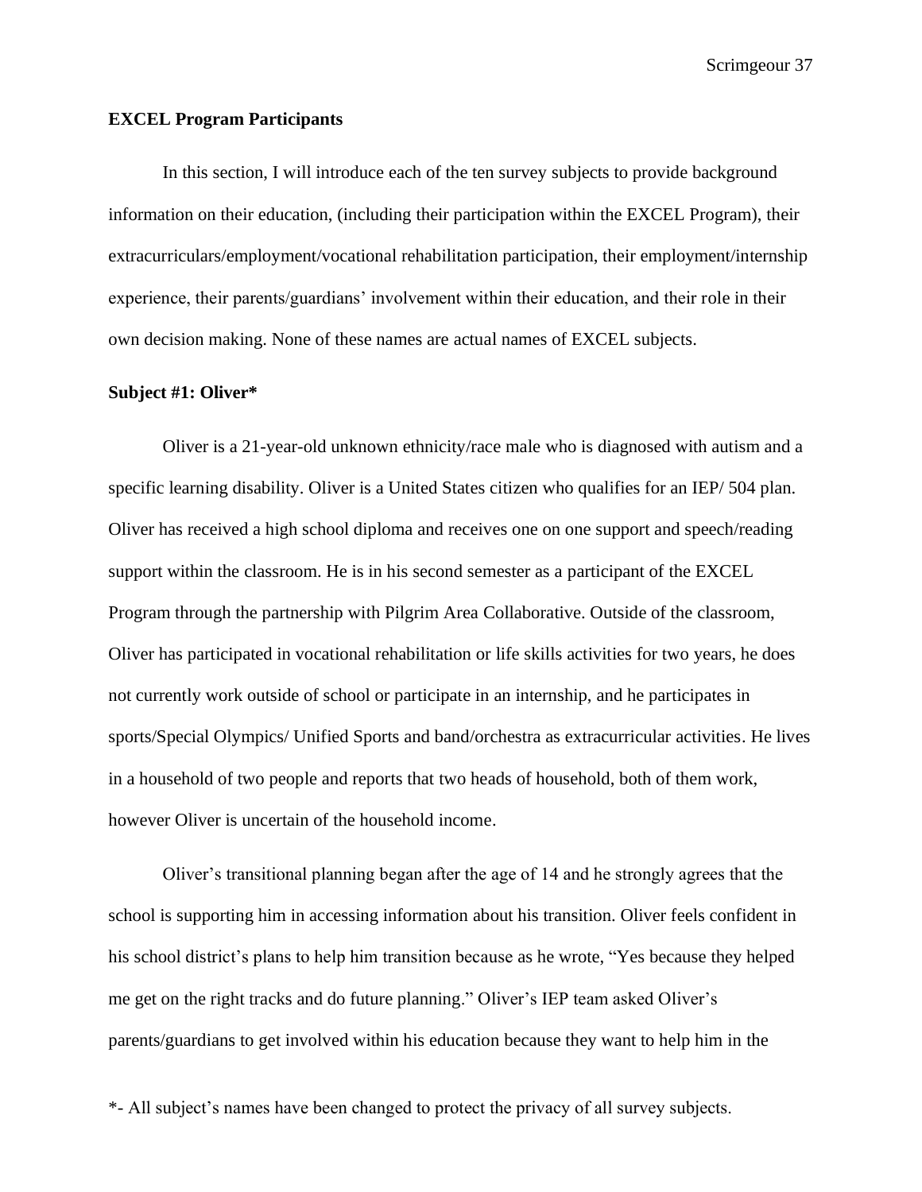**EXCEL Program Participants**

In this section, I will introduce each of the ten survey subjects to provide background information on their education, (including their participation within the EXCEL Program), their extracurriculars/employment/vocational rehabilitation participation, their employment/internship experience, their parents/guardians' involvement within their education, and their role in their own decision making. None of these names are actual names of EXCEL subjects.

**Subject #1: Oliver***

Oliver is a 21-year-old unknown ethnicity/race male who is diagnosed with autism and a specific learning disability. Oliver is a United States citizen who qualifies for an IEP/ 504 plan. Oliver has received a high school diploma and receives one on one support and speech/reading support within the classroom. He is in his second semester as a participant of the EXCEL Program through the partnership with Pilgrim Area Collaborative. Outside of the classroom, Oliver has participated in vocational rehabilitation or life skills activities for two years, he does not currently work outside of school or participate in an internship, and he participates in sports/Special Olympics/ Unified Sports and band/orchestra as extracurricular activities. He lives in a household of two people and reports that two heads of household, both of them work, however Oliver is uncertain of the household income.

Oliver's transitional planning began after the age of 14 and he strongly agrees that the school is supporting him in accessing information about his transition. Oliver feels confident in his school district's plans to help him transition because as he wrote, "Yes because they helped me get on the right tracks and do future planning." Oliver's IEP team asked Oliver's parents/guardians to get involved within his education because they want to help him in the

*- All subject's names have been changed to protect the privacy of all survey subjects.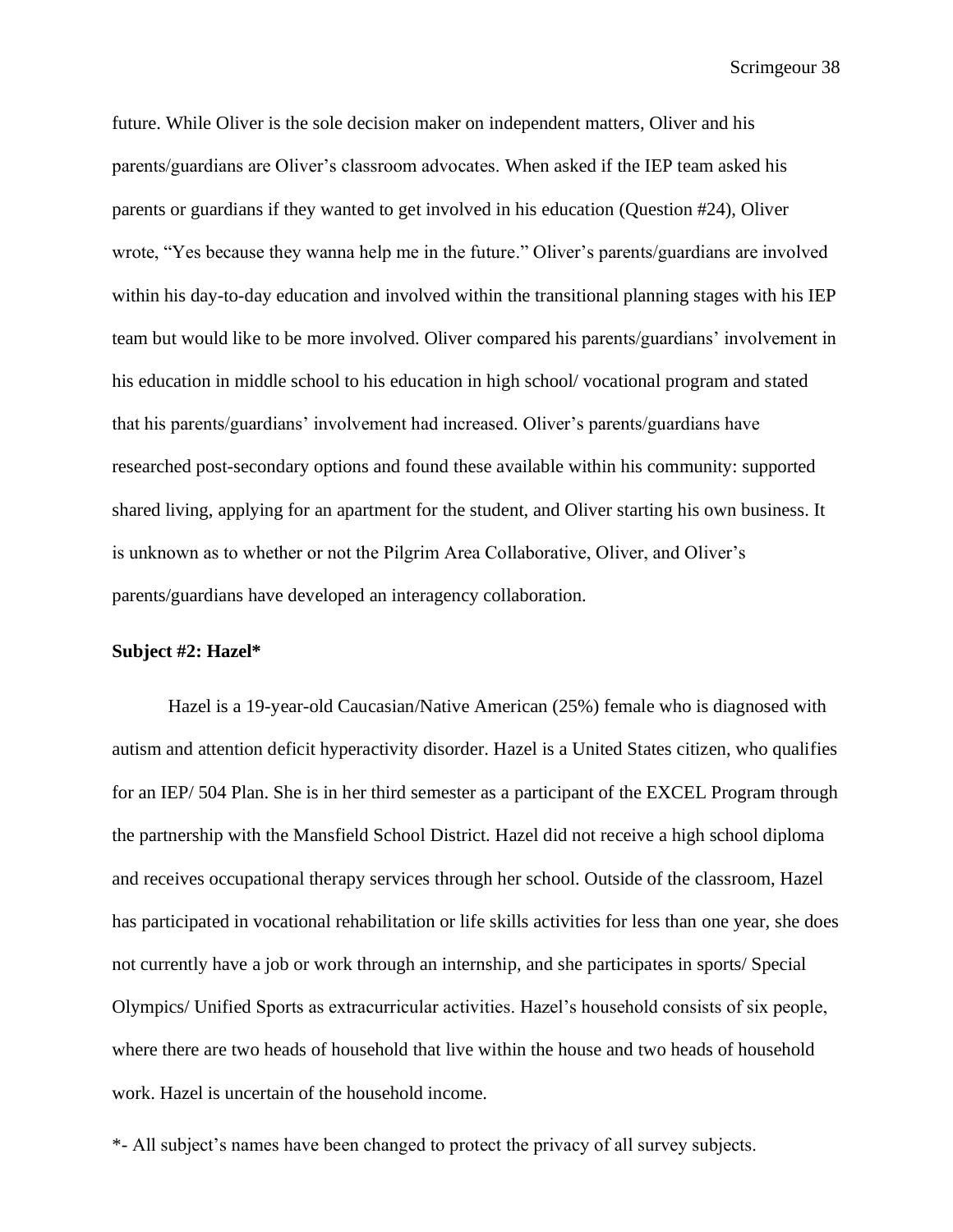future. While Oliver is the sole decision maker on independent matters, Oliver and his parents/guardians are Oliver's classroom advocates. When asked if the IEP team asked his parents or guardians if they wanted to get involved in his education (Question #24), Oliver wrote, "Yes because they wanna help me in the future." Oliver's parents/guardians are involved within his day-to-day education and involved within the transitional planning stages with his IEP team but would like to be more involved. Oliver compared his parents/guardians' involvement in his education in middle school to his education in high school/ vocational program and stated that his parents/guardians' involvement had increased. Oliver's parents/guardians have researched post-secondary options and found these available within his community: supported shared living, applying for an apartment for the student, and Oliver starting his own business. It is unknown as to whether or not the Pilgrim Area Collaborative, Oliver, and Oliver's parents/guardians have developed an interagency collaboration.

**Subject #2: Hazel***

Hazel is a 19-year-old Caucasian/Native American (25%) female who is diagnosed with autism and attention deficit hyperactivity disorder. Hazel is a United States citizen, who qualifies for an IEP/ 504 Plan. She is in her third semester as a participant of the EXCEL Program through the partnership with the Mansfield School District. Hazel did not receive a high school diploma and receives occupational therapy services through her school. Outside of the classroom, Hazel has participated in vocational rehabilitation or life skills activities for less than one year, she does not currently have a job or work through an internship, and she participates in sports/ Special Olympics/ Unified Sports as extracurricular activities. Hazel's household consists of six people, where there are two heads of household that live within the house and two heads of household work. Hazel is uncertain of the household income.

*- All subject's names have been changed to protect the privacy of all survey subjects.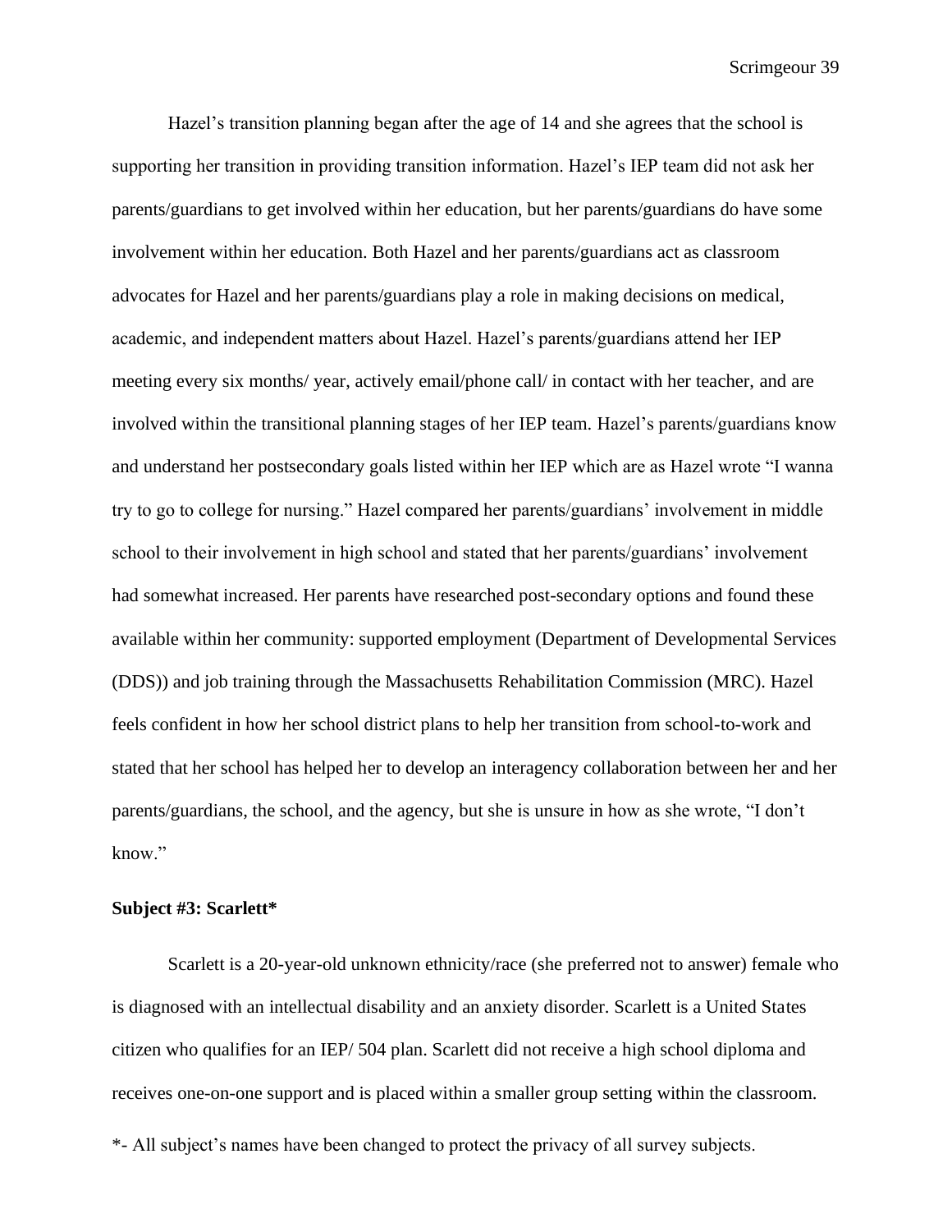Hazel's transition planning began after the age of 14 and she agrees that the school is supporting her transition in providing transition information. Hazel's IEP team did not ask her parents/guardians to get involved within her education, but her parents/guardians do have some involvement within her education. Both Hazel and her parents/guardians act as classroom advocates for Hazel and her parents/guardians play a role in making decisions on medical, academic, and independent matters about Hazel. Hazel's parents/guardians attend her IEP meeting every six months/ year, actively email/phone call/ in contact with her teacher, and are involved within the transitional planning stages of her IEP team. Hazel's parents/guardians know and understand her postsecondary goals listed within her IEP which are as Hazel wrote "I wanna try to go to college for nursing." Hazel compared her parents/guardians' involvement in middle school to their involvement in high school and stated that her parents/guardians' involvement had somewhat increased. Her parents have researched post-secondary options and found these available within her community: supported employment (Department of Developmental Services (DDS)) and job training through the Massachusetts Rehabilitation Commission (MRC). Hazel feels confident in how her school district plans to help her transition from school-to-work and stated that her school has helped her to develop an interagency collaboration between her and her parents/guardians, the school, and the agency, but she is unsure in how as she wrote, "I don't know."

### Subject #3: Scarlett*

Scarlett is a 20-year-old unknown ethnicity/race (she preferred not to answer) female who is diagnosed with an intellectual disability and an anxiety disorder. Scarlett is a United States citizen who qualifies for an IEP/ 504 plan. Scarlett did not receive a high school diploma and receives one-on-one support and is placed within a smaller group setting within the classroom.

*- All subject's names have been changed to protect the privacy of all survey subjects.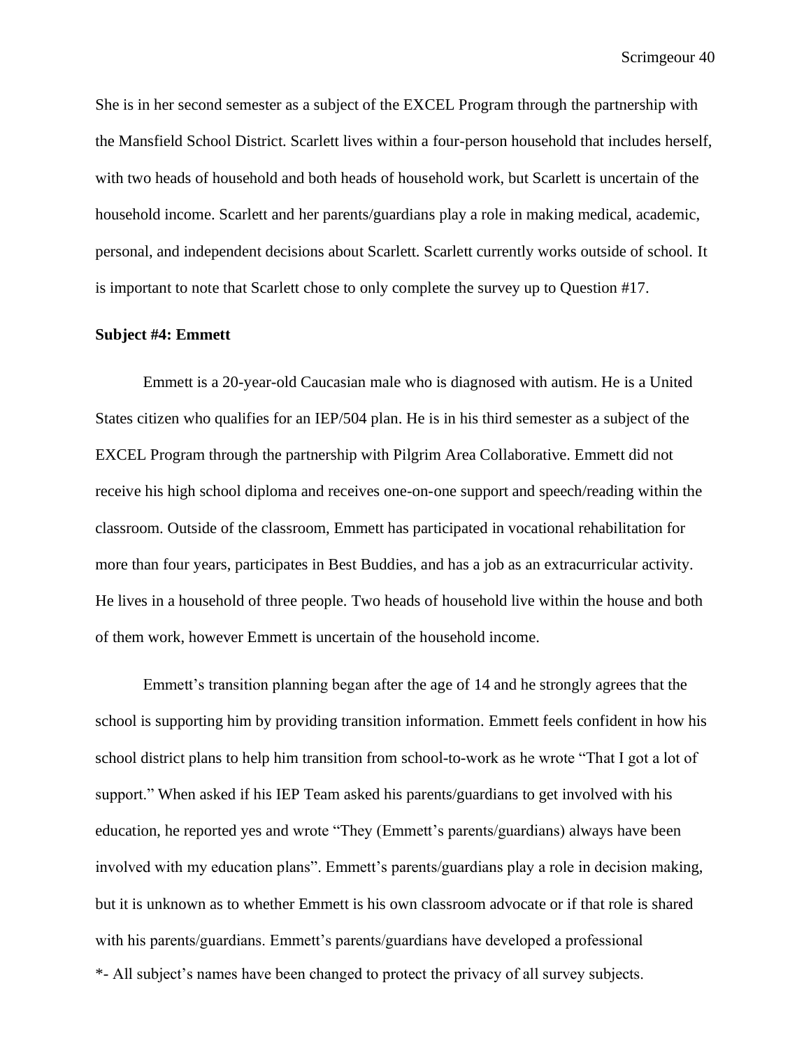She is in her second semester as a subject of the EXCEL Program through the partnership with the Mansfield School District. Scarlett lives within a four-person household that includes herself, with two heads of household and both heads of household work, but Scarlett is uncertain of the household income. Scarlett and her parents/guardians play a role in making medical, academic, personal, and independent decisions about Scarlett. Scarlett currently works outside of school. It is important to note that Scarlett chose to only complete the survey up to Question #17.

**Subject #4: Emmett**

Emmett is a 20-year-old Caucasian male who is diagnosed with autism. He is a United States citizen who qualifies for an IEP/504 plan. He is in his third semester as a subject of the EXCEL Program through the partnership with Pilgrim Area Collaborative. Emmett did not receive his high school diploma and receives one-on-one support and speech/reading within the classroom. Outside of the classroom, Emmett has participated in vocational rehabilitation for more than four years, participates in Best Buddies, and has a job as an extracurricular activity. He lives in a household of three people. Two heads of household live within the house and both of them work, however Emmett is uncertain of the household income.

Emmett's transition planning began after the age of 14 and he strongly agrees that the school is supporting him by providing transition information. Emmett feels confident in how his school district plans to help him transition from school-to-work as he wrote "That I got a lot of support." When asked if his IEP Team asked his parents/guardians to get involved with his education, he reported yes and wrote "They (Emmett's parents/guardians) always have been involved with my education plans". Emmett's parents/guardians play a role in decision making, but it is unknown as to whether Emmett is his own classroom advocate or if that role is shared with his parents/guardians. Emmett's parents/guardians have developed a professional

*- All subject's names have been changed to protect the privacy of all survey subjects.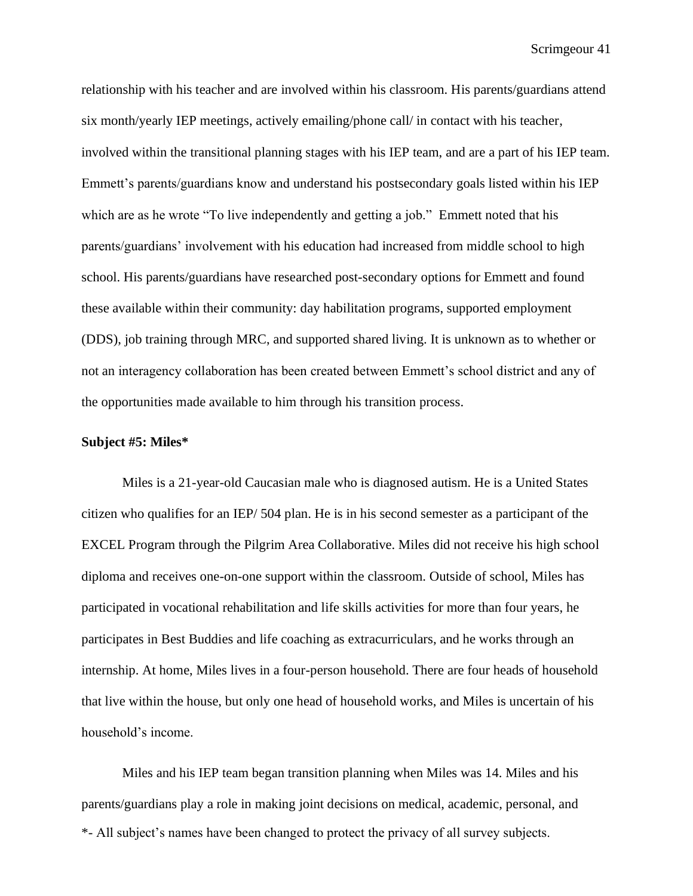relationship with his teacher and are involved within his classroom. His parents/guardians attend six month/yearly IEP meetings, actively emailing/phone call/ in contact with his teacher, involved within the transitional planning stages with his IEP team, and are a part of his IEP team. Emmett's parents/guardians know and understand his postsecondary goals listed within his IEP which are as he wrote "To live independently and getting a job." Emmett noted that his parents/guardians' involvement with his education had increased from middle school to high school. His parents/guardians have researched post-secondary options for Emmett and found these available within their community: day habilitation programs, supported employment (DDS), job training through MRC, and supported shared living. It is unknown as to whether or not an interagency collaboration has been created between Emmett's school district and any of the opportunities made available to him through his transition process.

**Subject #5: Miles***

Miles is a 21-year-old Caucasian male who is diagnosed autism. He is a United States citizen who qualifies for an IEP/ 504 plan. He is in his second semester as a participant of the EXCEL Program through the Pilgrim Area Collaborative. Miles did not receive his high school diploma and receives one-on-one support within the classroom. Outside of school, Miles has participated in vocational rehabilitation and life skills activities for more than four years, he participates in Best Buddies and life coaching as extracurriculars, and he works through an internship. At home, Miles lives in a four-person household. There are four heads of household that live within the house, but only one head of household works, and Miles is uncertain of his household's income.

Miles and his IEP team began transition planning when Miles was 14. Miles and his parents/guardians play a role in making joint decisions on medical, academic, personal, and

*- All subject's names have been changed to protect the privacy of all survey subjects.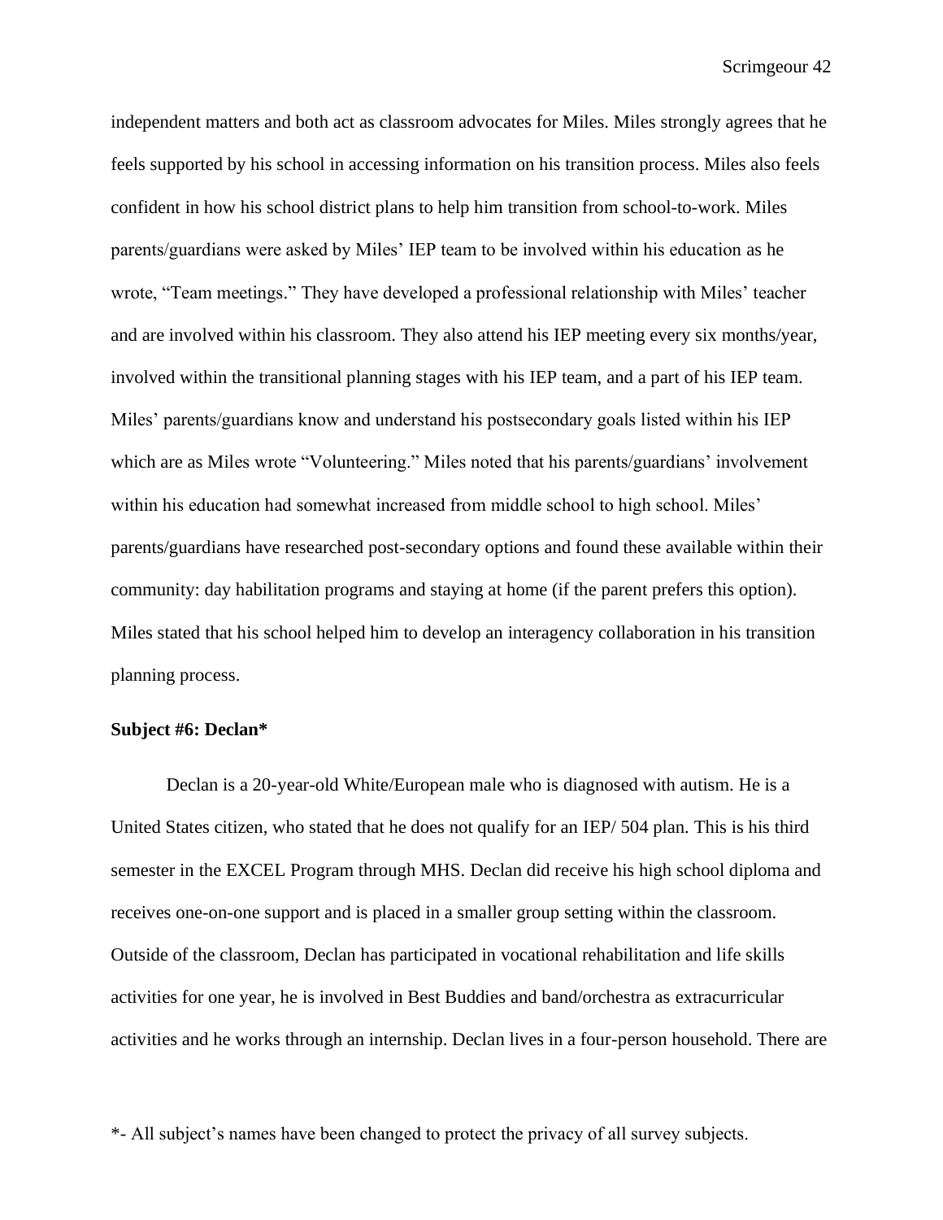independent matters and both act as classroom advocates for Miles. Miles strongly agrees that he feels supported by his school in accessing information on his transition process. Miles also feels confident in how his school district plans to help him transition from school-to-work. Miles parents/guardians were asked by Miles' IEP team to be involved within his education as he wrote, "Team meetings." They have developed a professional relationship with Miles' teacher and are involved within his classroom. They also attend his IEP meeting every six months/year, involved within the transitional planning stages with his IEP team, and a part of his IEP team. Miles' parents/guardians know and understand his postsecondary goals listed within his IEP which are as Miles wrote "Volunteering." Miles noted that his parents/guardians' involvement within his education had somewhat increased from middle school to high school. Miles' parents/guardians have researched post-secondary options and found these available within their community: day habilitation programs and staying at home (if the parent prefers this option). Miles stated that his school helped him to develop an interagency collaboration in his transition planning process.

**Subject #6: Declan***

Declan is a 20-year-old White/European male who is diagnosed with autism. He is a United States citizen, who stated that he does not qualify for an IEP/ 504 plan. This is his third semester in the EXCEL Program through MHS. Declan did receive his high school diploma and receives one-on-one support and is placed in a smaller group setting within the classroom. Outside of the classroom, Declan has participated in vocational rehabilitation and life skills activities for one year, he is involved in Best Buddies and band/orchestra as extracurricular activities and he works through an internship. Declan lives in a four-person household. There are

*- All subject's names have been changed to protect the privacy of all survey subjects.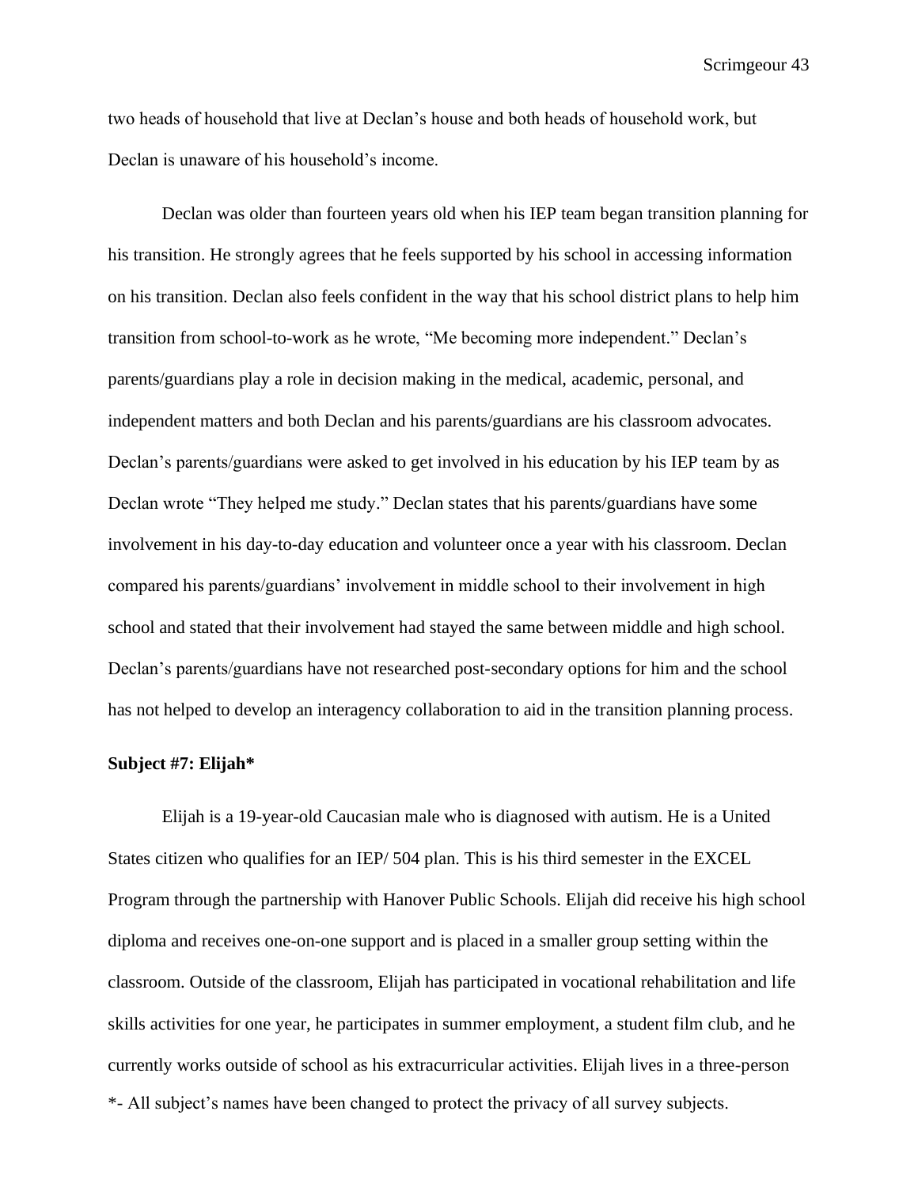two heads of household that live at Declan's house and both heads of household work, but Declan is unaware of his household's income.

Declan was older than fourteen years old when his IEP team began transition planning for his transition. He strongly agrees that he feels supported by his school in accessing information on his transition. Declan also feels confident in the way that his school district plans to help him transition from school-to-work as he wrote, "Me becoming more independent." Declan's parents/guardians play a role in decision making in the medical, academic, personal, and independent matters and both Declan and his parents/guardians are his classroom advocates. Declan's parents/guardians were asked to get involved in his education by his IEP team by as Declan wrote "They helped me study." Declan states that his parents/guardians have some involvement in his day-to-day education and volunteer once a year with his classroom. Declan compared his parents/guardians' involvement in middle school to their involvement in high school and stated that their involvement had stayed the same between middle and high school. Declan's parents/guardians have not researched post-secondary options for him and the school has not helped to develop an interagency collaboration to aid in the transition planning process.

**Subject #7: Elijah***

Elijah is a 19-year-old Caucasian male who is diagnosed with autism. He is a United States citizen who qualifies for an IEP/ 504 plan. This is his third semester in the EXCEL Program through the partnership with Hanover Public Schools. Elijah did receive his high school diploma and receives one-on-one support and is placed in a smaller group setting within the classroom. Outside of the classroom, Elijah has participated in vocational rehabilitation and life skills activities for one year, he participates in summer employment, a student film club, and he currently works outside of school as his extracurricular activities. Elijah lives in a three-person

*- All subject's names have been changed to protect the privacy of all survey subjects.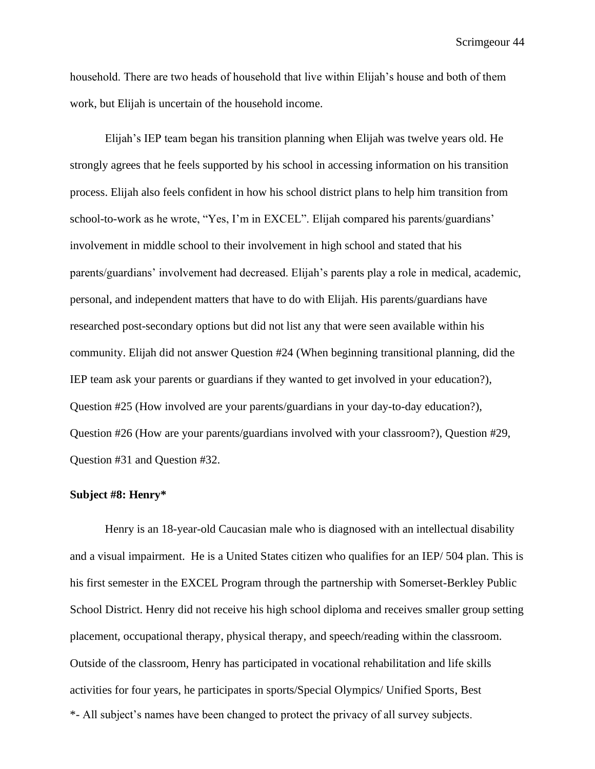household. There are two heads of household that live within Elijah's house and both of them work, but Elijah is uncertain of the household income.

Elijah's IEP team began his transition planning when Elijah was twelve years old. He strongly agrees that he feels supported by his school in accessing information on his transition process. Elijah also feels confident in how his school district plans to help him transition from school-to-work as he wrote, "Yes, I'm in EXCEL". Elijah compared his parents/guardians' involvement in middle school to their involvement in high school and stated that his parents/guardians' involvement had decreased. Elijah's parents play a role in medical, academic, personal, and independent matters that have to do with Elijah. His parents/guardians have researched post-secondary options but did not list any that were seen available within his community. Elijah did not answer Question #24 (When beginning transitional planning, did the IEP team ask your parents or guardians if they wanted to get involved in your education?), Question #25 (How involved are your parents/guardians in your day-to-day education?), Question #26 (How are your parents/guardians involved with your classroom?), Question #29, Question #31 and Question #32.

**Subject #8: Henry***

Henry is an 18-year-old Caucasian male who is diagnosed with an intellectual disability and a visual impairment. He is a United States citizen who qualifies for an IEP/ 504 plan. This is his first semester in the EXCEL Program through the partnership with Somerset-Berkley Public School District. Henry did not receive his high school diploma and receives smaller group setting placement, occupational therapy, physical therapy, and speech/reading within the classroom. Outside of the classroom, Henry has participated in vocational rehabilitation and life skills activities for four years, he participates in sports/Special Olympics/ Unified Sports, Best

*- All subject's names have been changed to protect the privacy of all survey subjects.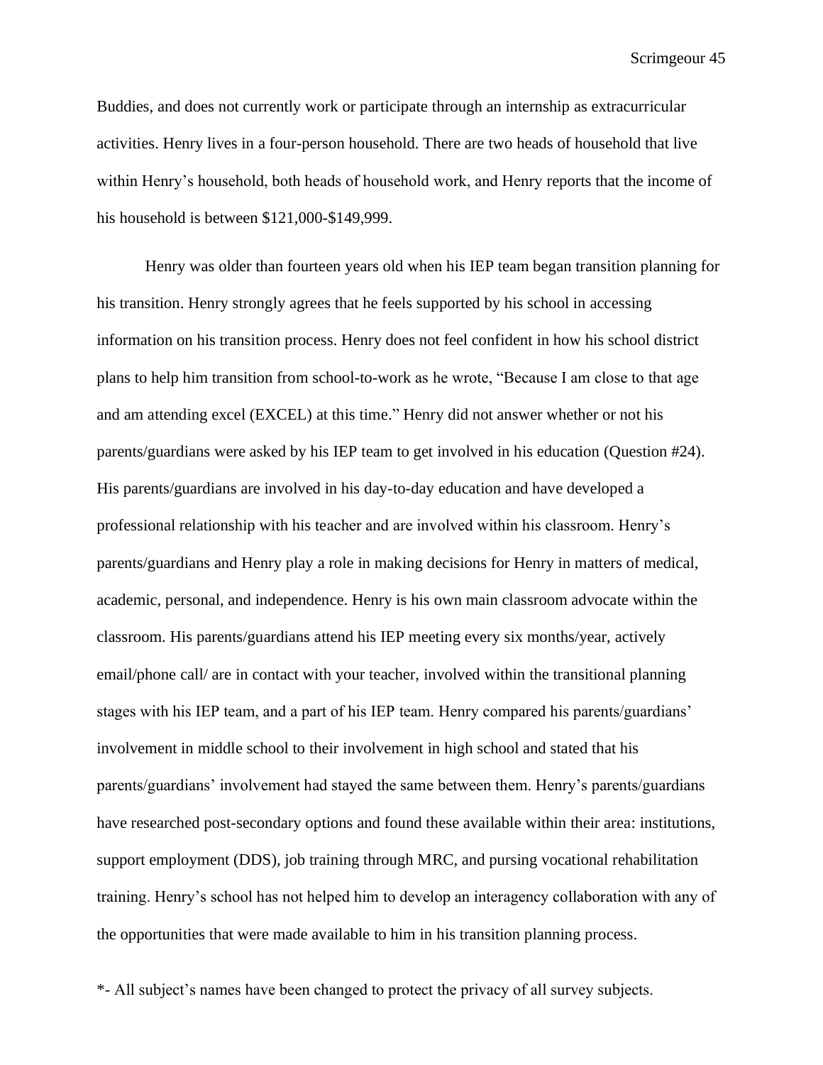Buddies, and does not currently work or participate through an internship as extracurricular activities. Henry lives in a four-person household. There are two heads of household that live within Henry's household, both heads of household work, and Henry reports that the income of his household is between $121,000-$149,999.

Henry was older than fourteen years old when his IEP team began transition planning for his transition. Henry strongly agrees that he feels supported by his school in accessing information on his transition process. Henry does not feel confident in how his school district plans to help him transition from school-to-work as he wrote, "Because I am close to that age and am attending excel (EXCEL) at this time." Henry did not answer whether or not his parents/guardians were asked by his IEP team to get involved in his education (Question #24). His parents/guardians are involved in his day-to-day education and have developed a professional relationship with his teacher and are involved within his classroom. Henry's parents/guardians and Henry play a role in making decisions for Henry in matters of medical, academic, personal, and independence. Henry is his own main classroom advocate within the classroom. His parents/guardians attend his IEP meeting every six months/year, actively email/phone call/ are in contact with your teacher, involved within the transitional planning stages with his IEP team, and a part of his IEP team. Henry compared his parents/guardians' involvement in middle school to their involvement in high school and stated that his parents/guardians' involvement had stayed the same between them. Henry's parents/guardians have researched post-secondary options and found these available within their area: institutions, support employment (DDS), job training through MRC, and pursing vocational rehabilitation training. Henry's school has not helped him to develop an interagency collaboration with any of the opportunities that were made available to him in his transition planning process.

*- All subject's names have been changed to protect the privacy of all survey subjects.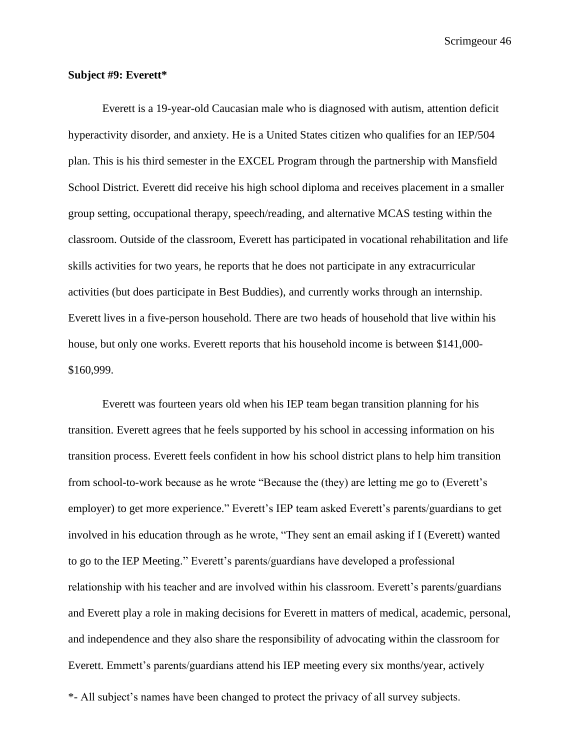**Subject #9: Everett***

Everett is a 19-year-old Caucasian male who is diagnosed with autism, attention deficit hyperactivity disorder, and anxiety. He is a United States citizen who qualifies for an IEP/504 plan. This is his third semester in the EXCEL Program through the partnership with Mansfield School District. Everett did receive his high school diploma and receives placement in a smaller group setting, occupational therapy, speech/reading, and alternative MCAS testing within the classroom. Outside of the classroom, Everett has participated in vocational rehabilitation and life skills activities for two years, he reports that he does not participate in any extracurricular activities (but does participate in Best Buddies), and currently works through an internship. Everett lives in a five-person household. There are two heads of household that live within his house, but only one works. Everett reports that his household income is between $141,000-$160,999.

Everett was fourteen years old when his IEP team began transition planning for his transition. Everett agrees that he feels supported by his school in accessing information on his transition process. Everett feels confident in how his school district plans to help him transition from school-to-work because as he wrote "Because the (they) are letting me go to (Everett's employer) to get more experience." Everett's IEP team asked Everett's parents/guardians to get involved in his education through as he wrote, "They sent an email asking if I (Everett) wanted to go to the IEP Meeting." Everett's parents/guardians have developed a professional relationship with his teacher and are involved within his classroom. Everett's parents/guardians and Everett play a role in making decisions for Everett in matters of medical, academic, personal, and independence and they also share the responsibility of advocating within the classroom for Everett. Emmett's parents/guardians attend his IEP meeting every six months/year, actively

*- All subject's names have been changed to protect the privacy of all survey subjects.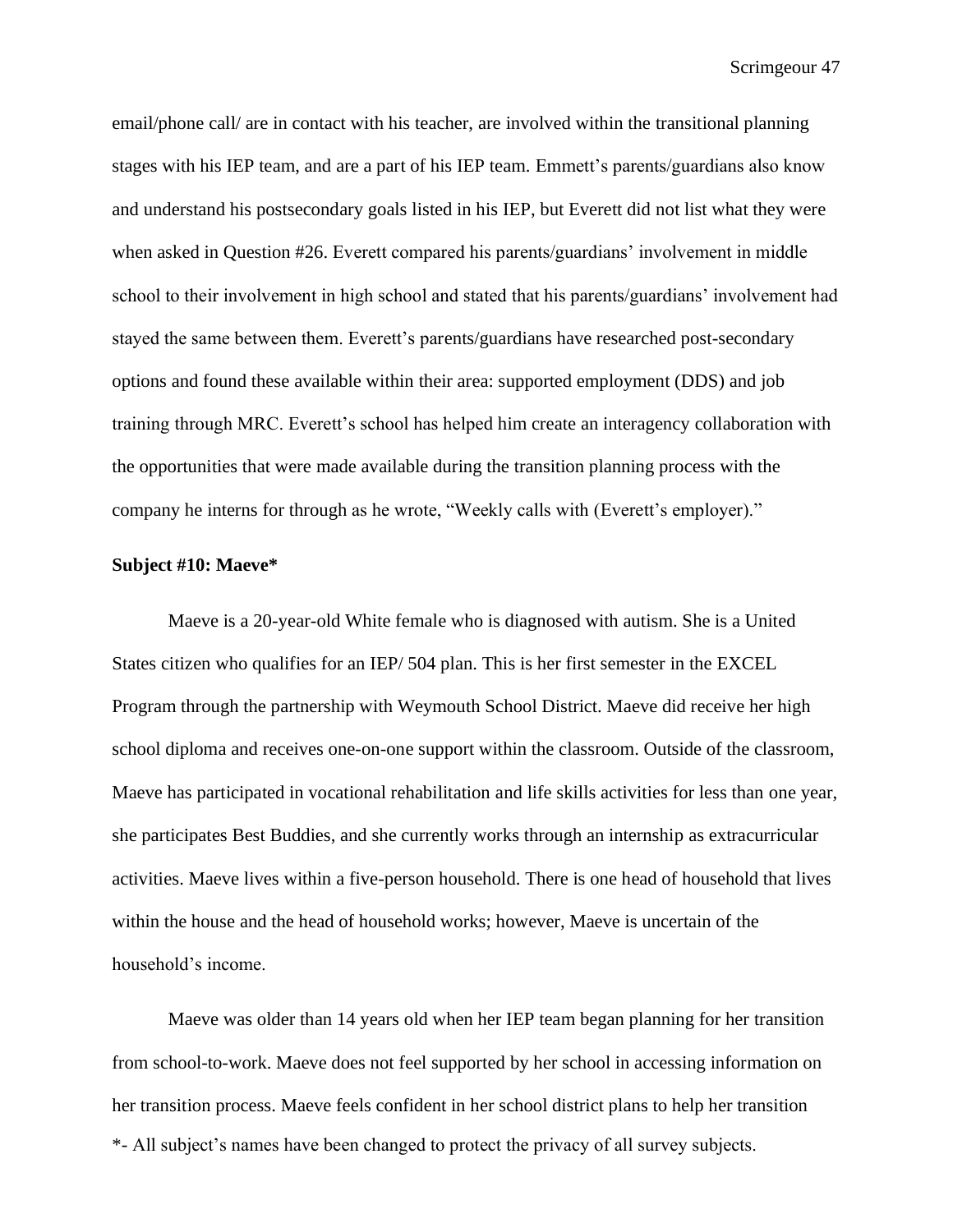email/phone call/ are in contact with his teacher, are involved within the transitional planning stages with his IEP team, and are a part of his IEP team. Emmett's parents/guardians also know and understand his postsecondary goals listed in his IEP, but Everett did not list what they were when asked in Question #26. Everett compared his parents/guardians' involvement in middle school to their involvement in high school and stated that his parents/guardians' involvement had stayed the same between them. Everett's parents/guardians have researched post-secondary options and found these available within their area: supported employment (DDS) and job training through MRC. Everett's school has helped him create an interagency collaboration with the opportunities that were made available during the transition planning process with the company he interns for through as he wrote, "Weekly calls with (Everett's employer)."

**Subject #10: Maeve***

Maeve is a 20-year-old White female who is diagnosed with autism. She is a United States citizen who qualifies for an IEP/ 504 plan. This is her first semester in the EXCEL Program through the partnership with Weymouth School District. Maeve did receive her high school diploma and receives one-on-one support within the classroom. Outside of the classroom, Maeve has participated in vocational rehabilitation and life skills activities for less than one year, she participates Best Buddies, and she currently works through an internship as extracurricular activities. Maeve lives within a five-person household. There is one head of household that lives within the house and the head of household works; however, Maeve is uncertain of the household's income.

Maeve was older than 14 years old when her IEP team began planning for her transition from school-to-work. Maeve does not feel supported by her school in accessing information on her transition process. Maeve feels confident in her school district plans to help her transition

*- All subject's names have been changed to protect the privacy of all survey subjects.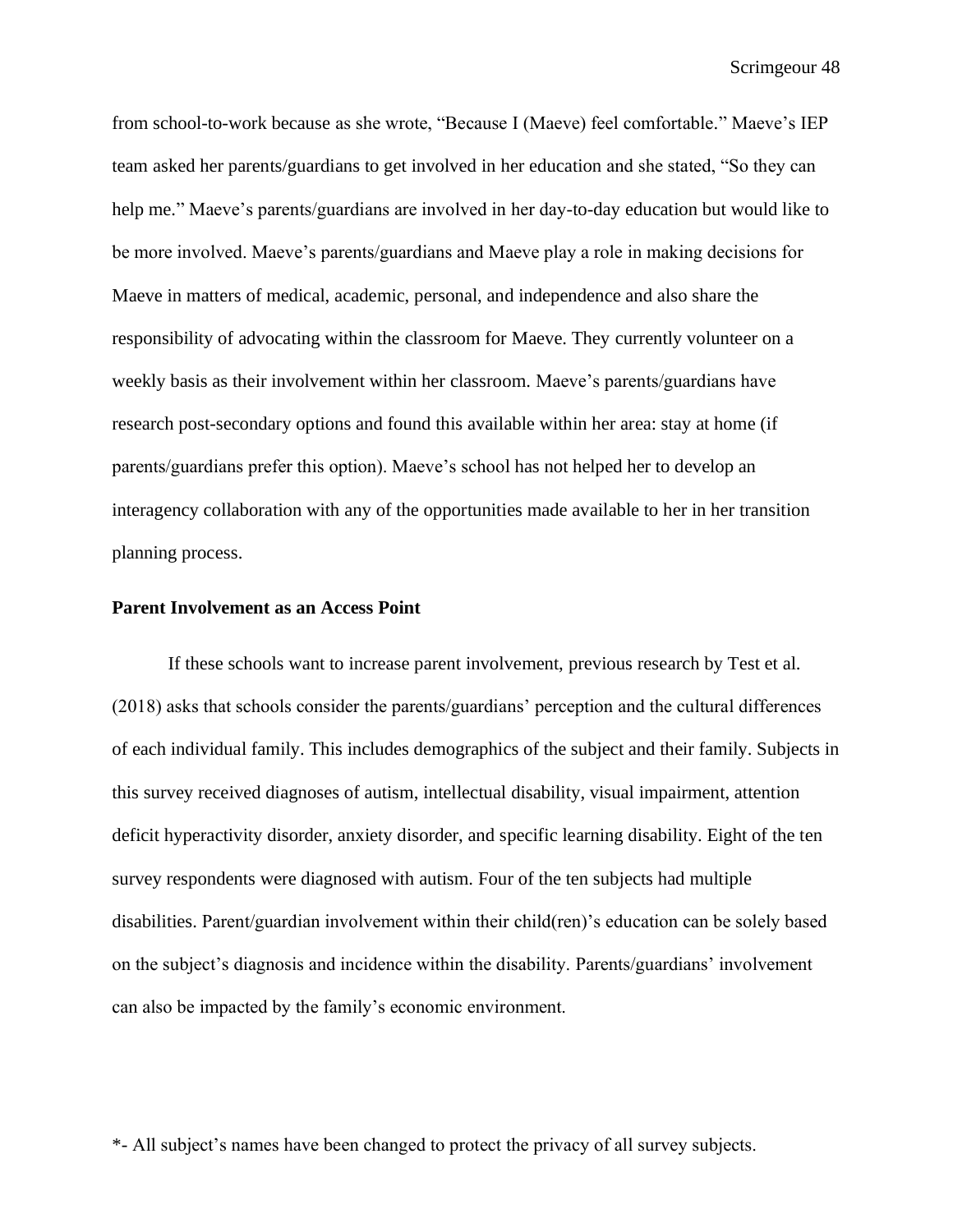from school-to-work because as she wrote, "Because I (Maeve) feel comfortable." Maeve's IEP team asked her parents/guardians to get involved in her education and she stated, "So they can help me." Maeve's parents/guardians are involved in her day-to-day education but would like to be more involved. Maeve's parents/guardians and Maeve play a role in making decisions for Maeve in matters of medical, academic, personal, and independence and also share the responsibility of advocating within the classroom for Maeve. They currently volunteer on a weekly basis as their involvement within her classroom. Maeve's parents/guardians have research post-secondary options and found this available within her area: stay at home (if parents/guardians prefer this option). Maeve's school has not helped her to develop an interagency collaboration with any of the opportunities made available to her in her transition planning process.

**Parent Involvement as an Access Point**

If these schools want to increase parent involvement, previous research by Test et al. (2018) asks that schools consider the parents/guardians' perception and the cultural differences of each individual family. This includes demographics of the subject and their family. Subjects in this survey received diagnoses of autism, intellectual disability, visual impairment, attention deficit hyperactivity disorder, anxiety disorder, and specific learning disability. Eight of the ten survey respondents were diagnosed with autism. Four of the ten subjects had multiple disabilities. Parent/guardian involvement within their child(ren)'s education can be solely based on the subject's diagnosis and incidence within the disability. Parents/guardians' involvement can also be impacted by the family's economic environment.

*- All subject's names have been changed to protect the privacy of all survey subjects.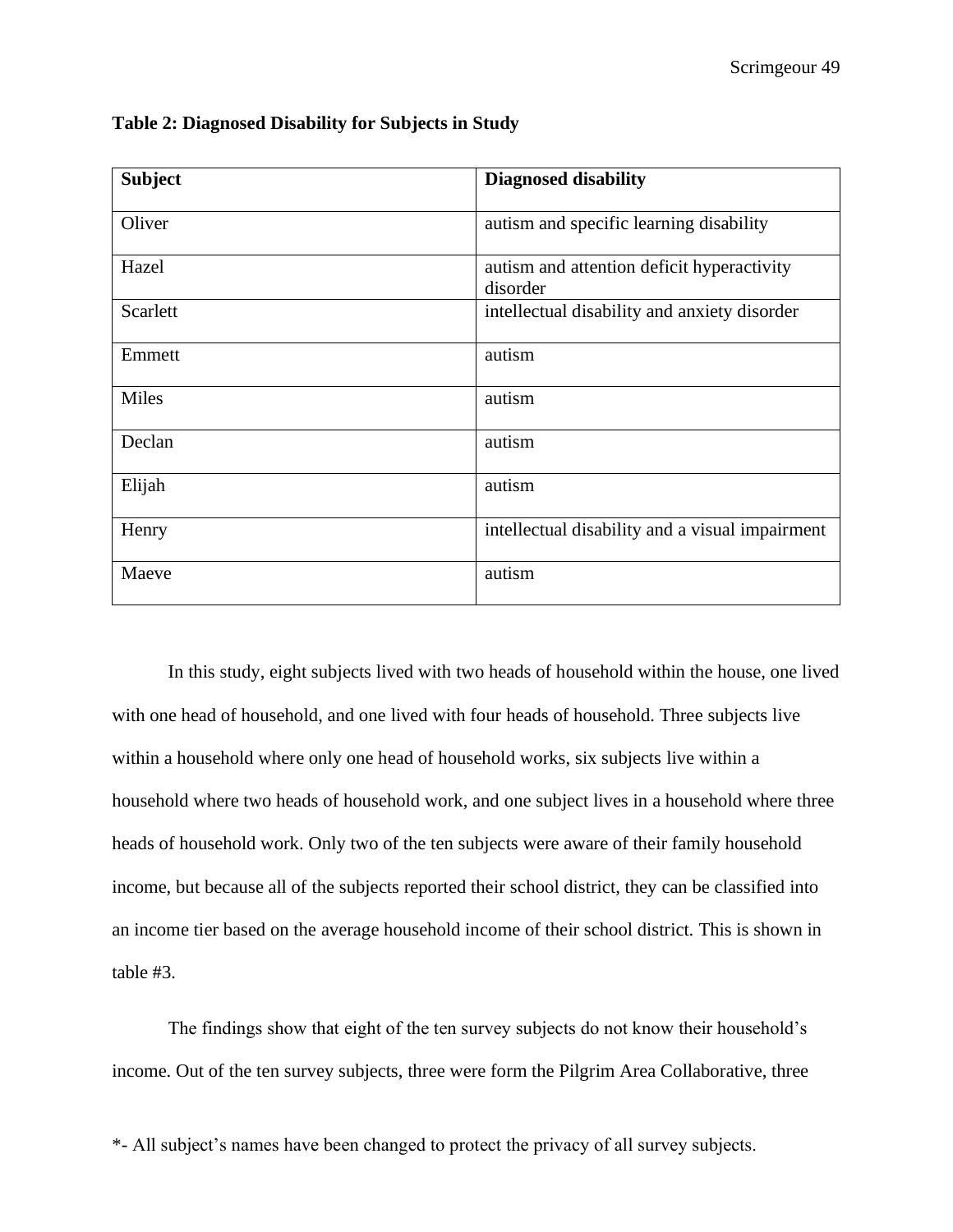**Table 2: Diagnosed Disability for Subjects in Study**

| Subject | Diagnosed disability |
|---|---|
| Oliver | autism and specific learning disability |
| Hazel | autism and attention deficit hyperactivity disorder |
| Scarlett | intellectual disability and anxiety disorder |
| Emmett | autism |
| Miles | autism |
| Declan | autism |
| Elijah | autism |
| Henry | intellectual disability and a visual impairment |
| Maeve | autism |

In this study, eight subjects lived with two heads of household within the house, one lived with one head of household, and one lived with four heads of household. Three subjects live within a household where only one head of household works, six subjects live within a household where two heads of household work, and one subject lives in a household where three heads of household work. Only two of the ten subjects were aware of their family household income, but because all of the subjects reported their school district, they can be classified into an income tier based on the average household income of their school district. This is shown in table #3.

The findings show that eight of the ten survey subjects do not know their household's income. Out of the ten survey subjects, three were form the Pilgrim Area Collaborative, three

*- All subject's names have been changed to protect the privacy of all survey subjects.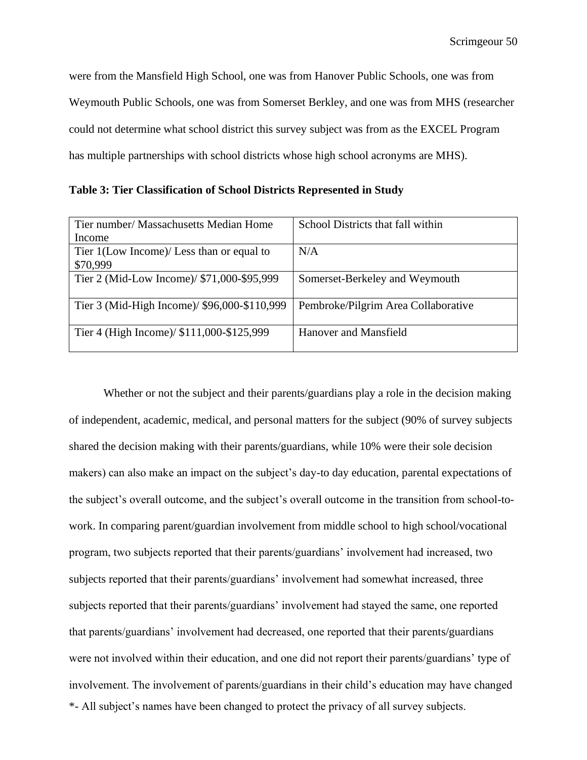were from the Mansfield High School, one was from Hanover Public Schools, one was from Weymouth Public Schools, one was from Somerset Berkley, and one was from MHS (researcher could not determine what school district this survey subject was from as the EXCEL Program has multiple partnerships with school districts whose high school acronyms are MHS).

**Table 3: Tier Classification of School Districts Represented in Study**

| Tier number/ Massachusetts Median Home Income | School Districts that fall within |
|---|---|
| Tier 1(Low Income)/ Less than or equal to $70,999 | N/A |
| Tier 2 (Mid-Low Income)/ $71,000-$95,999 | Somerset-Berkeley and Weymouth |
| Tier 3 (Mid-High Income)/ $96,000-$110,999 | Pembroke/Pilgrim Area Collaborative |
| Tier 4 (High Income)/ $111,000-$125,999 | Hanover and Mansfield |

Whether or not the subject and their parents/guardians play a role in the decision making of independent, academic, medical, and personal matters for the subject (90% of survey subjects shared the decision making with their parents/guardians, while 10% were their sole decision makers) can also make an impact on the subject's day-to day education, parental expectations of the subject's overall outcome, and the subject's overall outcome in the transition from school-to-work. In comparing parent/guardian involvement from middle school to high school/vocational program, two subjects reported that their parents/guardians' involvement had increased, two subjects reported that their parents/guardians' involvement had somewhat increased, three subjects reported that their parents/guardians' involvement had stayed the same, one reported that parents/guardians' involvement had decreased, one reported that their parents/guardians were not involved within their education, and one did not report their parents/guardians' type of involvement. The involvement of parents/guardians in their child's education may have changed

*- All subject's names have been changed to protect the privacy of all survey subjects.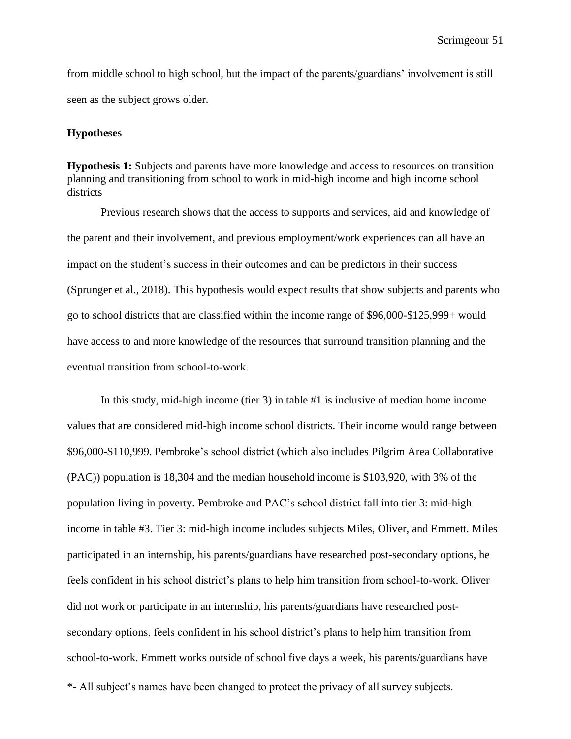from middle school to high school, but the impact of the parents/guardians' involvement is still seen as the subject grows older.

### Hypotheses

**Hypothesis 1:** Subjects and parents have more knowledge and access to resources on transition planning and transitioning from school to work in mid-high income and high income school districts

Previous research shows that the access to supports and services, aid and knowledge of the parent and their involvement, and previous employment/work experiences can all have an impact on the student's success in their outcomes and can be predictors in their success (Sprunger et al., 2018). This hypothesis would expect results that show subjects and parents who go to school districts that are classified within the income range of $96,000-$125,999+ would have access to and more knowledge of the resources that surround transition planning and the eventual transition from school-to-work.

In this study, mid-high income (tier 3) in table #1 is inclusive of median home income values that are considered mid-high income school districts. Their income would range between $96,000-$110,999. Pembroke's school district (which also includes Pilgrim Area Collaborative (PAC)) population is 18,304 and the median household income is $103,920, with 3% of the population living in poverty. Pembroke and PAC's school district fall into tier 3: mid-high income in table #3. Tier 3: mid-high income includes subjects Miles, Oliver, and Emmett. Miles participated in an internship, his parents/guardians have researched post-secondary options, he feels confident in his school district's plans to help him transition from school-to-work. Oliver did not work or participate in an internship, his parents/guardians have researched post-secondary options, feels confident in his school district's plans to help him transition from school-to-work. Emmett works outside of school five days a week, his parents/guardians have

*- All subject's names have been changed to protect the privacy of all survey subjects.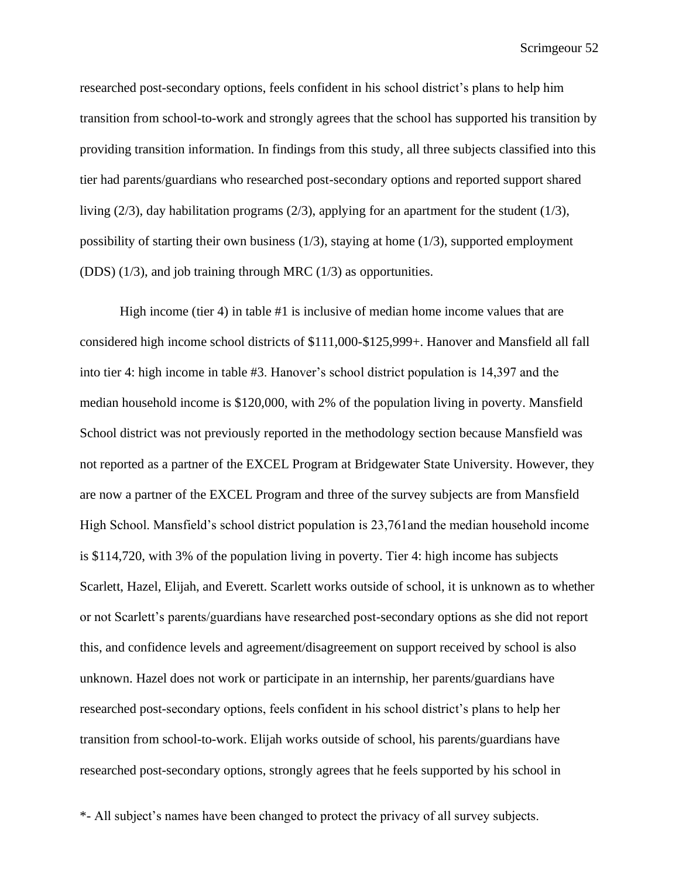researched post-secondary options, feels confident in his school district's plans to help him transition from school-to-work and strongly agrees that the school has supported his transition by providing transition information. In findings from this study, all three subjects classified into this tier had parents/guardians who researched post-secondary options and reported support shared living (2/3), day habilitation programs (2/3), applying for an apartment for the student (1/3), possibility of starting their own business (1/3), staying at home (1/3), supported employment (DDS) (1/3), and job training through MRC (1/3) as opportunities.

High income (tier 4) in table #1 is inclusive of median home income values that are considered high income school districts of $111,000-$125,999+. Hanover and Mansfield all fall into tier 4: high income in table #3. Hanover's school district population is 14,397 and the median household income is $120,000, with 2% of the population living in poverty. Mansfield School district was not previously reported in the methodology section because Mansfield was not reported as a partner of the EXCEL Program at Bridgewater State University. However, they are now a partner of the EXCEL Program and three of the survey subjects are from Mansfield High School. Mansfield's school district population is 23,761and the median household income is $114,720, with 3% of the population living in poverty. Tier 4: high income has subjects Scarlett, Hazel, Elijah, and Everett. Scarlett works outside of school, it is unknown as to whether or not Scarlett's parents/guardians have researched post-secondary options as she did not report this, and confidence levels and agreement/disagreement on support received by school is also unknown. Hazel does not work or participate in an internship, her parents/guardians have researched post-secondary options, feels confident in his school district's plans to help her transition from school-to-work. Elijah works outside of school, his parents/guardians have researched post-secondary options, strongly agrees that he feels supported by his school in

*- All subject's names have been changed to protect the privacy of all survey subjects.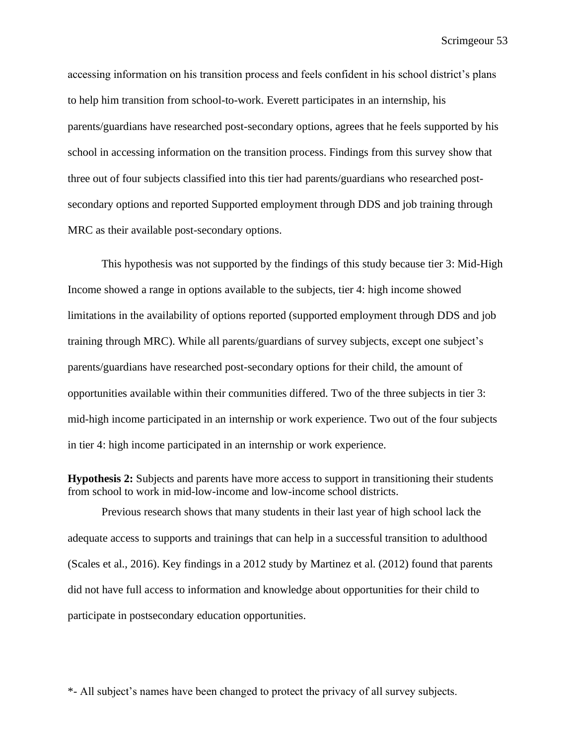accessing information on his transition process and feels confident in his school district's plans to help him transition from school-to-work. Everett participates in an internship, his parents/guardians have researched post-secondary options, agrees that he feels supported by his school in accessing information on the transition process. Findings from this survey show that three out of four subjects classified into this tier had parents/guardians who researched post-secondary options and reported Supported employment through DDS and job training through MRC as their available post-secondary options.

This hypothesis was not supported by the findings of this study because tier 3: Mid-High Income showed a range in options available to the subjects, tier 4: high income showed limitations in the availability of options reported (supported employment through DDS and job training through MRC). While all parents/guardians of survey subjects, except one subject's parents/guardians have researched post-secondary options for their child, the amount of opportunities available within their communities differed. Two of the three subjects in tier 3: mid-high income participated in an internship or work experience. Two out of the four subjects in tier 4: high income participated in an internship or work experience.

**Hypothesis 2:** Subjects and parents have more access to support in transitioning their students from school to work in mid-low-income and low-income school districts.

Previous research shows that many students in their last year of high school lack the adequate access to supports and trainings that can help in a successful transition to adulthood (Scales et al., 2016). Key findings in a 2012 study by Martinez et al. (2012) found that parents did not have full access to information and knowledge about opportunities for their child to participate in postsecondary education opportunities.

*- All subject's names have been changed to protect the privacy of all survey subjects.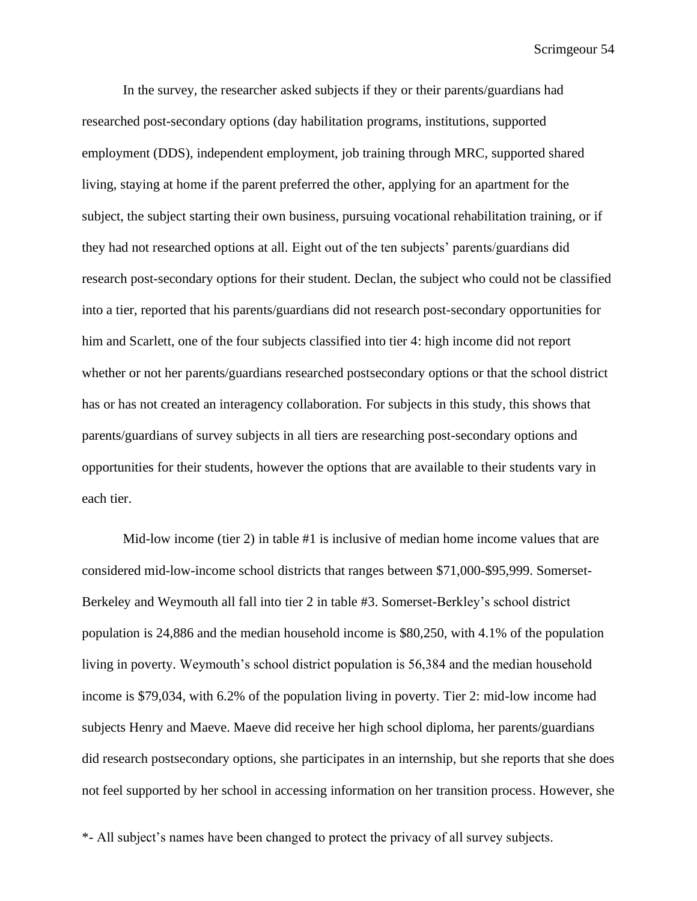In the survey, the researcher asked subjects if they or their parents/guardians had researched post-secondary options (day habilitation programs, institutions, supported employment (DDS), independent employment, job training through MRC, supported shared living, staying at home if the parent preferred the other, applying for an apartment for the subject, the subject starting their own business, pursuing vocational rehabilitation training, or if they had not researched options at all. Eight out of the ten subjects' parents/guardians did research post-secondary options for their student. Declan, the subject who could not be classified into a tier, reported that his parents/guardians did not research post-secondary opportunities for him and Scarlett, one of the four subjects classified into tier 4: high income did not report whether or not her parents/guardians researched postsecondary options or that the school district has or has not created an interagency collaboration. For subjects in this study, this shows that parents/guardians of survey subjects in all tiers are researching post-secondary options and opportunities for their students, however the options that are available to their students vary in each tier.

Mid-low income (tier 2) in table #1 is inclusive of median home income values that are considered mid-low-income school districts that ranges between $71,000-$95,999. Somerset-Berkeley and Weymouth all fall into tier 2 in table #3. Somerset-Berkley's school district population is 24,886 and the median household income is $80,250, with 4.1% of the population living in poverty. Weymouth's school district population is 56,384 and the median household income is $79,034, with 6.2% of the population living in poverty. Tier 2: mid-low income had subjects Henry and Maeve. Maeve did receive her high school diploma, her parents/guardians did research postsecondary options, she participates in an internship, but she reports that she does not feel supported by her school in accessing information on her transition process. However, she

*- All subject's names have been changed to protect the privacy of all survey subjects.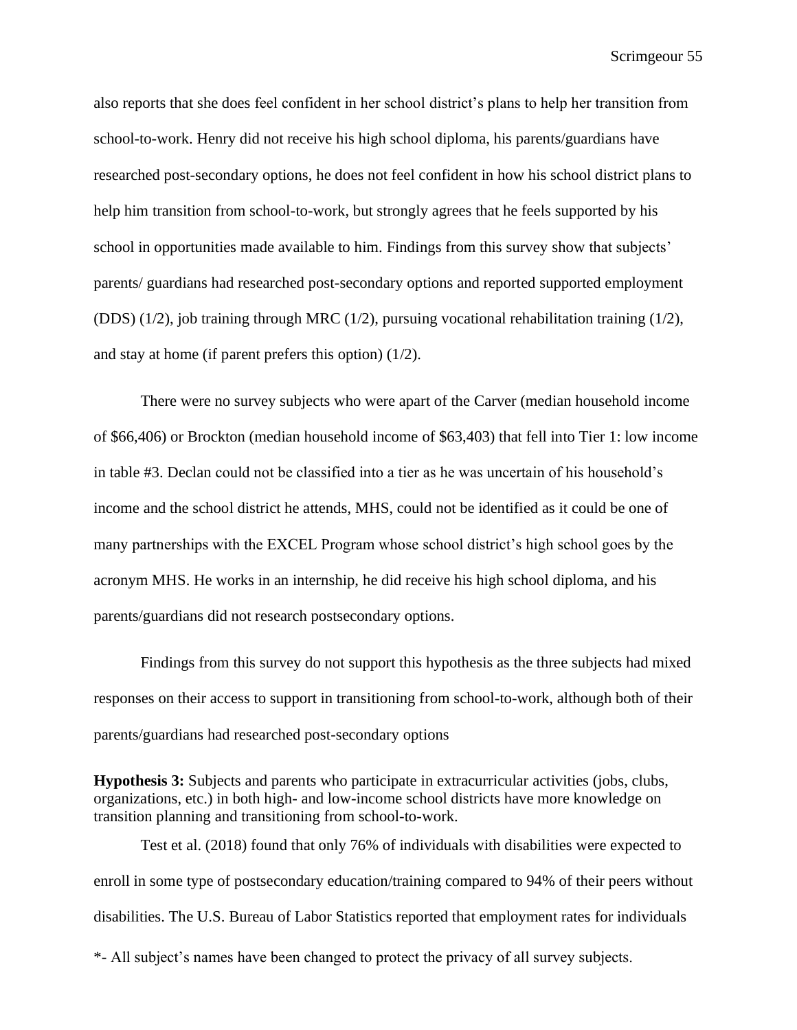also reports that she does feel confident in her school district's plans to help her transition from school-to-work. Henry did not receive his high school diploma, his parents/guardians have researched post-secondary options, he does not feel confident in how his school district plans to help him transition from school-to-work, but strongly agrees that he feels supported by his school in opportunities made available to him. Findings from this survey show that subjects' parents/ guardians had researched post-secondary options and reported supported employment (DDS) (1/2), job training through MRC (1/2), pursuing vocational rehabilitation training (1/2), and stay at home (if parent prefers this option) (1/2).

There were no survey subjects who were apart of the Carver (median household income of $66,406) or Brockton (median household income of $63,403) that fell into Tier 1: low income in table #3. Declan could not be classified into a tier as he was uncertain of his household's income and the school district he attends, MHS, could not be identified as it could be one of many partnerships with the EXCEL Program whose school district's high school goes by the acronym MHS. He works in an internship, he did receive his high school diploma, and his parents/guardians did not research postsecondary options.

Findings from this survey do not support this hypothesis as the three subjects had mixed responses on their access to support in transitioning from school-to-work, although both of their parents/guardians had researched post-secondary options

**Hypothesis 3:** Subjects and parents who participate in extracurricular activities (jobs, clubs, organizations, etc.) in both high- and low-income school districts have more knowledge on transition planning and transitioning from school-to-work.

Test et al. (2018) found that only 76% of individuals with disabilities were expected to enroll in some type of postsecondary education/training compared to 94% of their peers without disabilities. The U.S. Bureau of Labor Statistics reported that employment rates for individuals

*- All subject's names have been changed to protect the privacy of all survey subjects.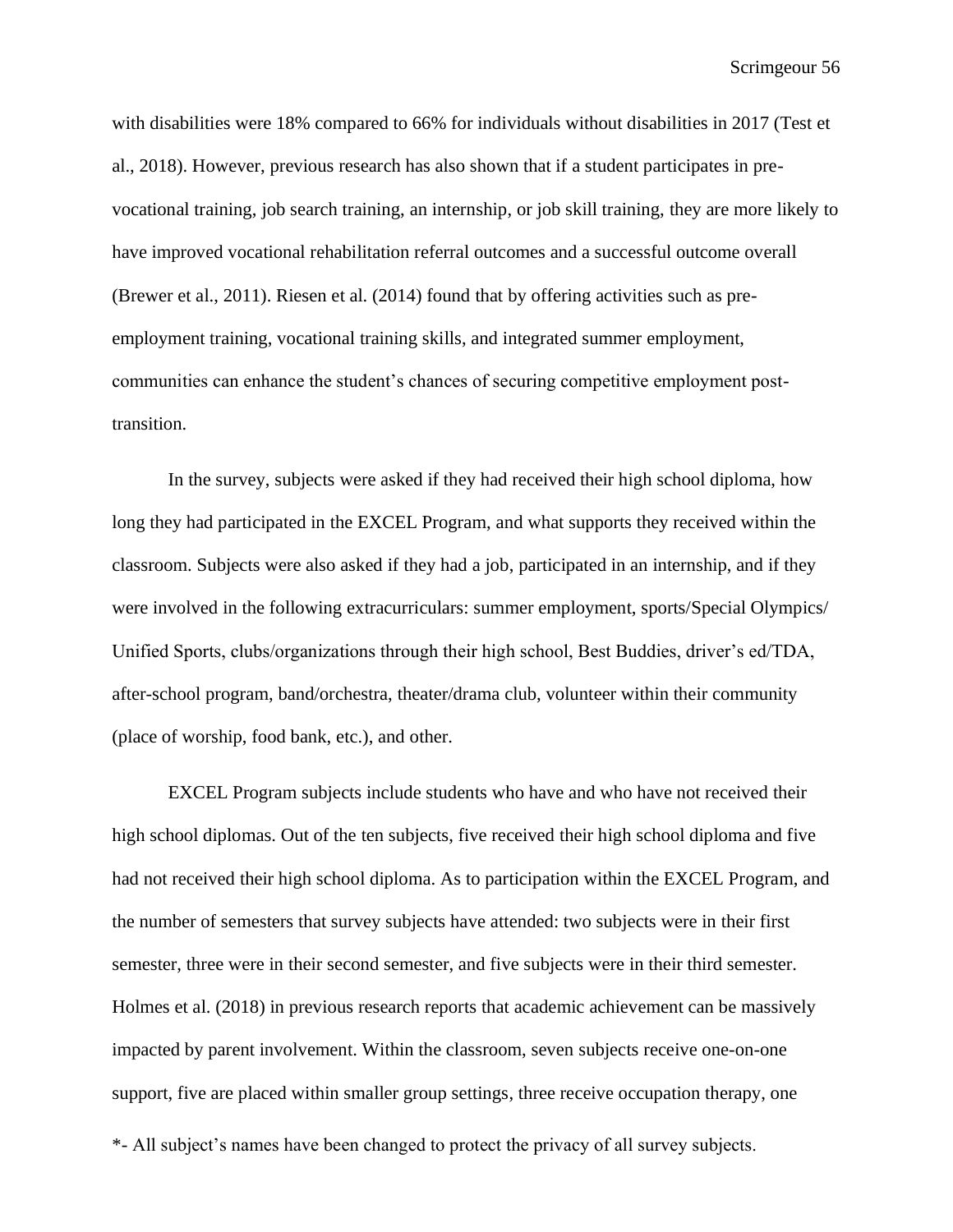with disabilities were 18% compared to 66% for individuals without disabilities in 2017 (Test et al., 2018). However, previous research has also shown that if a student participates in pre-vocational training, job search training, an internship, or job skill training, they are more likely to have improved vocational rehabilitation referral outcomes and a successful outcome overall (Brewer et al., 2011). Riesen et al. (2014) found that by offering activities such as pre-employment training, vocational training skills, and integrated summer employment, communities can enhance the student's chances of securing competitive employment post-transition.

In the survey, subjects were asked if they had received their high school diploma, how long they had participated in the EXCEL Program, and what supports they received within the classroom. Subjects were also asked if they had a job, participated in an internship, and if they were involved in the following extracurriculars: summer employment, sports/Special Olympics/ Unified Sports, clubs/organizations through their high school, Best Buddies, driver's ed/TDA, after-school program, band/orchestra, theater/drama club, volunteer within their community (place of worship, food bank, etc.), and other.

EXCEL Program subjects include students who have and who have not received their high school diplomas. Out of the ten subjects, five received their high school diploma and five had not received their high school diploma. As to participation within the EXCEL Program, and the number of semesters that survey subjects have attended: two subjects were in their first semester, three were in their second semester, and five subjects were in their third semester. Holmes et al. (2018) in previous research reports that academic achievement can be massively impacted by parent involvement. Within the classroom, seven subjects receive one-on-one support, five are placed within smaller group settings, three receive occupation therapy, one

*- All subject's names have been changed to protect the privacy of all survey subjects.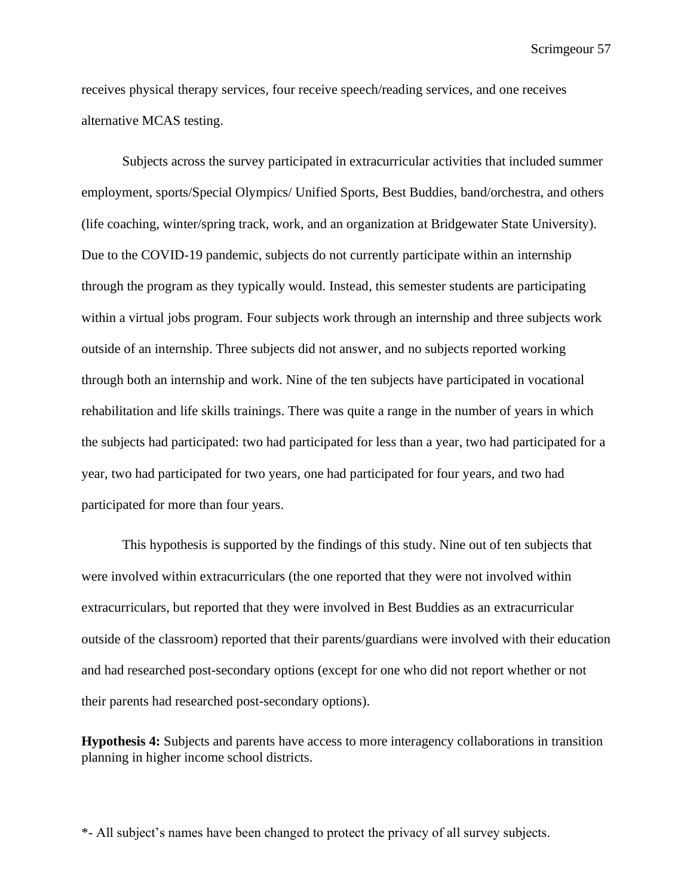receives physical therapy services, four receive speech/reading services, and one receives alternative MCAS testing.

Subjects across the survey participated in extracurricular activities that included summer employment, sports/Special Olympics/ Unified Sports, Best Buddies, band/orchestra, and others (life coaching, winter/spring track, work, and an organization at Bridgewater State University). Due to the COVID-19 pandemic, subjects do not currently participate within an internship through the program as they typically would. Instead, this semester students are participating within a virtual jobs program. Four subjects work through an internship and three subjects work outside of an internship. Three subjects did not answer, and no subjects reported working through both an internship and work. Nine of the ten subjects have participated in vocational rehabilitation and life skills trainings. There was quite a range in the number of years in which the subjects had participated: two had participated for less than a year, two had participated for a year, two had participated for two years, one had participated for four years, and two had participated for more than four years.

This hypothesis is supported by the findings of this study. Nine out of ten subjects that were involved within extracurriculars (the one reported that they were not involved within extracurriculars, but reported that they were involved in Best Buddies as an extracurricular outside of the classroom) reported that their parents/guardians were involved with their education and had researched post-secondary options (except for one who did not report whether or not their parents had researched post-secondary options).

**Hypothesis 4:** Subjects and parents have access to more interagency collaborations in transition planning in higher income school districts.

*- All subject's names have been changed to protect the privacy of all survey subjects.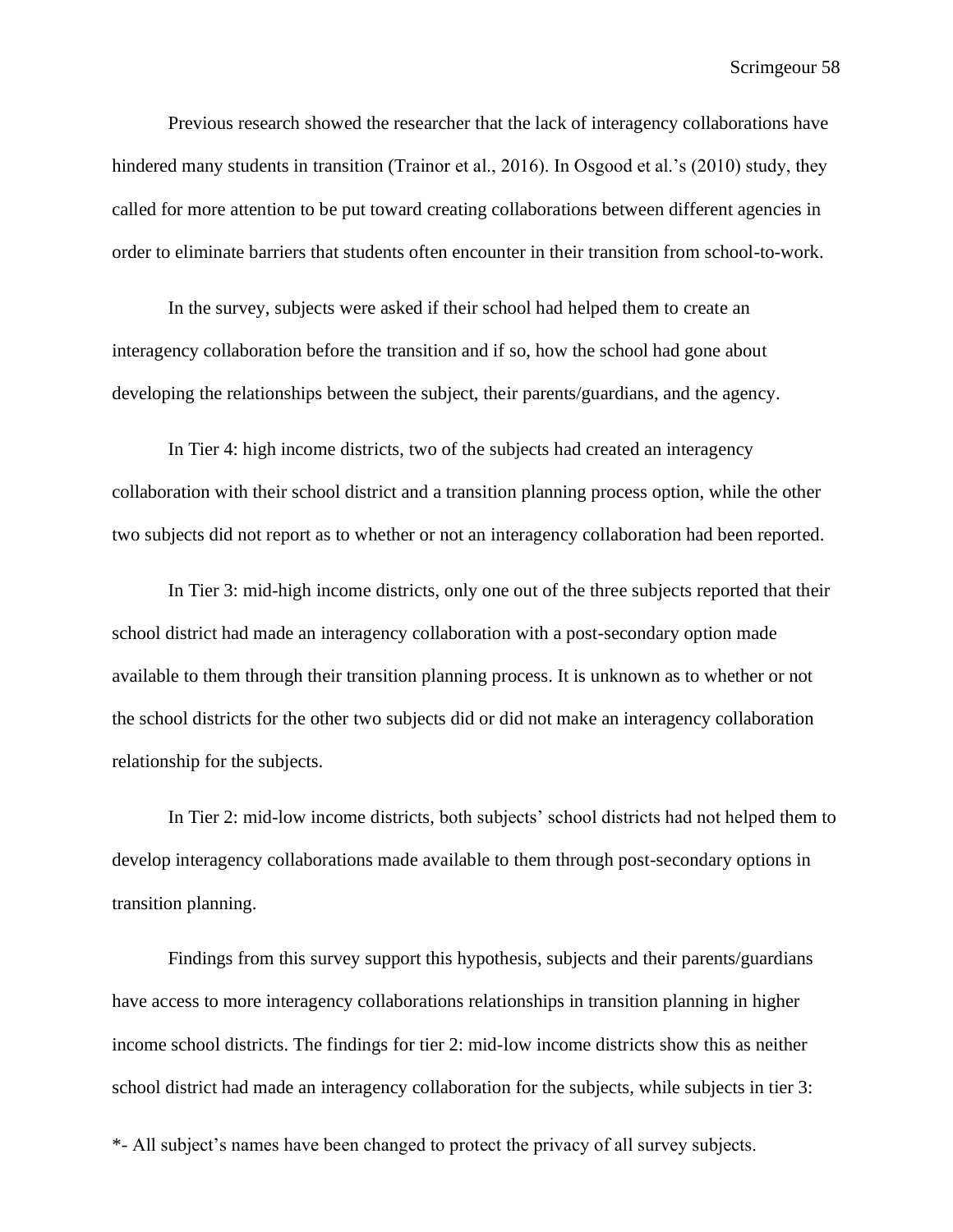Previous research showed the researcher that the lack of interagency collaborations have hindered many students in transition (Trainor et al., 2016). In Osgood et al.'s (2010) study, they called for more attention to be put toward creating collaborations between different agencies in order to eliminate barriers that students often encounter in their transition from school-to-work.

In the survey, subjects were asked if their school had helped them to create an interagency collaboration before the transition and if so, how the school had gone about developing the relationships between the subject, their parents/guardians, and the agency.

In Tier 4: high income districts, two of the subjects had created an interagency collaboration with their school district and a transition planning process option, while the other two subjects did not report as to whether or not an interagency collaboration had been reported.

In Tier 3: mid-high income districts, only one out of the three subjects reported that their school district had made an interagency collaboration with a post-secondary option made available to them through their transition planning process. It is unknown as to whether or not the school districts for the other two subjects did or did not make an interagency collaboration relationship for the subjects.

In Tier 2: mid-low income districts, both subjects' school districts had not helped them to develop interagency collaborations made available to them through post-secondary options in transition planning.

Findings from this survey support this hypothesis, subjects and their parents/guardians have access to more interagency collaborations relationships in transition planning in higher income school districts. The findings for tier 2: mid-low income districts show this as neither school district had made an interagency collaboration for the subjects, while subjects in tier 3:

*- All subject's names have been changed to protect the privacy of all survey subjects.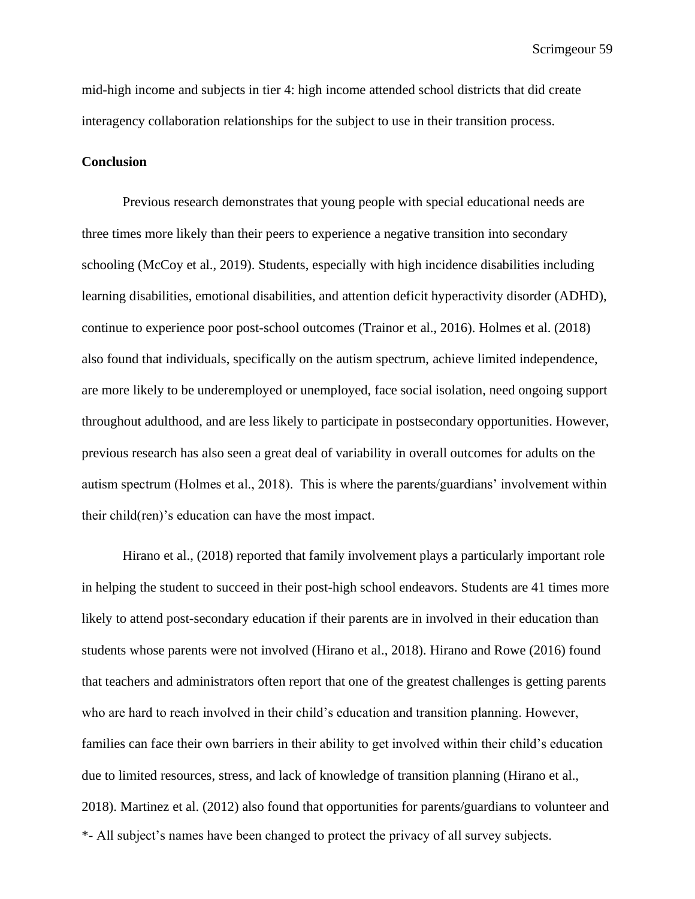mid-high income and subjects in tier 4: high income attended school districts that did create interagency collaboration relationships for the subject to use in their transition process.

**Conclusion**

Previous research demonstrates that young people with special educational needs are three times more likely than their peers to experience a negative transition into secondary schooling (McCoy et al., 2019). Students, especially with high incidence disabilities including learning disabilities, emotional disabilities, and attention deficit hyperactivity disorder (ADHD), continue to experience poor post-school outcomes (Trainor et al., 2016). Holmes et al. (2018) also found that individuals, specifically on the autism spectrum, achieve limited independence, are more likely to be underemployed or unemployed, face social isolation, need ongoing support throughout adulthood, and are less likely to participate in postsecondary opportunities. However, previous research has also seen a great deal of variability in overall outcomes for adults on the autism spectrum (Holmes et al., 2018). This is where the parents/guardians' involvement within their child(ren)'s education can have the most impact.

Hirano et al., (2018) reported that family involvement plays a particularly important role in helping the student to succeed in their post-high school endeavors. Students are 41 times more likely to attend post-secondary education if their parents are in involved in their education than students whose parents were not involved (Hirano et al., 2018). Hirano and Rowe (2016) found that teachers and administrators often report that one of the greatest challenges is getting parents who are hard to reach involved in their child's education and transition planning. However, families can face their own barriers in their ability to get involved within their child's education due to limited resources, stress, and lack of knowledge of transition planning (Hirano et al., 2018). Martinez et al. (2012) also found that opportunities for parents/guardians to volunteer and

*- All subject's names have been changed to protect the privacy of all survey subjects.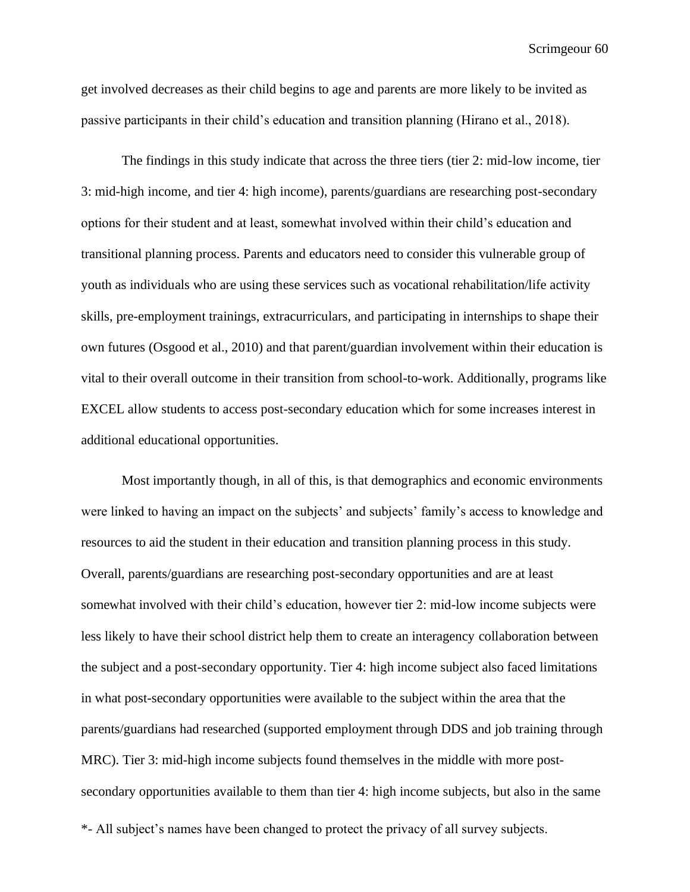get involved decreases as their child begins to age and parents are more likely to be invited as passive participants in their child's education and transition planning (Hirano et al., 2018).

The findings in this study indicate that across the three tiers (tier 2: mid-low income, tier 3: mid-high income, and tier 4: high income), parents/guardians are researching post-secondary options for their student and at least, somewhat involved within their child's education and transitional planning process. Parents and educators need to consider this vulnerable group of youth as individuals who are using these services such as vocational rehabilitation/life activity skills, pre-employment trainings, extracurriculars, and participating in internships to shape their own futures (Osgood et al., 2010) and that parent/guardian involvement within their education is vital to their overall outcome in their transition from school-to-work. Additionally, programs like EXCEL allow students to access post-secondary education which for some increases interest in additional educational opportunities.

Most importantly though, in all of this, is that demographics and economic environments were linked to having an impact on the subjects' and subjects' family's access to knowledge and resources to aid the student in their education and transition planning process in this study. Overall, parents/guardians are researching post-secondary opportunities and are at least somewhat involved with their child's education, however tier 2: mid-low income subjects were less likely to have their school district help them to create an interagency collaboration between the subject and a post-secondary opportunity. Tier 4: high income subject also faced limitations in what post-secondary opportunities were available to the subject within the area that the parents/guardians had researched (supported employment through DDS and job training through MRC). Tier 3: mid-high income subjects found themselves in the middle with more post-secondary opportunities available to them than tier 4: high income subjects, but also in the same

*- All subject's names have been changed to protect the privacy of all survey subjects.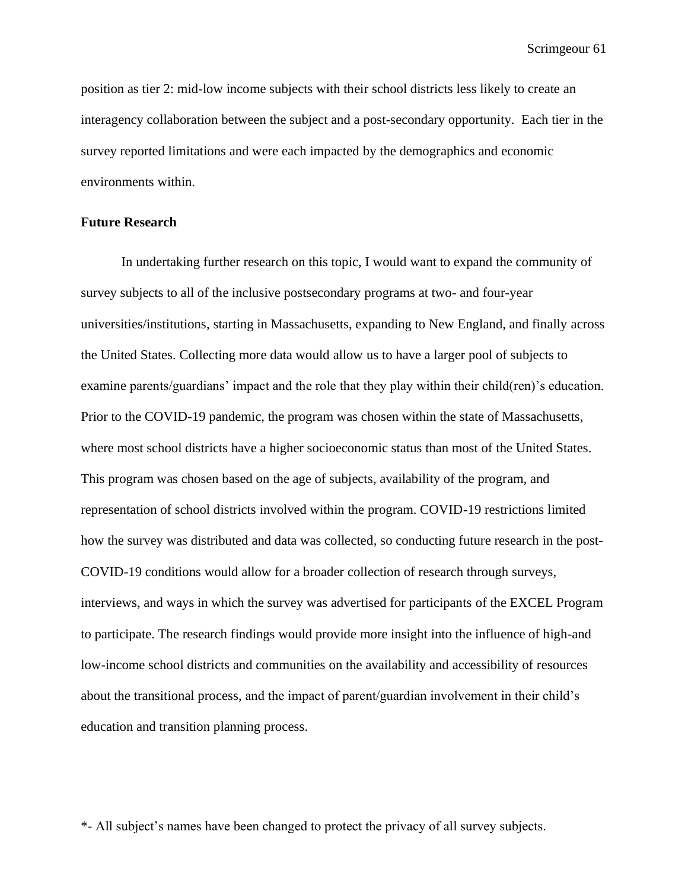position as tier 2: mid-low income subjects with their school districts less likely to create an interagency collaboration between the subject and a post-secondary opportunity.  Each tier in the survey reported limitations and were each impacted by the demographics and economic environments within.

**Future Research**

In undertaking further research on this topic, I would want to expand the community of survey subjects to all of the inclusive postsecondary programs at two- and four-year universities/institutions, starting in Massachusetts, expanding to New England, and finally across the United States. Collecting more data would allow us to have a larger pool of subjects to examine parents/guardians' impact and the role that they play within their child(ren)'s education. Prior to the COVID-19 pandemic, the program was chosen within the state of Massachusetts, where most school districts have a higher socioeconomic status than most of the United States. This program was chosen based on the age of subjects, availability of the program, and representation of school districts involved within the program. COVID-19 restrictions limited how the survey was distributed and data was collected, so conducting future research in the post-COVID-19 conditions would allow for a broader collection of research through surveys, interviews, and ways in which the survey was advertised for participants of the EXCEL Program to participate. The research findings would provide more insight into the influence of high-and low-income school districts and communities on the availability and accessibility of resources about the transitional process, and the impact of parent/guardian involvement in their child's education and transition planning process.

*- All subject's names have been changed to protect the privacy of all survey subjects.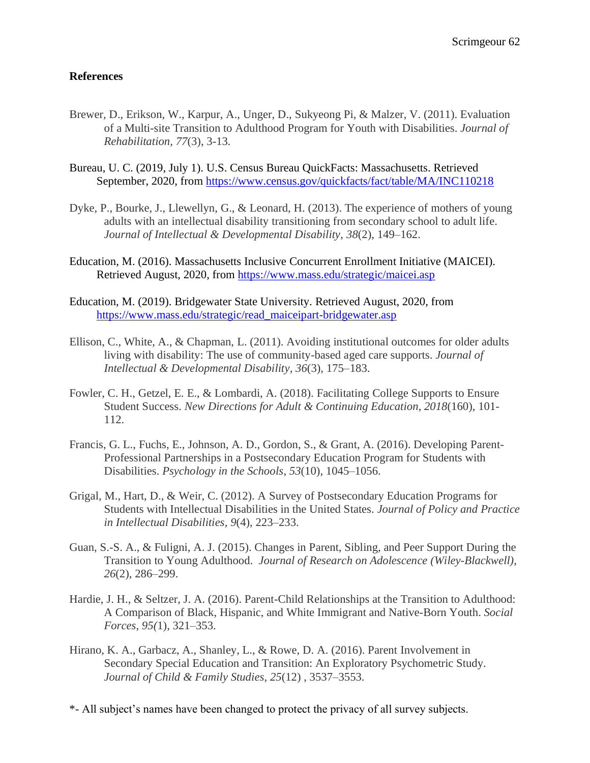**References**

Brewer, D., Erikson, W., Karpur, A., Unger, D., Sukyeong Pi, & Malzer, V. (2011). Evaluation of a Multi-site Transition to Adulthood Program for Youth with Disabilities. *Journal of Rehabilitation*, *77*(3), 3-13.

Bureau, U. C. (2019, July 1). U.S. Census Bureau QuickFacts: Massachusetts. Retrieved September, 2020, from https://www.census.gov/quickfacts/fact/table/MA/INC110218

Dyke, P., Bourke, J., Llewellyn, G., & Leonard, H. (2013). The experience of mothers of young adults with an intellectual disability transitioning from secondary school to adult life. *Journal of Intellectual & Developmental Disability*, *38*(2), 149–162.

Education, M. (2016). Massachusetts Inclusive Concurrent Enrollment Initiative (MAICEI). Retrieved August, 2020, from https://www.mass.edu/strategic/maicei.asp

Education, M. (2019). Bridgewater State University. Retrieved August, 2020, from https://www.mass.edu/strategic/read_maiceipart-bridgewater.asp

Ellison, C., White, A., & Chapman, L. (2011). Avoiding institutional outcomes for older adults living with disability: The use of community-based aged care supports. *Journal of Intellectual & Developmental Disability*, *36*(3), 175–183.

Fowler, C. H., Getzel, E. E., & Lombardi, A. (2018). Facilitating College Supports to Ensure Student Success. *New Directions for Adult & Continuing Education*, *2018*(160), 101-112.

Francis, G. L., Fuchs, E., Johnson, A. D., Gordon, S., & Grant, A. (2016). Developing Parent-Professional Partnerships in a Postsecondary Education Program for Students with Disabilities. *Psychology in the Schools*, *53*(10), 1045–1056.

Grigal, M., Hart, D., & Weir, C. (2012). A Survey of Postsecondary Education Programs for Students with Intellectual Disabilities in the United States. *Journal of Policy and Practice in Intellectual Disabilities*, *9*(4), 223–233.

Guan, S.-S. A., & Fuligni, A. J. (2015). Changes in Parent, Sibling, and Peer Support During the Transition to Young Adulthood. *Journal of Research on Adolescence (Wiley-Blackwell)*, *26*(2), 286–299.

Hardie, J. H., & Seltzer, J. A. (2016). Parent-Child Relationships at the Transition to Adulthood: A Comparison of Black, Hispanic, and White Immigrant and Native-Born Youth. *Social Forces*, *95(*1), 321–353.

Hirano, K. A., Garbacz, A., Shanley, L., & Rowe, D. A. (2016). Parent Involvement in Secondary Special Education and Transition: An Exploratory Psychometric Study. *Journal of Child & Family Studies*, *25*(12) , 3537–3553.

*- All subject's names have been changed to protect the privacy of all survey subjects.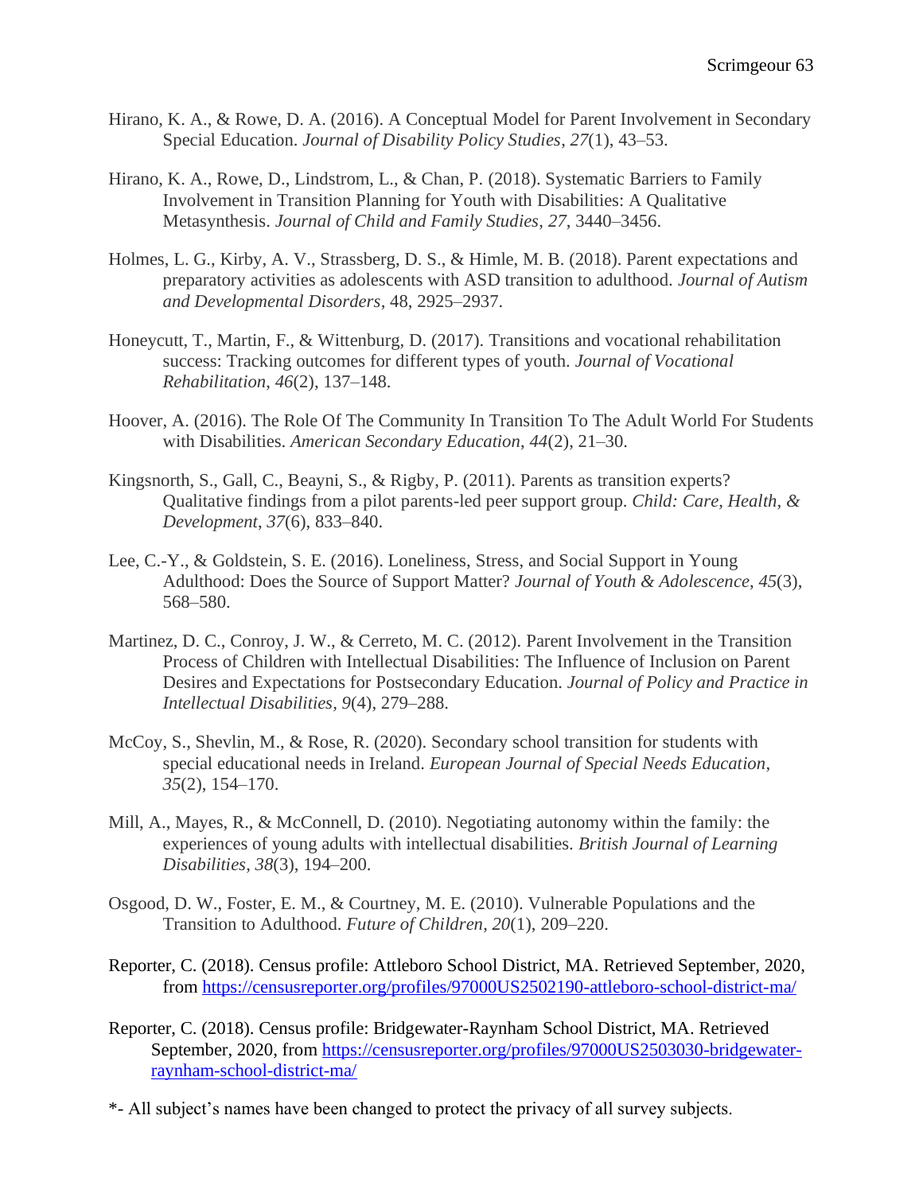Hirano, K. A., & Rowe, D. A. (2016). A Conceptual Model for Parent Involvement in Secondary Special Education. *Journal of Disability Policy Studies*, *27*(1), 43–53.

Hirano, K. A., Rowe, D., Lindstrom, L., & Chan, P. (2018). Systematic Barriers to Family Involvement in Transition Planning for Youth with Disabilities: A Qualitative Metasynthesis. *Journal of Child and Family Studies*, *27*, 3440–3456.

Holmes, L. G., Kirby, A. V., Strassberg, D. S., & Himle, M. B. (2018). Parent expectations and preparatory activities as adolescents with ASD transition to adulthood. *Journal of Autism and Developmental Disorders*, 48, 2925–2937.

Honeycutt, T., Martin, F., & Wittenburg, D. (2017). Transitions and vocational rehabilitation success: Tracking outcomes for different types of youth. *Journal of Vocational Rehabilitation*, *46*(2), 137–148.

Hoover, A. (2016). The Role Of The Community In Transition To The Adult World For Students with Disabilities. *American Secondary Education*, *44*(2), 21–30.

Kingsnorth, S., Gall, C., Beayni, S., & Rigby, P. (2011). Parents as transition experts? Qualitative findings from a pilot parents-led peer support group. *Child: Care, Health, & Development*, *37*(6), 833–840.

Lee, C.-Y., & Goldstein, S. E. (2016). Loneliness, Stress, and Social Support in Young Adulthood: Does the Source of Support Matter? *Journal of Youth & Adolescence*, *45*(3), 568–580.

Martinez, D. C., Conroy, J. W., & Cerreto, M. C. (2012). Parent Involvement in the Transition Process of Children with Intellectual Disabilities: The Influence of Inclusion on Parent Desires and Expectations for Postsecondary Education. *Journal of Policy and Practice in Intellectual Disabilities*, *9*(4), 279–288.

McCoy, S., Shevlin, M., & Rose, R. (2020). Secondary school transition for students with special educational needs in Ireland. *European Journal of Special Needs Education*, *35*(2), 154–170.

Mill, A., Mayes, R., & McConnell, D. (2010). Negotiating autonomy within the family: the experiences of young adults with intellectual disabilities. *British Journal of Learning Disabilities*, *38*(3), 194–200.

Osgood, D. W., Foster, E. M., & Courtney, M. E. (2010). Vulnerable Populations and the Transition to Adulthood. *Future of Children*, *20*(1), 209–220.

Reporter, C. (2018). Census profile: Attleboro School District, MA. Retrieved September, 2020, from https://censusreporter.org/profiles/97000US2502190-attleboro-school-district-ma/

Reporter, C. (2018). Census profile: Bridgewater-Raynham School District, MA. Retrieved September, 2020, from https://censusreporter.org/profiles/97000US2503030-bridgewater-raynham-school-district-ma/

*- All subject's names have been changed to protect the privacy of all survey subjects.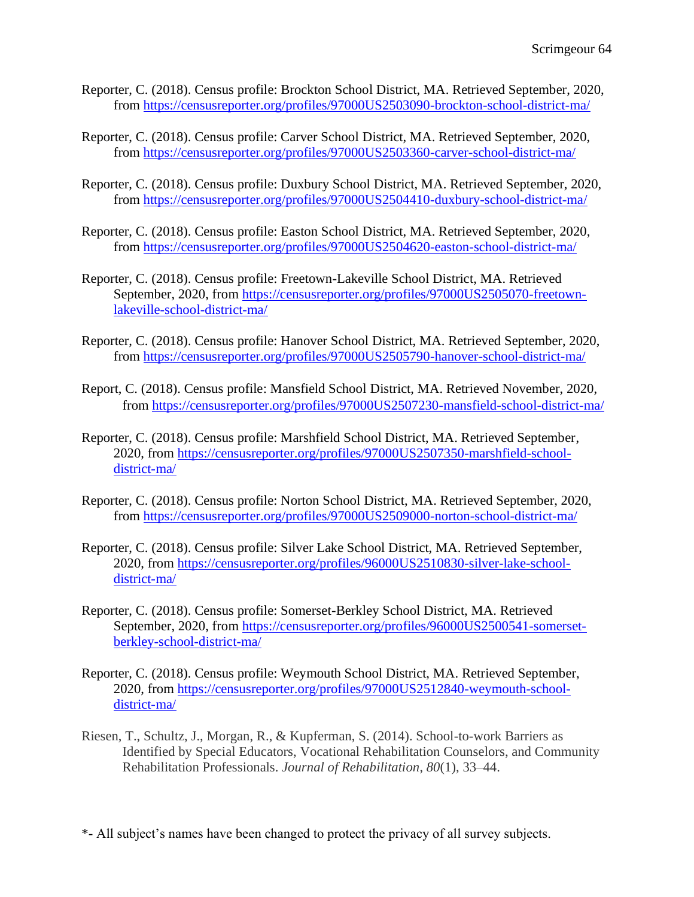Reporter, C. (2018). Census profile: Brockton School District, MA. Retrieved September, 2020, from https://censusreporter.org/profiles/97000US2503090-brockton-school-district-ma/

Reporter, C. (2018). Census profile: Carver School District, MA. Retrieved September, 2020, from https://censusreporter.org/profiles/97000US2503360-carver-school-district-ma/

Reporter, C. (2018). Census profile: Duxbury School District, MA. Retrieved September, 2020, from https://censusreporter.org/profiles/97000US2504410-duxbury-school-district-ma/

Reporter, C. (2018). Census profile: Easton School District, MA. Retrieved September, 2020, from https://censusreporter.org/profiles/97000US2504620-easton-school-district-ma/

Reporter, C. (2018). Census profile: Freetown-Lakeville School District, MA. Retrieved September, 2020, from https://censusreporter.org/profiles/97000US2505070-freetown-lakeville-school-district-ma/

Reporter, C. (2018). Census profile: Hanover School District, MA. Retrieved September, 2020, from https://censusreporter.org/profiles/97000US2505790-hanover-school-district-ma/

Report, C. (2018). Census profile: Mansfield School District, MA. Retrieved November, 2020, from https://censusreporter.org/profiles/97000US2507230-mansfield-school-district-ma/

Reporter, C. (2018). Census profile: Marshfield School District, MA. Retrieved September, 2020, from https://censusreporter.org/profiles/97000US2507350-marshfield-school-district-ma/

Reporter, C. (2018). Census profile: Norton School District, MA. Retrieved September, 2020, from https://censusreporter.org/profiles/97000US2509000-norton-school-district-ma/

Reporter, C. (2018). Census profile: Silver Lake School District, MA. Retrieved September, 2020, from https://censusreporter.org/profiles/96000US2510830-silver-lake-school-district-ma/

Reporter, C. (2018). Census profile: Somerset-Berkley School District, MA. Retrieved September, 2020, from https://censusreporter.org/profiles/96000US2500541-somerset-berkley-school-district-ma/

Reporter, C. (2018). Census profile: Weymouth School District, MA. Retrieved September, 2020, from https://censusreporter.org/profiles/97000US2512840-weymouth-school-district-ma/

Riesen, T., Schultz, J., Morgan, R., & Kupferman, S. (2014). School-to-work Barriers as Identified by Special Educators, Vocational Rehabilitation Counselors, and Community Rehabilitation Professionals. *Journal of Rehabilitation*, *80*(1), 33–44.

*- All subject's names have been changed to protect the privacy of all survey subjects.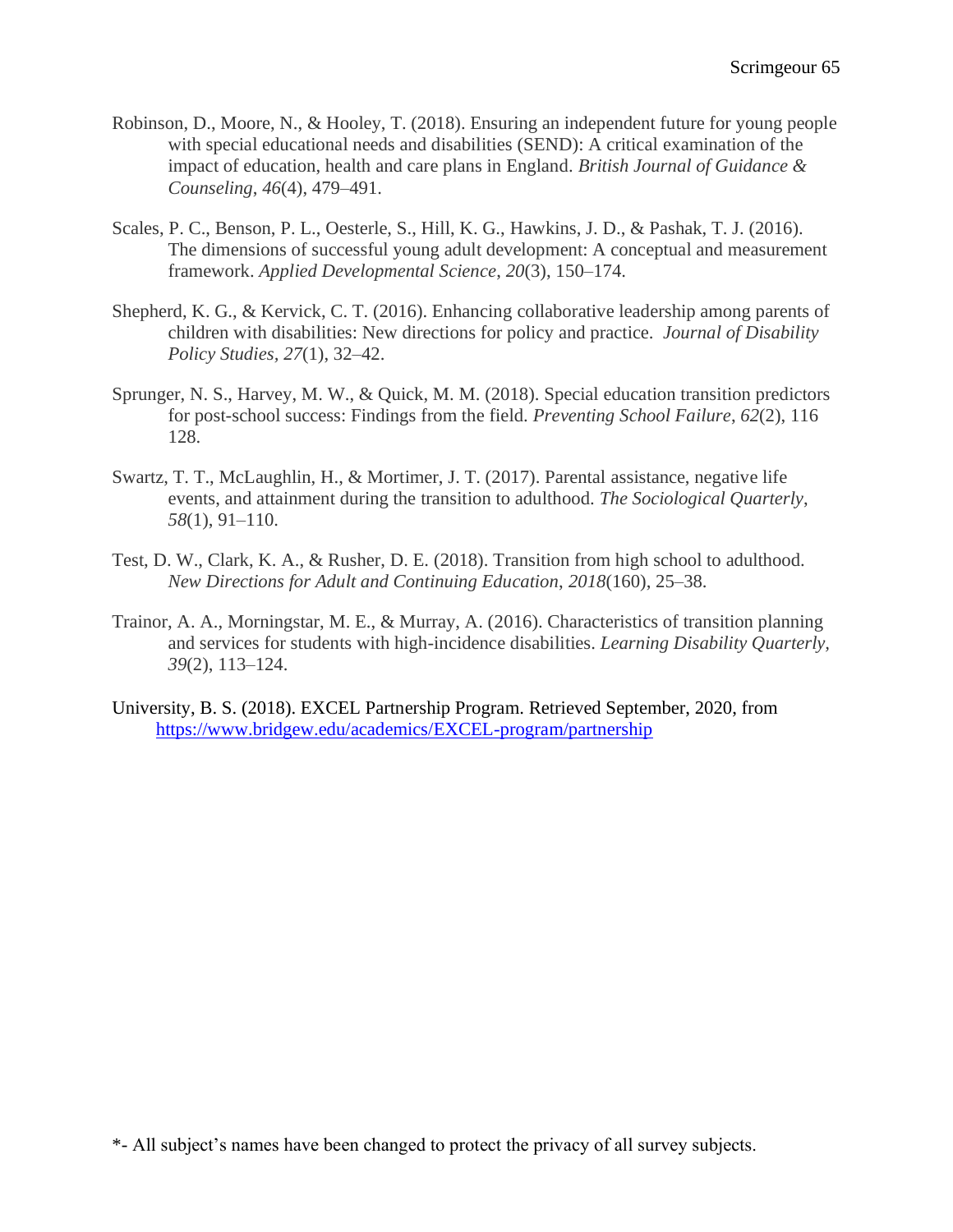Robinson, D., Moore, N., & Hooley, T. (2018). Ensuring an independent future for young people with special educational needs and disabilities (SEND): A critical examination of the impact of education, health and care plans in England. *British Journal of Guidance & Counseling*, *46*(4), 479–491.

Scales, P. C., Benson, P. L., Oesterle, S., Hill, K. G., Hawkins, J. D., & Pashak, T. J. (2016). The dimensions of successful young adult development: A conceptual and measurement framework. *Applied Developmental Science*, *20*(3), 150–174.

Shepherd, K. G., & Kervick, C. T. (2016). Enhancing collaborative leadership among parents of children with disabilities: New directions for policy and practice. *Journal of Disability Policy Studies*, *27*(1), 32–42.

Sprunger, N. S., Harvey, M. W., & Quick, M. M. (2018). Special education transition predictors for post-school success: Findings from the field. *Preventing School Failure*, *62*(2), 116 128.

Swartz, T. T., McLaughlin, H., & Mortimer, J. T. (2017). Parental assistance, negative life events, and attainment during the transition to adulthood. *The Sociological Quarterly*, *58*(1), 91–110.

Test, D. W., Clark, K. A., & Rusher, D. E. (2018). Transition from high school to adulthood. *New Directions for Adult and Continuing Education*, *2018*(160), 25–38.

Trainor, A. A., Morningstar, M. E., & Murray, A. (2016). Characteristics of transition planning and services for students with high-incidence disabilities. *Learning Disability Quarterly*, *39*(2), 113–124.

University, B. S. (2018). EXCEL Partnership Program. Retrieved September, 2020, from https://www.bridgew.edu/academics/EXCEL-program/partnership

*- All subject's names have been changed to protect the privacy of all survey subjects.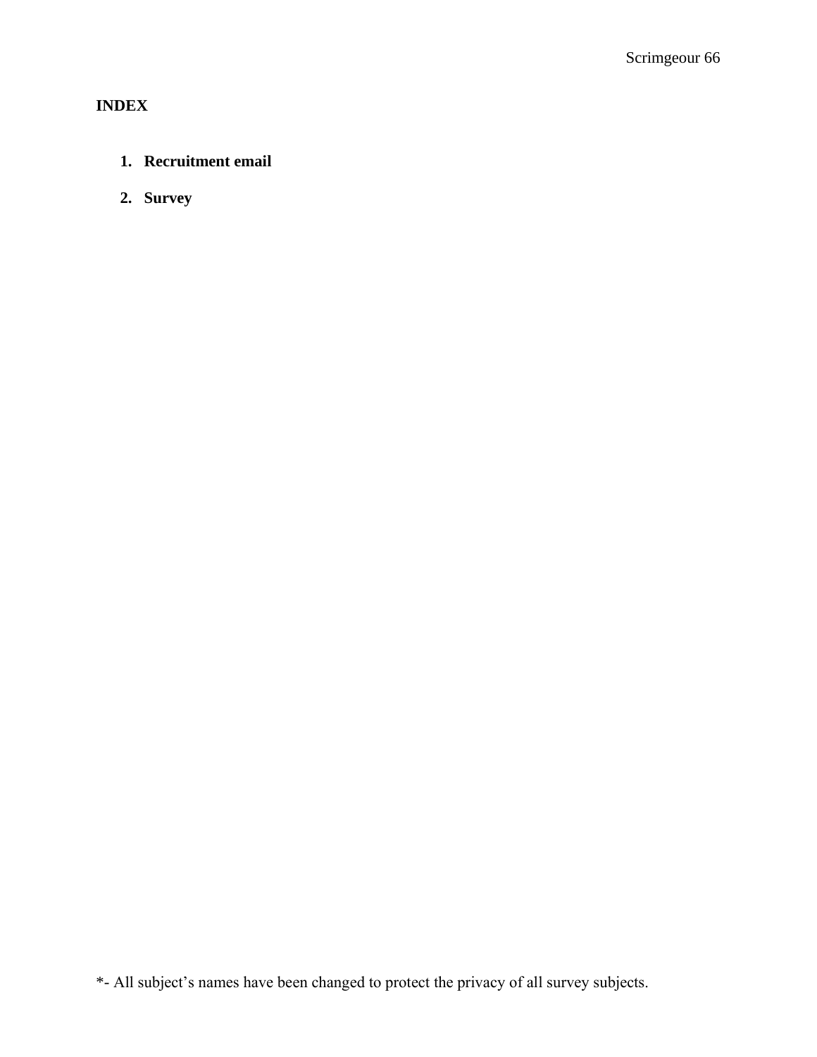**INDEX**

1. **Recruitment email**
2. **Survey**

*- All subject's names have been changed to protect the privacy of all survey subjects.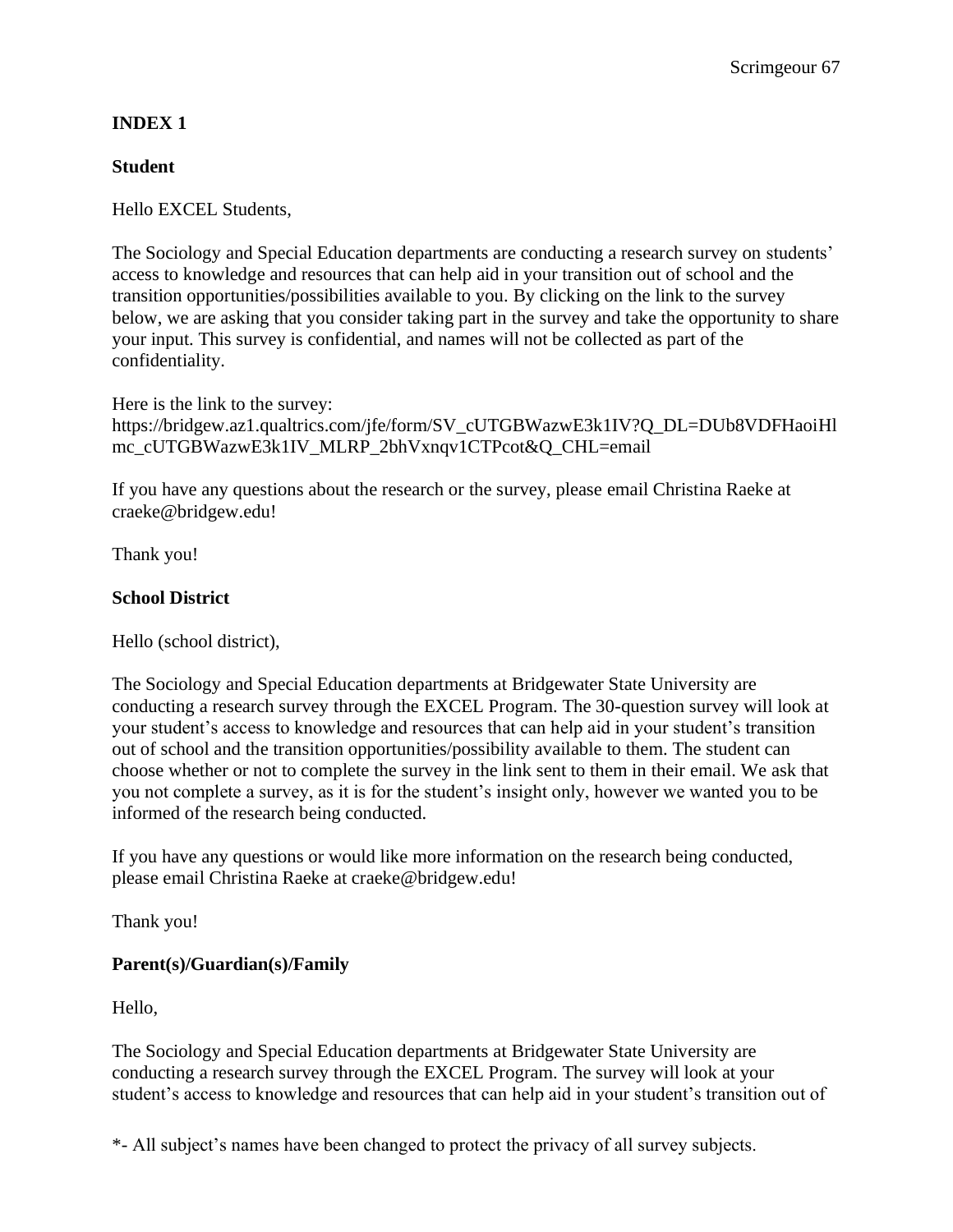**INDEX 1**

**Student**

Hello EXCEL Students,

The Sociology and Special Education departments are conducting a research survey on students' access to knowledge and resources that can help aid in your transition out of school and the transition opportunities/possibilities available to you. By clicking on the link to the survey below, we are asking that you consider taking part in the survey and take the opportunity to share your input. This survey is confidential, and names will not be collected as part of the confidentiality.

Here is the link to the survey:
https://bridgew.az1.qualtrics.com/jfe/form/SV_cUTGBWazwE3k1IV?Q_DL=DUb8VDFHaoiHlmc_cUTGBWazwE3k1IV_MLRP_2bhVxnqv1CTPcot&Q_CHL=email

If you have any questions about the research or the survey, please email Christina Raeke at craeke@bridgew.edu!

Thank you!

**School District**

Hello (school district),

The Sociology and Special Education departments at Bridgewater State University are conducting a research survey through the EXCEL Program. The 30-question survey will look at your student's access to knowledge and resources that can help aid in your student's transition out of school and the transition opportunities/possibility available to them. The student can choose whether or not to complete the survey in the link sent to them in their email. We ask that you not complete a survey, as it is for the student's insight only, however we wanted you to be informed of the research being conducted.

If you have any questions or would like more information on the research being conducted, please email Christina Raeke at craeke@bridgew.edu!

Thank you!

**Parent(s)/Guardian(s)/Family**

Hello,

The Sociology and Special Education departments at Bridgewater State University are conducting a research survey through the EXCEL Program. The survey will look at your student's access to knowledge and resources that can help aid in your student's transition out of

*- All subject's names have been changed to protect the privacy of all survey subjects.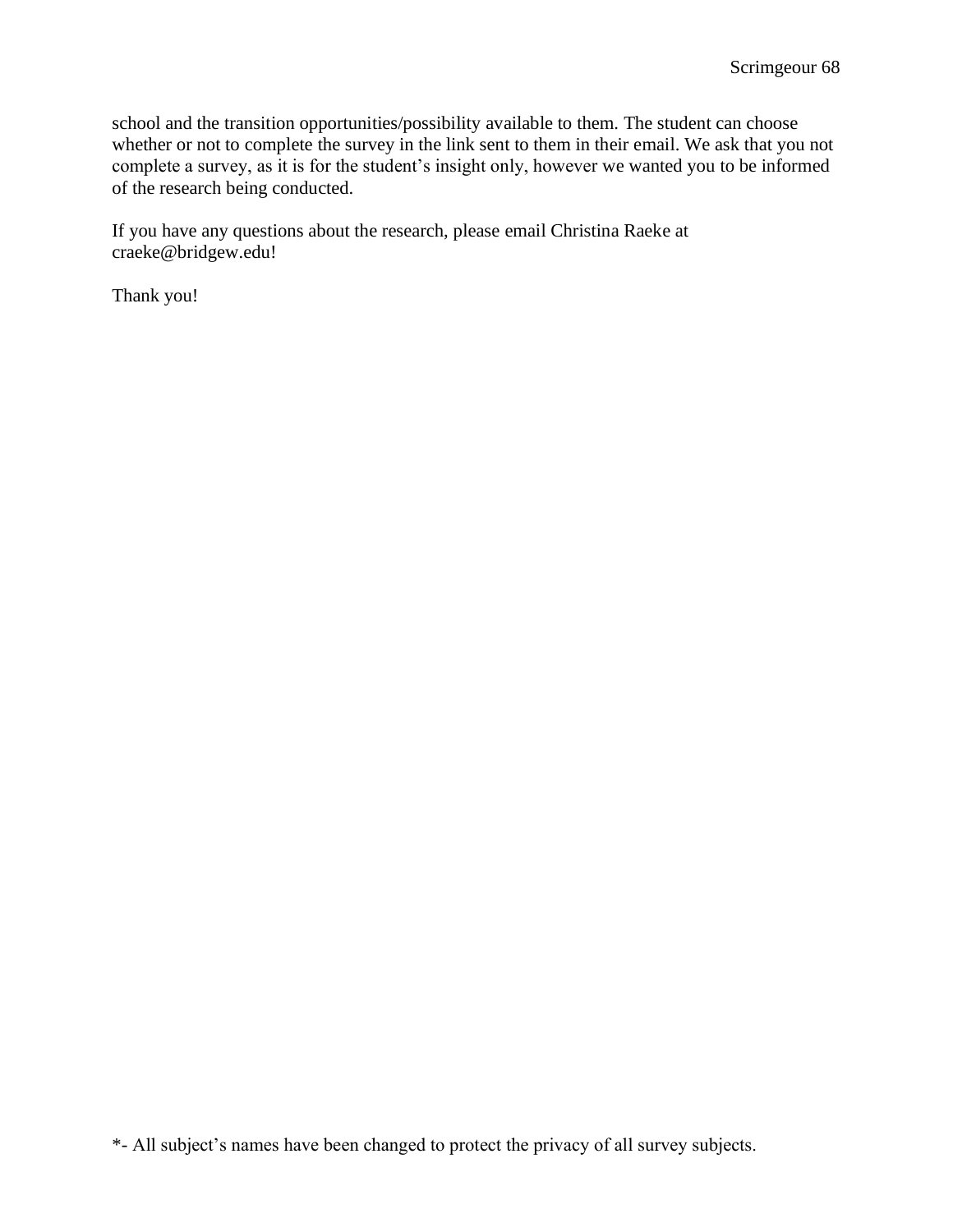school and the transition opportunities/possibility available to them. The student can choose whether or not to complete the survey in the link sent to them in their email. We ask that you not complete a survey, as it is for the student's insight only, however we wanted you to be informed of the research being conducted.

If you have any questions about the research, please email Christina Raeke at craeke@bridgew.edu!

Thank you!

*- All subject's names have been changed to protect the privacy of all survey subjects.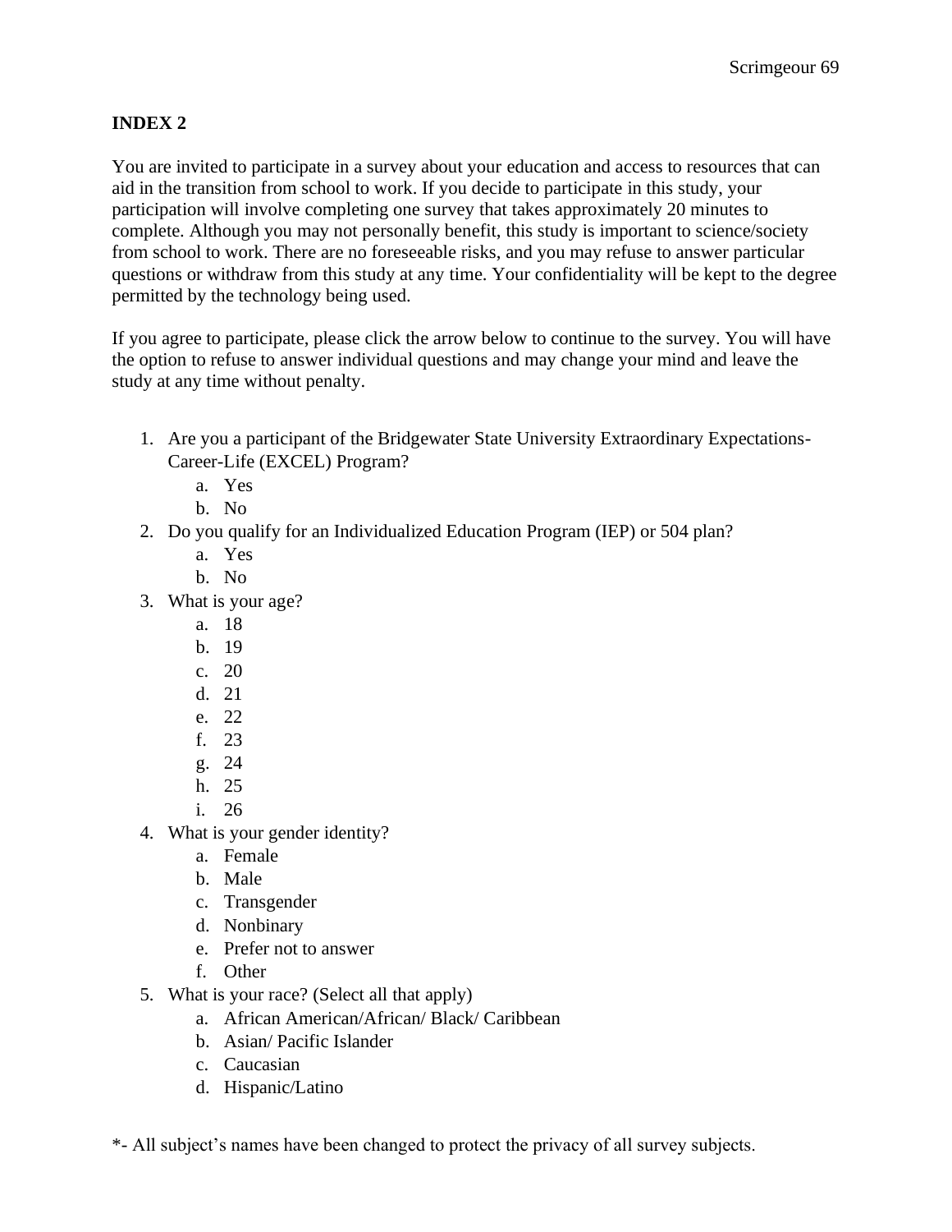**INDEX 2**

You are invited to participate in a survey about your education and access to resources that can aid in the transition from school to work. If you decide to participate in this study, your participation will involve completing one survey that takes approximately 20 minutes to complete. Although you may not personally benefit, this study is important to science/society from school to work. There are no foreseeable risks, and you may refuse to answer particular questions or withdraw from this study at any time. Your confidentiality will be kept to the degree permitted by the technology being used.

If you agree to participate, please click the arrow below to continue to the survey. You will have the option to refuse to answer individual questions and may change your mind and leave the study at any time without penalty.

1. Are you a participant of the Bridgewater State University Extraordinary Expectations-Career-Life (EXCEL) Program?
    a. Yes
    b. No
2. Do you qualify for an Individualized Education Program (IEP) or 504 plan?
    a. Yes
    b. No
3. What is your age?
    a. 18
    b. 19
    c. 20
    d. 21
    e. 22
    f. 23
    g. 24
    h. 25
    i. 26
4. What is your gender identity?
    a. Female
    b. Male
    c. Transgender
    d. Nonbinary
    e. Prefer not to answer
    f. Other
5. What is your race? (Select all that apply)
    a. African American/African/ Black/ Caribbean
    b. Asian/ Pacific Islander
    c. Caucasian
    d. Hispanic/Latino

*- All subject's names have been changed to protect the privacy of all survey subjects.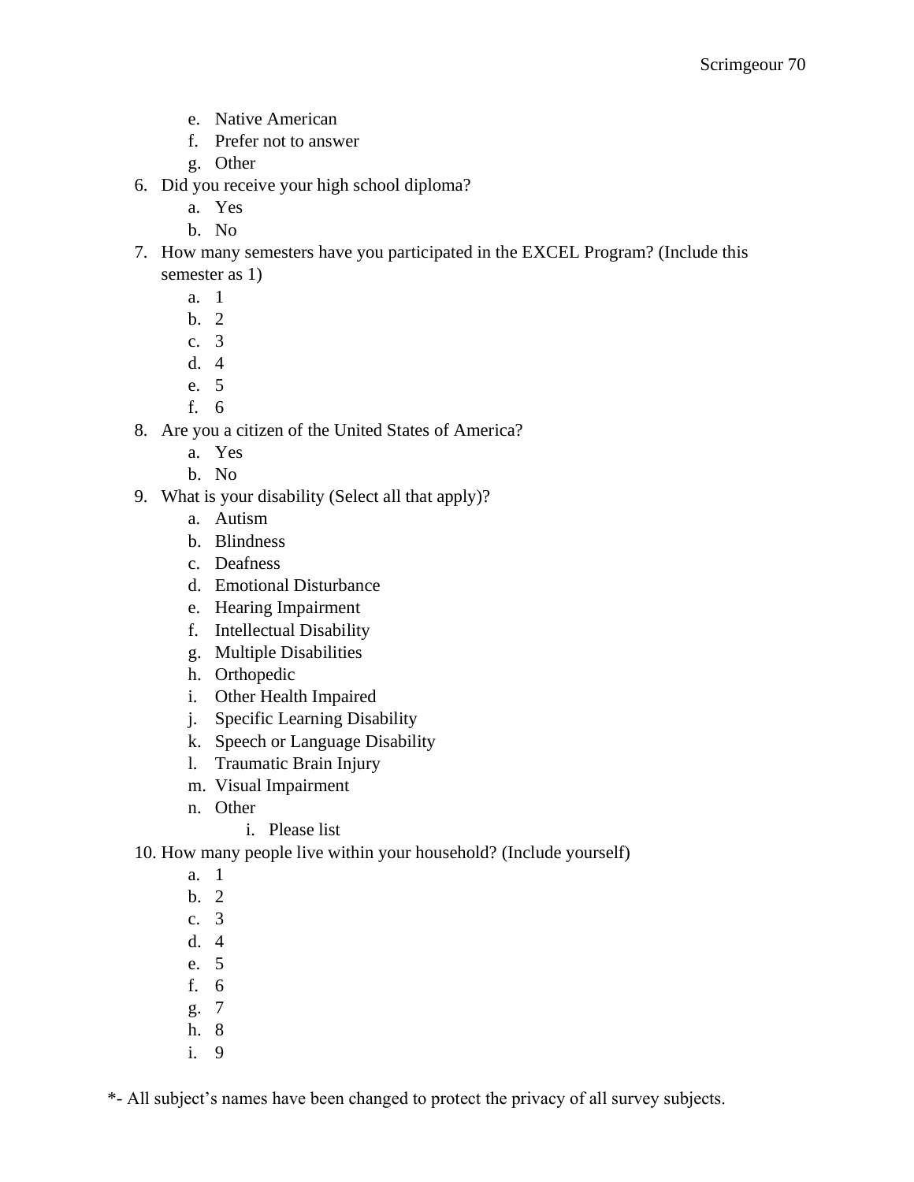e. Native American
   f. Prefer not to answer
   g. Other
6. Did you receive your high school diploma?
   a. Yes
   b. No
7. How many semesters have you participated in the EXCEL Program? (Include this semester as 1)
   a. 1
   b. 2
   c. 3
   d. 4
   e. 5
   f. 6
8. Are you a citizen of the United States of America?
   a. Yes
   b. No
9. What is your disability (Select all that apply)?
   a. Autism
   b. Blindness
   c. Deafness
   d. Emotional Disturbance
   e. Hearing Impairment
   f. Intellectual Disability
   g. Multiple Disabilities
   h. Orthopedic
   i. Other Health Impaired
   j. Specific Learning Disability
   k. Speech or Language Disability
   l. Traumatic Brain Injury
   m. Visual Impairment
   n. Other
      i. Please list
10. How many people live within your household? (Include yourself)
    a. 1
    b. 2
    c. 3
    d. 4
    e. 5
    f. 6
    g. 7
    h. 8
    i. 9

*- All subject's names have been changed to protect the privacy of all survey subjects.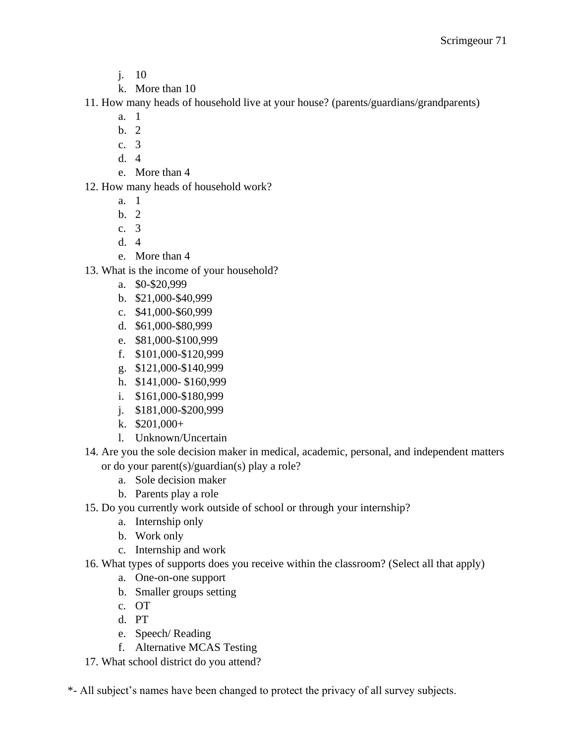j. 10
   k. More than 10

11. How many heads of household live at your house? (parents/guardians/grandparents)
    a. 1
    b. 2
    c. 3
    d. 4
    e. More than 4
12. How many heads of household work?
    a. 1
    b. 2
    c. 3
    d. 4
    e. More than 4
13. What is the income of your household?
    a. $0-$20,999
    b. $21,000-$40,999
    c. $41,000-$60,999
    d. $61,000-$80,999
    e. $81,000-$100,999
    f. $101,000-$120,999
    g. $121,000-$140,999
    h. $141,000- $160,999
    i. $161,000-$180,999
    j. $181,000-$200,999
    k. $201,000+
    l. Unknown/Uncertain
14. Are you the sole decision maker in medical, academic, personal, and independent matters or do your parent(s)/guardian(s) play a role?
    a. Sole decision maker
    b. Parents play a role
15. Do you currently work outside of school or through your internship?
    a. Internship only
    b. Work only
    c. Internship and work
16. What types of supports does you receive within the classroom? (Select all that apply)
    a. One-on-one support
    b. Smaller groups setting
    c. OT
    d. PT
    e. Speech/ Reading
    f. Alternative MCAS Testing
17. What school district do you attend?

*- All subject's names have been changed to protect the privacy of all survey subjects.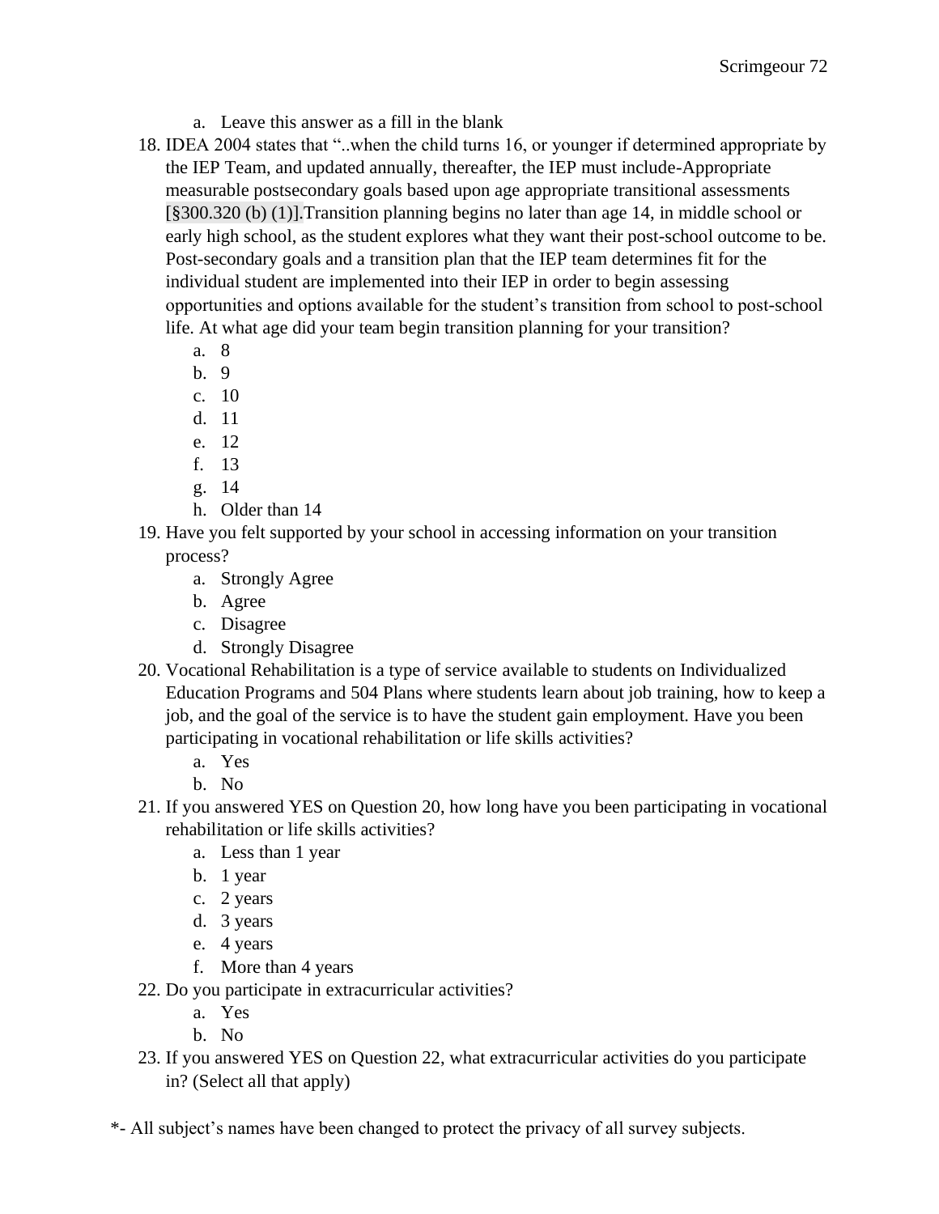a. Leave this answer as a fill in the blank

18. IDEA 2004 states that "..when the child turns 16, or younger if determined appropriate by the IEP Team, and updated annually, thereafter, the IEP must include-Appropriate measurable postsecondary goals based upon age appropriate transitional assessments [§300.320 (b) (1)].Transition planning begins no later than age 14, in middle school or early high school, as the student explores what they want their post-school outcome to be. Post-secondary goals and a transition plan that the IEP team determines fit for the individual student are implemented into their IEP in order to begin assessing opportunities and options available for the student's transition from school to post-school life. At what age did your team begin transition planning for your transition?
   a. 8
   b. 9
   c. 10
   d. 11
   e. 12
   f. 13
   g. 14
   h. Older than 14
19. Have you felt supported by your school in accessing information on your transition process?
   a. Strongly Agree
   b. Agree
   c. Disagree
   d. Strongly Disagree
20. Vocational Rehabilitation is a type of service available to students on Individualized Education Programs and 504 Plans where students learn about job training, how to keep a job, and the goal of the service is to have the student gain employment. Have you been participating in vocational rehabilitation or life skills activities?
   a. Yes
   b. No
21. If you answered YES on Question 20, how long have you been participating in vocational rehabilitation or life skills activities?
   a. Less than 1 year
   b. 1 year
   c. 2 years
   d. 3 years
   e. 4 years
   f. More than 4 years
22. Do you participate in extracurricular activities?
   a. Yes
   b. No
23. If you answered YES on Question 22, what extracurricular activities do you participate in? (Select all that apply)

*- All subject's names have been changed to protect the privacy of all survey subjects.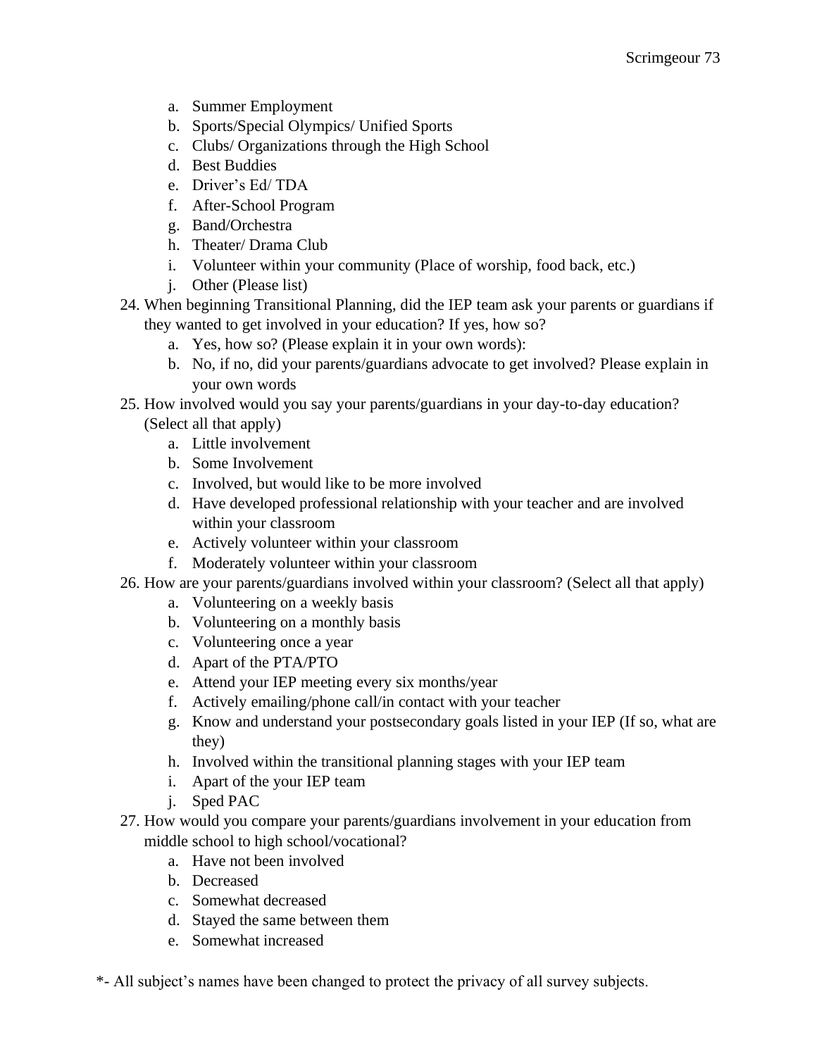a. Summer Employment
   b. Sports/Special Olympics/ Unified Sports
   c. Clubs/ Organizations through the High School
   d. Best Buddies
   e. Driver's Ed/ TDA
   f. After-School Program
   g. Band/Orchestra
   h. Theater/ Drama Club
   i. Volunteer within your community (Place of worship, food back, etc.)
   j. Other (Please list)

24. When beginning Transitional Planning, did the IEP team ask your parents or guardians if they wanted to get involved in your education? If yes, how so?
    a. Yes, how so? (Please explain it in your own words):
    b. No, if no, did your parents/guardians advocate to get involved? Please explain in your own words
25. How involved would you say your parents/guardians in your day-to-day education? (Select all that apply)
    a. Little involvement
    b. Some Involvement
    c. Involved, but would like to be more involved
    d. Have developed professional relationship with your teacher and are involved within your classroom
    e. Actively volunteer within your classroom
    f. Moderately volunteer within your classroom
26. How are your parents/guardians involved within your classroom? (Select all that apply)
    a. Volunteering on a weekly basis
    b. Volunteering on a monthly basis
    c. Volunteering once a year
    d. Apart of the PTA/PTO
    e. Attend your IEP meeting every six months/year
    f. Actively emailing/phone call/in contact with your teacher
    g. Know and understand your postsecondary goals listed in your IEP (If so, what are they)
    h. Involved within the transitional planning stages with your IEP team
    i. Apart of the your IEP team
    j. Sped PAC
27. How would you compare your parents/guardians involvement in your education from middle school to high school/vocational?
    a. Have not been involved
    b. Decreased
    c. Somewhat decreased
    d. Stayed the same between them
    e. Somewhat increased

*- All subject's names have been changed to protect the privacy of all survey subjects.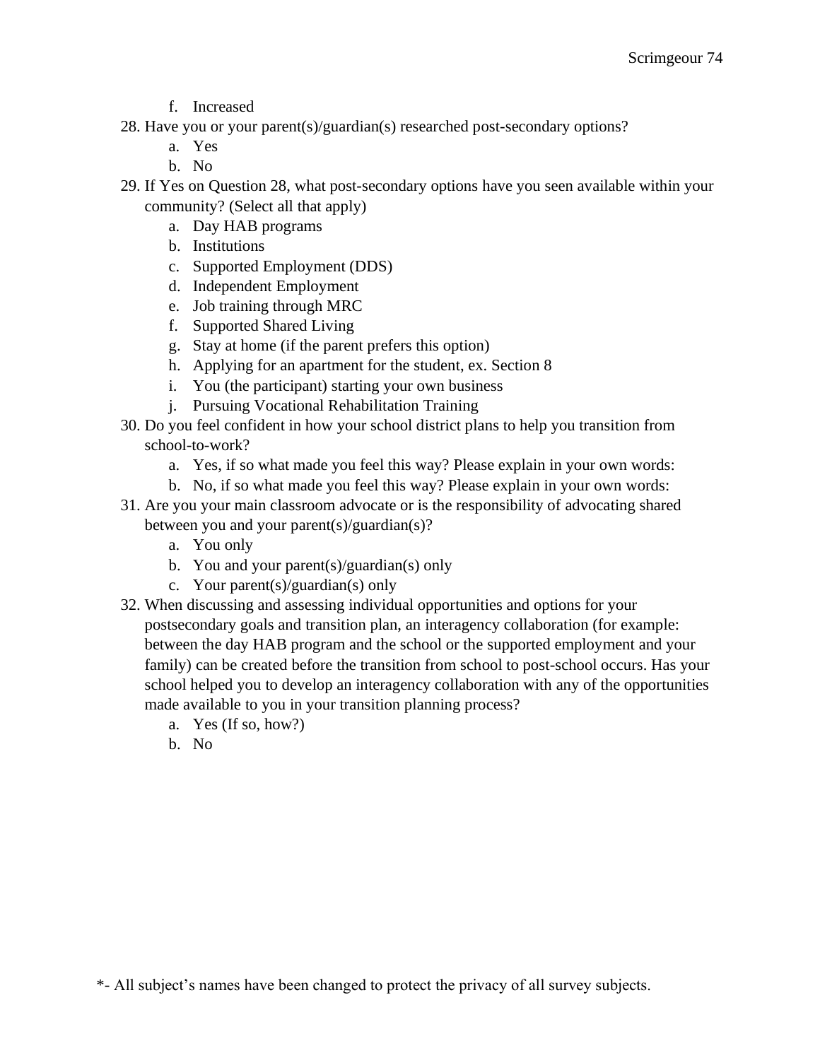f. Increased

28. Have you or your parent(s)/guardian(s) researched post-secondary options?
    a. Yes
    b. No
29. If Yes on Question 28, what post-secondary options have you seen available within your community? (Select all that apply)
    a. Day HAB programs
    b. Institutions
    c. Supported Employment (DDS)
    d. Independent Employment
    e. Job training through MRC
    f. Supported Shared Living
    g. Stay at home (if the parent prefers this option)
    h. Applying for an apartment for the student, ex. Section 8
    i. You (the participant) starting your own business
    j. Pursuing Vocational Rehabilitation Training
30. Do you feel confident in how your school district plans to help you transition from school-to-work?
    a. Yes, if so what made you feel this way? Please explain in your own words:
    b. No, if so what made you feel this way? Please explain in your own words:
31. Are you your main classroom advocate or is the responsibility of advocating shared between you and your parent(s)/guardian(s)?
    a. You only
    b. You and your parent(s)/guardian(s) only
    c. Your parent(s)/guardian(s) only
32. When discussing and assessing individual opportunities and options for your postsecondary goals and transition plan, an interagency collaboration (for example: between the day HAB program and the school or the supported employment and your family) can be created before the transition from school to post-school occurs. Has your school helped you to develop an interagency collaboration with any of the opportunities made available to you in your transition planning process?
    a. Yes (If so, how?)
    b. No

*- All subject's names have been changed to protect the privacy of all survey subjects.